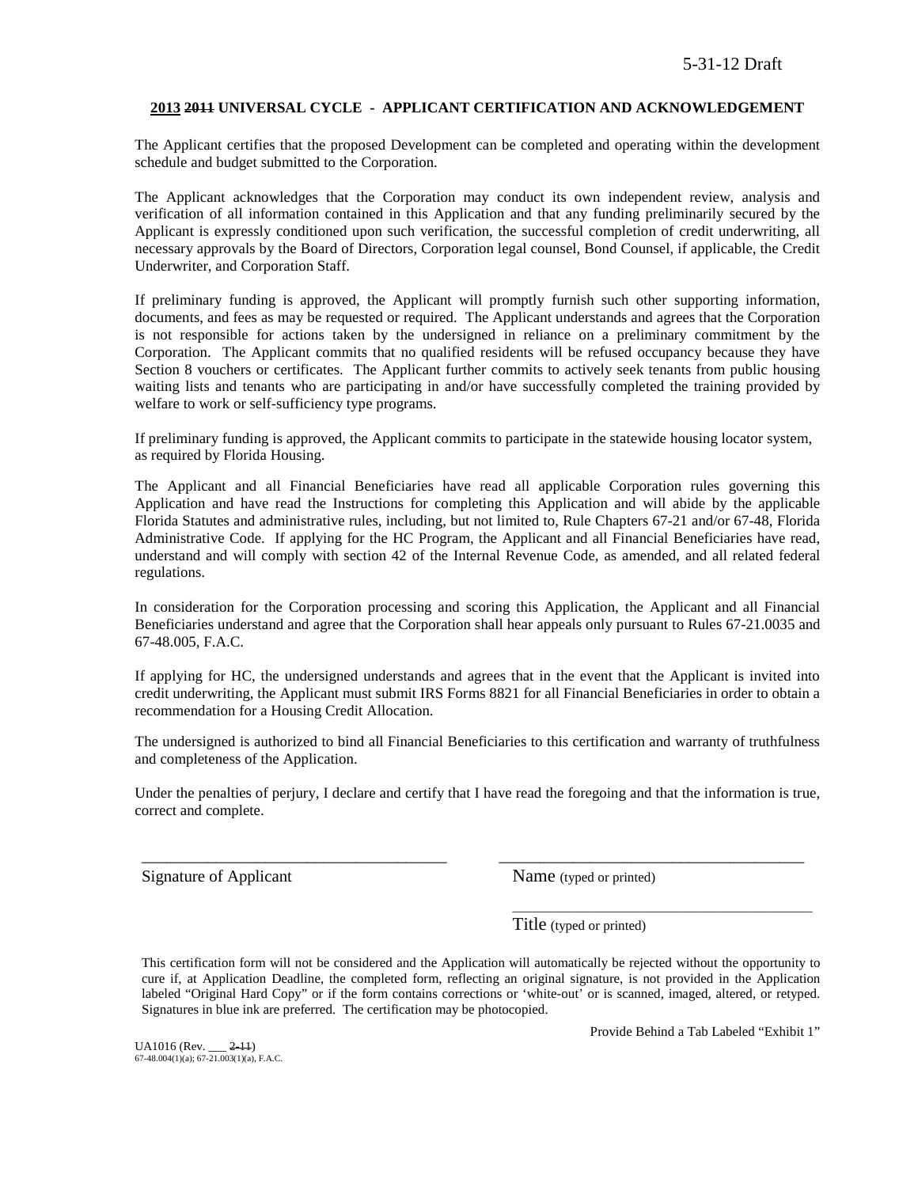5-31-12 Draft

**2013 ~~2011~~ UNIVERSAL CYCLE - APPLICANT CERTIFICATION AND ACKNOWLEDGEMENT**

The Applicant certifies that the proposed Development can be completed and operating within the development schedule and budget submitted to the Corporation.

The Applicant acknowledges that the Corporation may conduct its own independent review, analysis and verification of all information contained in this Application and that any funding preliminarily secured by the Applicant is expressly conditioned upon such verification, the successful completion of credit underwriting, all necessary approvals by the Board of Directors, Corporation legal counsel, Bond Counsel, if applicable, the Credit Underwriter, and Corporation Staff.

If preliminary funding is approved, the Applicant will promptly furnish such other supporting information, documents, and fees as may be requested or required. The Applicant understands and agrees that the Corporation is not responsible for actions taken by the undersigned in reliance on a preliminary commitment by the Corporation. The Applicant commits that no qualified residents will be refused occupancy because they have Section 8 vouchers or certificates. The Applicant further commits to actively seek tenants from public housing waiting lists and tenants who are participating in and/or have successfully completed the training provided by welfare to work or self-sufficiency type programs.

If preliminary funding is approved, the Applicant commits to participate in the statewide housing locator system, as required by Florida Housing.

The Applicant and all Financial Beneficiaries have read all applicable Corporation rules governing this Application and have read the Instructions for completing this Application and will abide by the applicable Florida Statutes and administrative rules, including, but not limited to, Rule Chapters 67-21 and/or 67-48, Florida Administrative Code. If applying for the HC Program, the Applicant and all Financial Beneficiaries have read, understand and will comply with section 42 of the Internal Revenue Code, as amended, and all related federal regulations.

In consideration for the Corporation processing and scoring this Application, the Applicant and all Financial Beneficiaries understand and agree that the Corporation shall hear appeals only pursuant to Rules 67-21.0035 and 67-48.005, F.A.C.

If applying for HC, the undersigned understands and agrees that in the event that the Applicant is invited into credit underwriting, the Applicant must submit IRS Forms 8821 for all Financial Beneficiaries in order to obtain a recommendation for a Housing Credit Allocation.

The undersigned is authorized to bind all Financial Beneficiaries to this certification and warranty of truthfulness and completeness of the Application.

Under the penalties of perjury, I declare and certify that I have read the foregoing and that the information is true, correct and complete.

_____________________________________ _____________________________________

Signature of Applicant Name (typed or printed)

_____________________________________

Title (typed or printed)

This certification form will not be considered and the Application will automatically be rejected without the opportunity to cure if, at Application Deadline, the completed form, reflecting an original signature, is not provided in the Application labeled "Original Hard Copy" or if the form contains corrections or 'white-out' or is scanned, imaged, altered, or retyped. Signatures in blue ink are preferred. The certification may be photocopied.

Provide Behind a Tab Labeled "Exhibit 1"

UA1016 (Rev. ___ ~~2-11~~)
67-48.004(1)(a); 67-21.003(1)(a), F.A.C.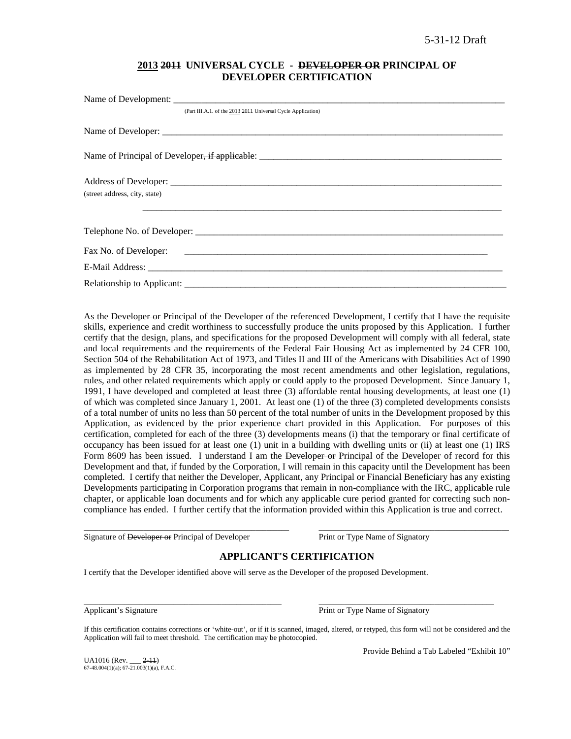5-31-12 Draft

## 2013 ~~2011~~ UNIVERSAL CYCLE - ~~DEVELOPER OR~~ PRINCIPAL OF DEVELOPER CERTIFICATION

Name of Development: ___________________________________________

(Part III.A.1. of the 2013 ~~2011~~ Universal Cycle Application)

Name of Developer: ___________________________________________

Name of Principal of Developer~~, if applicable~~: ___________________________________________

Address of Developer: ___________________________________________
(street address, city, state)

___________________________________________

Telephone No. of Developer: ___________________________________________

Fax No. of Developer: ___________________________________________

E-Mail Address: ___________________________________________

Relationship to Applicant: ___________________________________________

As the ~~Developer or~~ Principal of the Developer of the referenced Development, I certify that I have the requisite skills, experience and credit worthiness to successfully produce the units proposed by this Application. I further certify that the design, plans, and specifications for the proposed Development will comply with all federal, state and local requirements and the requirements of the Federal Fair Housing Act as implemented by 24 CFR 100, Section 504 of the Rehabilitation Act of 1973, and Titles II and III of the Americans with Disabilities Act of 1990 as implemented by 28 CFR 35, incorporating the most recent amendments and other legislation, regulations, rules, and other related requirements which apply or could apply to the proposed Development. Since January 1, 1991, I have developed and completed at least three (3) affordable rental housing developments, at least one (1) of which was completed since January 1, 2001. At least one (1) of the three (3) completed developments consists of a total number of units no less than 50 percent of the total number of units in the Development proposed by this Application, as evidenced by the prior experience chart provided in this Application. For purposes of this certification, completed for each of the three (3) developments means (i) that the temporary or final certificate of occupancy has been issued for at least one (1) unit in a building with dwelling units or (ii) at least one (1) IRS Form 8609 has been issued. I understand I am the ~~Developer or~~ Principal of the Developer of record for this Development and that, if funded by the Corporation, I will remain in this capacity until the Development has been completed. I certify that neither the Developer, Applicant, any Principal or Financial Beneficiary has any existing Developments participating in Corporation programs that remain in non-compliance with the IRC, applicable rule chapter, or applicable loan documents and for which any applicable cure period granted for correcting such non-compliance has ended. I further certify that the information provided within this Application is true and correct.

| ___________________________________ | ___________________________________ |
|---|---|
| Signature of ~~Developer or~~ Principal of Developer | Print or Type Name of Signatory |

## APPLICANT'S CERTIFICATION

I certify that the Developer identified above will serve as the Developer of the proposed Development.

| ___________________________________ | ___________________________________ |
|---|---|
| Applicant's Signature | Print or Type Name of Signatory |

If this certification contains corrections or 'white-out', or if it is scanned, imaged, altered, or retyped, this form will not be considered and the Application will fail to meet threshold. The certification may be photocopied.

Provide Behind a Tab Labeled "Exhibit 10"

UA1016 (Rev. ___ ~~2-11~~)
67-48.004(1)(a); 67-21.003(1)(a), F.A.C.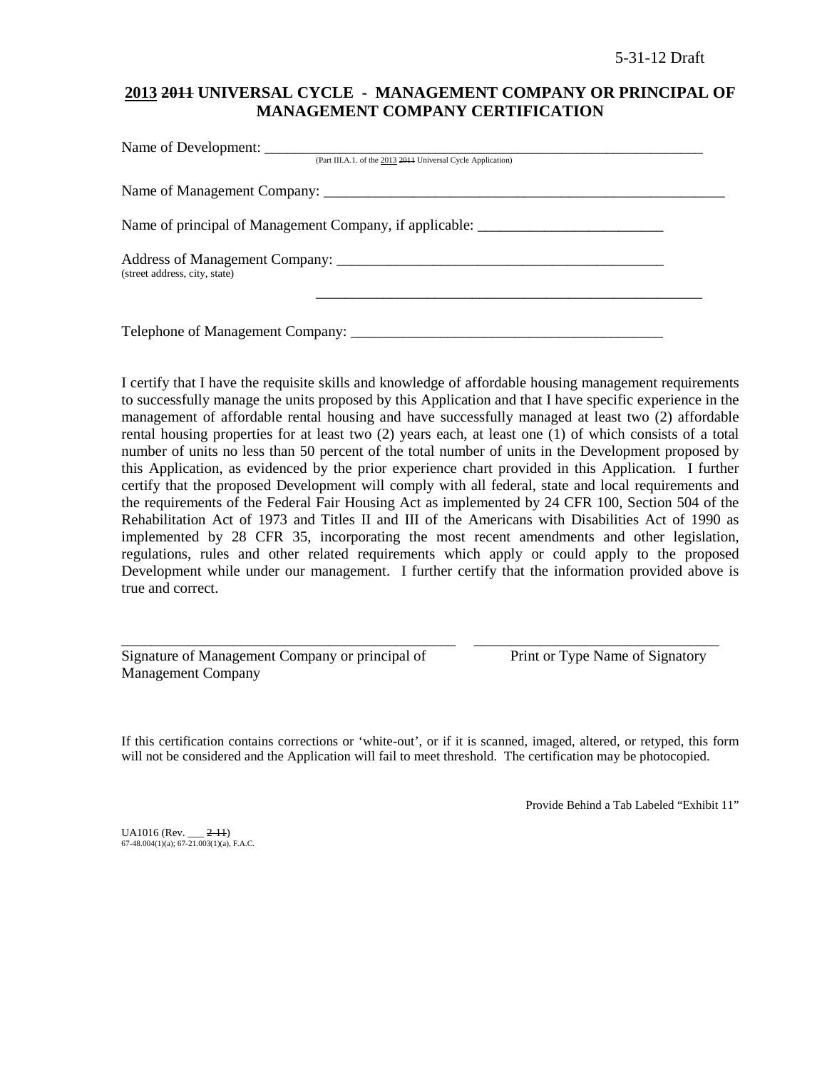5-31-12 Draft

## 2013 ~~2011~~ UNIVERSAL CYCLE - MANAGEMENT COMPANY OR PRINCIPAL OF MANAGEMENT COMPANY CERTIFICATION

Name of Development: ________________________________________________________________
(Part III.A.1. of the 2013 ~~2011~~ Universal Cycle Application)

Name of Management Company: ________________________________________________________

Name of principal of Management Company, if applicable: _________________________

Address of Management Company: _____________________________________________
(street address, city, state)

_______________________________________________________

Telephone of Management Company: ___________________________________________

I certify that I have the requisite skills and knowledge of affordable housing management requirements to successfully manage the units proposed by this Application and that I have specific experience in the management of affordable rental housing and have successfully managed at least two (2) affordable rental housing properties for at least two (2) years each, at least one (1) of which consists of a total number of units no less than 50 percent of the total number of units in the Development proposed by this Application, as evidenced by the prior experience chart provided in this Application. I further certify that the proposed Development will comply with all federal, state and local requirements and the requirements of the Federal Fair Housing Act as implemented by 24 CFR 100, Section 504 of the Rehabilitation Act of 1973 and Titles II and III of the Americans with Disabilities Act of 1990 as implemented by 28 CFR 35, incorporating the most recent amendments and other legislation, regulations, rules and other related requirements which apply or could apply to the proposed Development while under our management. I further certify that the information provided above is true and correct.

_____________________________________________ _________________________________
Signature of Management Company or principal of Management Company — Print or Type Name of Signatory

If this certification contains corrections or 'white-out', or if it is scanned, imaged, altered, or retyped, this form will not be considered and the Application will fail to meet threshold. The certification may be photocopied.

Provide Behind a Tab Labeled "Exhibit 11"

UA1016 (Rev. ___ ~~2-11~~)
67-48.004(1)(a); 67-21.003(1)(a), F.A.C.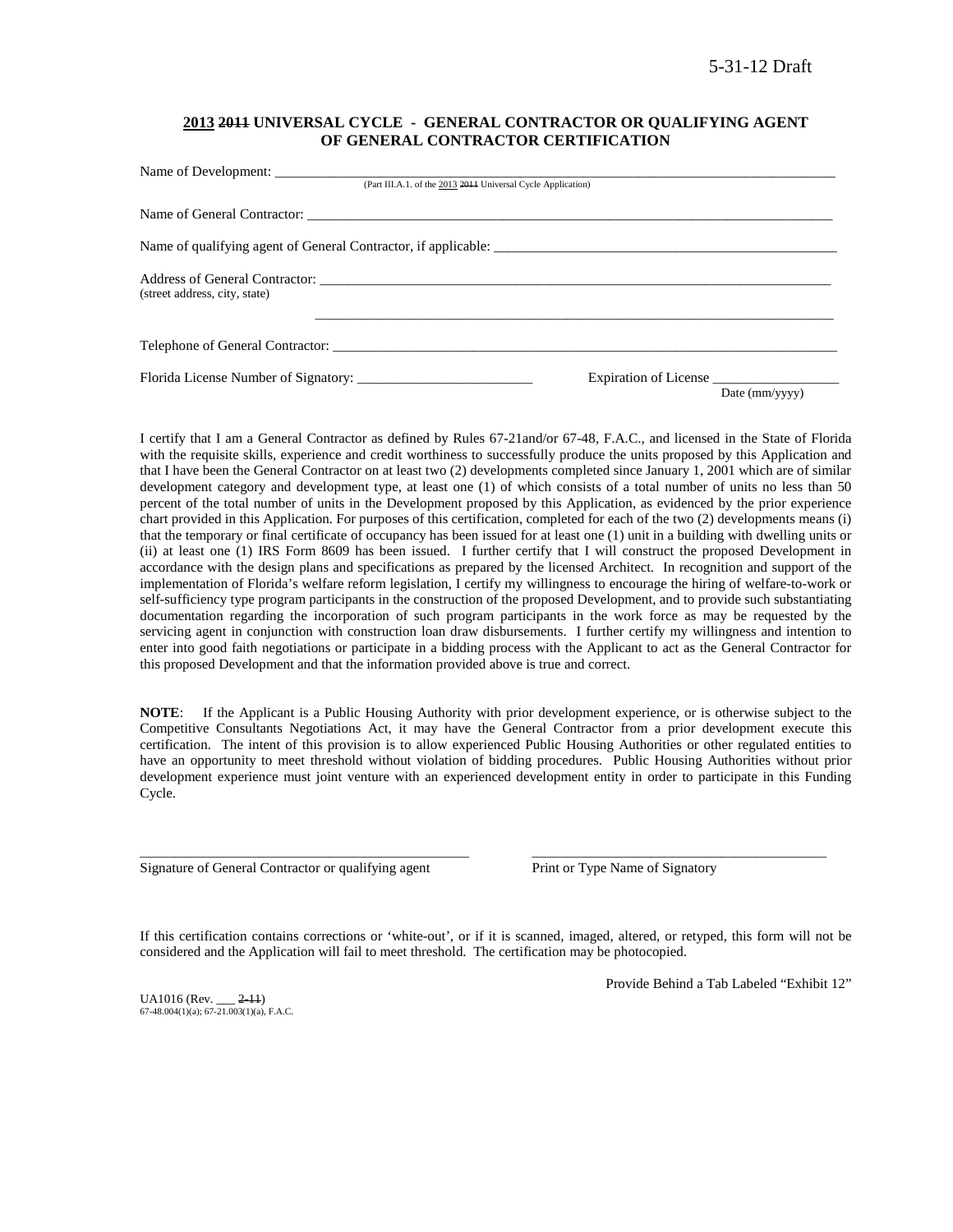5-31-12 Draft

**2013 ~~2011~~ UNIVERSAL CYCLE - GENERAL CONTRACTOR OR QUALIFYING AGENT OF GENERAL CONTRACTOR CERTIFICATION**

Name of Development: ___________________________________________
(Part III.A.1. of the 2013 ~~2011~~ Universal Cycle Application)

Name of General Contractor: ___________________________________________

Name of qualifying agent of General Contractor, if applicable: ___________________________________________

Address of General Contractor: ___________________________________________
(street address, city, state)

___________________________________________

Telephone of General Contractor: ___________________________________________

Florida License Number of Signatory: _________________________ Expiration of License __________________
Date (mm/yyyy)

I certify that I am a General Contractor as defined by Rules 67-21and/or 67-48, F.A.C., and licensed in the State of Florida with the requisite skills, experience and credit worthiness to successfully produce the units proposed by this Application and that I have been the General Contractor on at least two (2) developments completed since January 1, 2001 which are of similar development category and development type, at least one (1) of which consists of a total number of units no less than 50 percent of the total number of units in the Development proposed by this Application, as evidenced by the prior experience chart provided in this Application. For purposes of this certification, completed for each of the two (2) developments means (i) that the temporary or final certificate of occupancy has been issued for at least one (1) unit in a building with dwelling units or (ii) at least one (1) IRS Form 8609 has been issued. I further certify that I will construct the proposed Development in accordance with the design plans and specifications as prepared by the licensed Architect. In recognition and support of the implementation of Florida's welfare reform legislation, I certify my willingness to encourage the hiring of welfare-to-work or self-sufficiency type program participants in the construction of the proposed Development, and to provide such substantiating documentation regarding the incorporation of such program participants in the work force as may be requested by the servicing agent in conjunction with construction loan draw disbursements. I further certify my willingness and intention to enter into good faith negotiations or participate in a bidding process with the Applicant to act as the General Contractor for this proposed Development and that the information provided above is true and correct.

**NOTE**: If the Applicant is a Public Housing Authority with prior development experience, or is otherwise subject to the Competitive Consultants Negotiations Act, it may have the General Contractor from a prior development execute this certification. The intent of this provision is to allow experienced Public Housing Authorities or other regulated entities to have an opportunity to meet threshold without violation of bidding procedures. Public Housing Authorities without prior development experience must joint venture with an experienced development entity in order to participate in this Funding Cycle.

_______________________________________________ ___________________________________________
Signature of General Contractor or qualifying agent Print or Type Name of Signatory

If this certification contains corrections or 'white-out', or if it is scanned, imaged, altered, or retyped, this form will not be considered and the Application will fail to meet threshold. The certification may be photocopied.

Provide Behind a Tab Labeled "Exhibit 12"

UA1016 (Rev. ___ ~~2-11~~)
67-48.004(1)(a); 67-21.003(1)(a), F.A.C.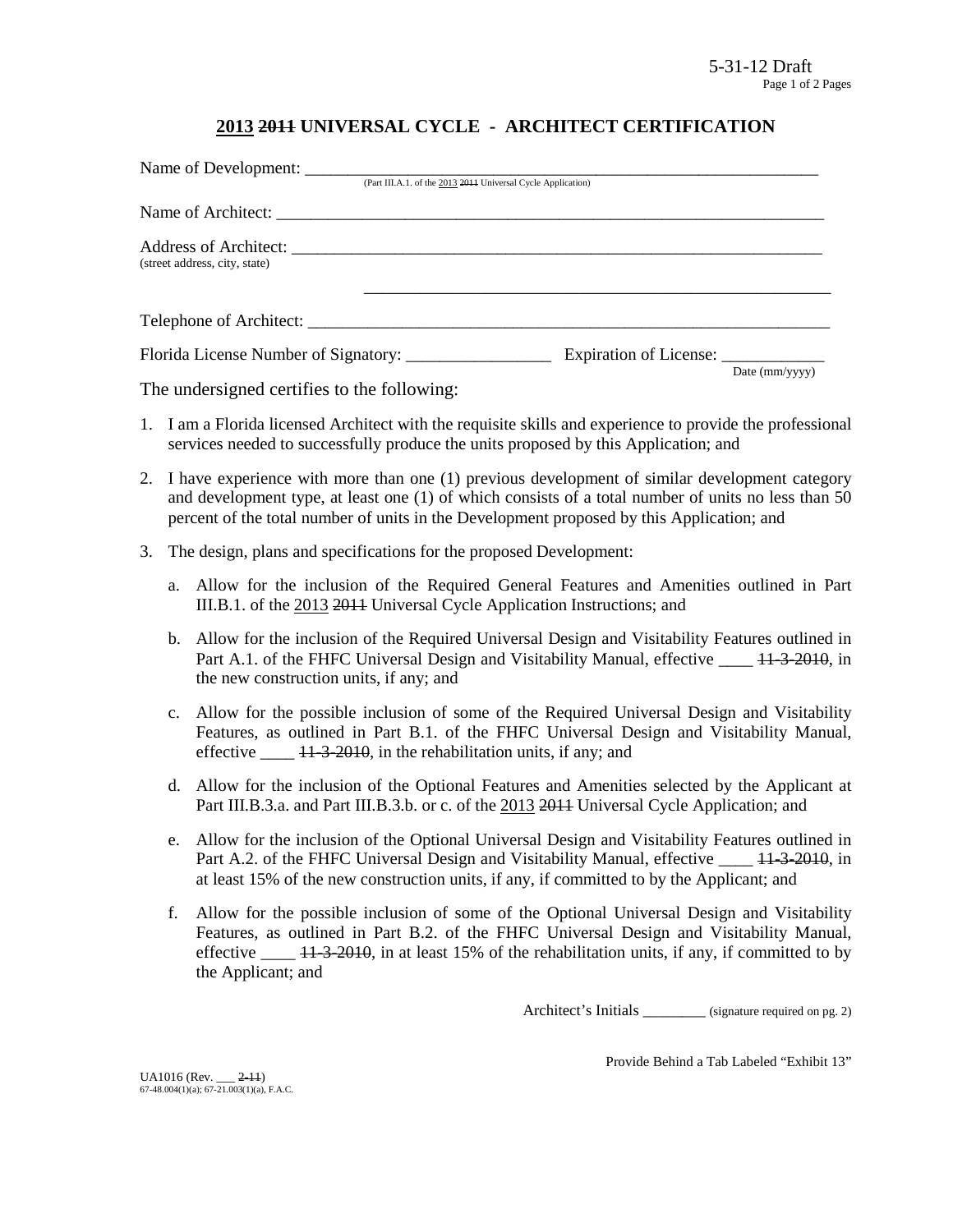5-31-12 Draft

## <u>2013</u> ~~2011~~ UNIVERSAL CYCLE - ARCHITECT CERTIFICATION

Name of Development: ______________________________________________________
(Part III.A.1. of the <u>2013</u> ~~2011~~ Universal Cycle Application)

Name of Architect: ______________________________________________________

Address of Architect: ______________________________________________________
(street address, city, state)

______________________________________________________

Telephone of Architect: ______________________________________________________

Florida License Number of Signatory: _________________ Expiration of License: ____________
Date (mm/yyyy)

The undersigned certifies to the following:

1. I am a Florida licensed Architect with the requisite skills and experience to provide the professional services needed to successfully produce the units proposed by this Application; and

2. I have experience with more than one (1) previous development of similar development category and development type, at least one (1) of which consists of a total number of units no less than 50 percent of the total number of units in the Development proposed by this Application; and

3. The design, plans and specifications for the proposed Development:

   a. Allow for the inclusion of the Required General Features and Amenities outlined in Part III.B.1. of the <u>2013</u> ~~2011~~ Universal Cycle Application Instructions; and

   b. Allow for the inclusion of the Required Universal Design and Visitability Features outlined in Part A.1. of the FHFC Universal Design and Visitability Manual, effective ____ ~~11-3-2010~~, in the new construction units, if any; and

   c. Allow for the possible inclusion of some of the Required Universal Design and Visitability Features, as outlined in Part B.1. of the FHFC Universal Design and Visitability Manual, effective ____ ~~11-3-2010~~, in the rehabilitation units, if any; and

   d. Allow for the inclusion of the Optional Features and Amenities selected by the Applicant at Part III.B.3.a. and Part III.B.3.b. or c. of the <u>2013</u> ~~2011~~ Universal Cycle Application; and

   e. Allow for the inclusion of the Optional Universal Design and Visitability Features outlined in Part A.2. of the FHFC Universal Design and Visitability Manual, effective ____ ~~11-3-2010~~, in at least 15% of the new construction units, if any, if committed to by the Applicant; and

   f. Allow for the possible inclusion of some of the Optional Universal Design and Visitability Features, as outlined in Part B.2. of the FHFC Universal Design and Visitability Manual, effective ____ ~~11-3-2010~~, in at least 15% of the rehabilitation units, if any, if committed to by the Applicant; and

Architect's Initials ________ (signature required on pg. 2)

Provide Behind a Tab Labeled "Exhibit 13"

UA1016 (Rev. ___ ~~2-11~~)
67-48.004(1)(a); 67-21.003(1)(a), F.A.C.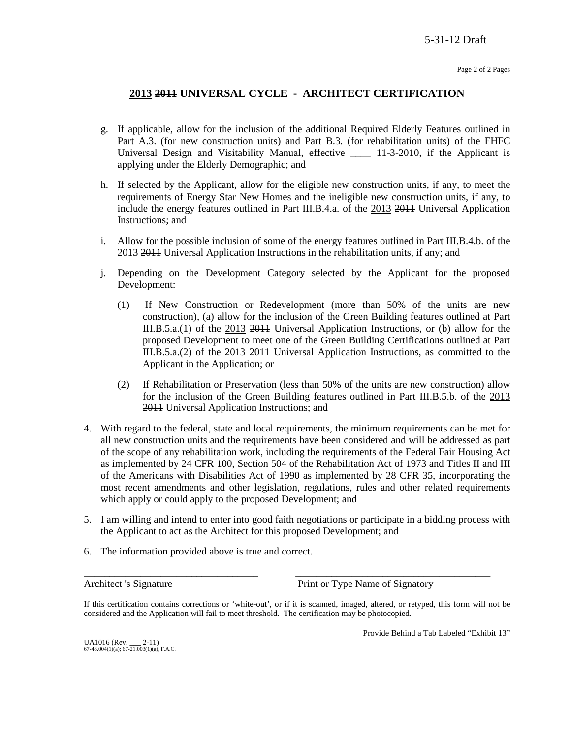## **2013** ~~2011~~ **UNIVERSAL CYCLE - ARCHITECT CERTIFICATION**

   g. If applicable, allow for the inclusion of the additional Required Elderly Features outlined in Part A.3. (for new construction units) and Part B.3. (for rehabilitation units) of the FHFC Universal Design and Visitability Manual, effective ____ ~~11-3-2010~~, if the Applicant is applying under the Elderly Demographic; and

   h. If selected by the Applicant, allow for the eligible new construction units, if any, to meet the requirements of Energy Star New Homes and the ineligible new construction units, if any, to include the energy features outlined in Part III.B.4.a. of the 2013 ~~2011~~ Universal Application Instructions; and

   i. Allow for the possible inclusion of some of the energy features outlined in Part III.B.4.b. of the 2013 ~~2011~~ Universal Application Instructions in the rehabilitation units, if any; and

   j. Depending on the Development Category selected by the Applicant for the proposed Development:

      (1) If New Construction or Redevelopment (more than 50% of the units are new construction), (a) allow for the inclusion of the Green Building features outlined at Part III.B.5.a.(1) of the 2013 ~~2011~~ Universal Application Instructions, or (b) allow for the proposed Development to meet one of the Green Building Certifications outlined at Part III.B.5.a.(2) of the 2013 ~~2011~~ Universal Application Instructions, as committed to the Applicant in the Application; or

      (2) If Rehabilitation or Preservation (less than 50% of the units are new construction) allow for the inclusion of the Green Building features outlined in Part III.B.5.b. of the 2013 ~~2011~~ Universal Application Instructions; and

4. With regard to the federal, state and local requirements, the minimum requirements can be met for all new construction units and the requirements have been considered and will be addressed as part of the scope of any rehabilitation work, including the requirements of the Federal Fair Housing Act as implemented by 24 CFR 100, Section 504 of the Rehabilitation Act of 1973 and Titles II and III of the Americans with Disabilities Act of 1990 as implemented by 28 CFR 35, incorporating the most recent amendments and other legislation, regulations, rules and other related requirements which apply or could apply to the proposed Development; and

5. I am willing and intend to enter into good faith negotiations or participate in a bidding process with the Applicant to act as the Architect for this proposed Development; and

6. The information provided above is true and correct.

\_\_\_\_\_\_\_\_\_\_\_\_\_\_\_\_\_\_\_\_\_\_\_\_\_\_\_\_\_\_\_\_\_\_ &nbsp;&nbsp;&nbsp; \_\_\_\_\_\_\_\_\_\_\_\_\_\_\_\_\_\_\_\_\_\_\_\_\_\_\_\_\_\_\_\_\_\_\_\_\_\_

Architect 's Signature &nbsp;&nbsp;&nbsp;&nbsp;&nbsp;&nbsp;&nbsp;&nbsp; Print or Type Name of Signatory

If this certification contains corrections or 'white-out', or if it is scanned, imaged, altered, or retyped, this form will not be considered and the Application will fail to meet threshold. The certification may be photocopied.

Provide Behind a Tab Labeled "Exhibit 13"

UA1016 (Rev. ___ ~~2-11~~)
67-48.004(1)(a); 67-21.003(1)(a), F.A.C.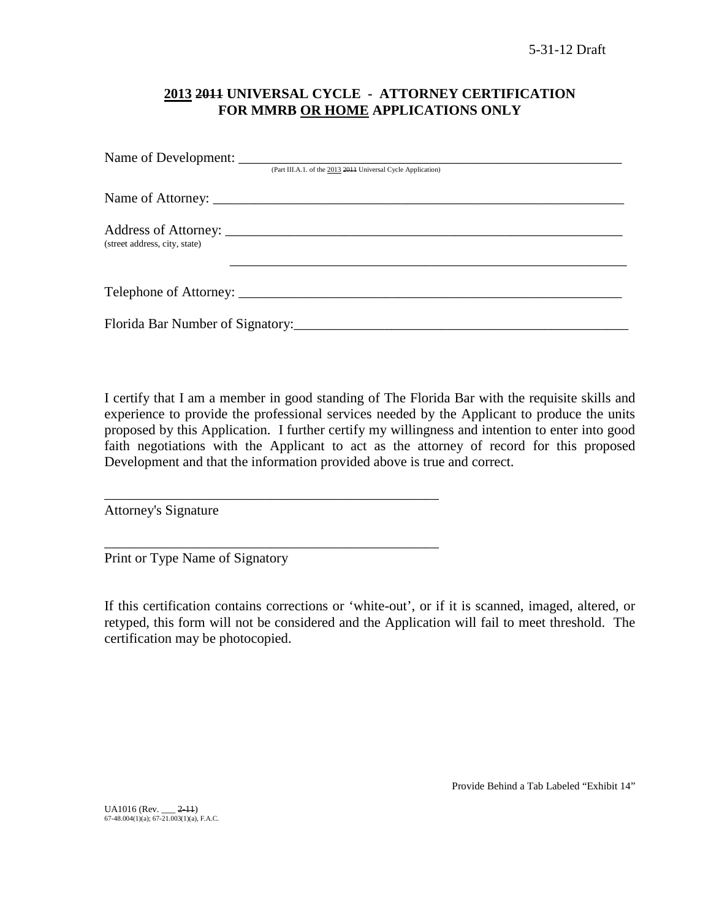5-31-12 Draft

## 2013 ~~2011~~ UNIVERSAL CYCLE - ATTORNEY CERTIFICATION FOR MMRB OR HOME APPLICATIONS ONLY

Name of Development: ______________________________________________________
(Part III.A.1. of the 2013 ~~2011~~ Universal Cycle Application)

Name of Attorney: ______________________________________________________

Address of Attorney: ______________________________________________________
(street address, city, state)

______________________________________________________

Telephone of Attorney: ______________________________________________________

Florida Bar Number of Signatory: ______________________________________________

I certify that I am a member in good standing of The Florida Bar with the requisite skills and experience to provide the professional services needed by the Applicant to produce the units proposed by this Application. I further certify my willingness and intention to enter into good faith negotiations with the Applicant to act as the attorney of record for this proposed Development and that the information provided above is true and correct.

______________________________________________
Attorney's Signature

______________________________________________
Print or Type Name of Signatory

If this certification contains corrections or 'white-out', or if it is scanned, imaged, altered, or retyped, this form will not be considered and the Application will fail to meet threshold. The certification may be photocopied.

Provide Behind a Tab Labeled "Exhibit 14"

UA1016 (Rev. ___ ~~2-11~~)
67-48.004(1)(a); 67-21.003(1)(a), F.A.C.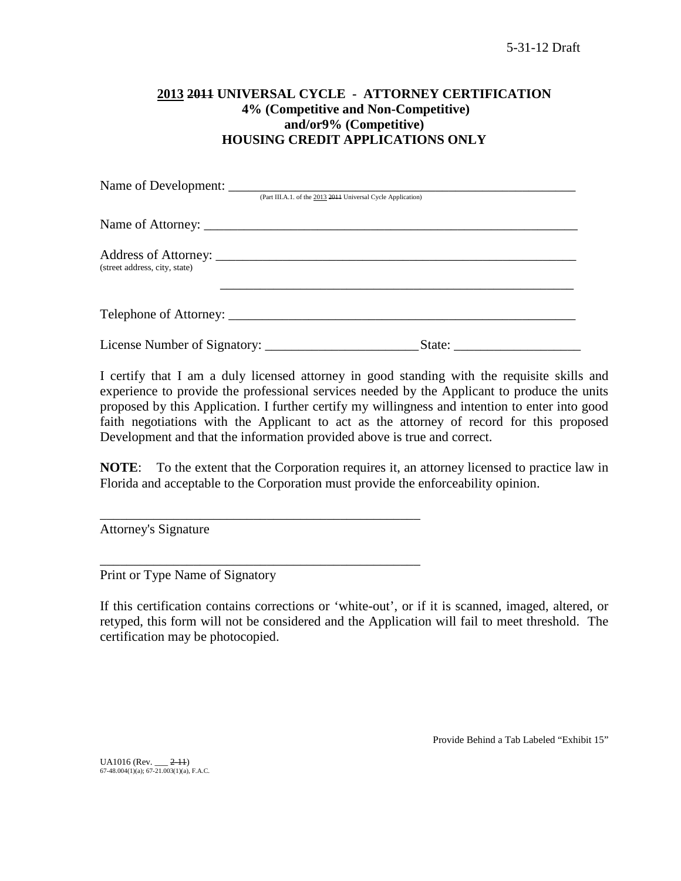5-31-12 Draft

**2013 ~~2011~~ UNIVERSAL CYCLE - ATTORNEY CERTIFICATION**
**4% (Competitive and Non-Competitive)**
**and/or9% (Competitive)**
**HOUSING CREDIT APPLICATIONS ONLY**

Name of Development: \_\_\_\_\_\_\_\_\_\_\_\_\_\_\_\_\_\_\_\_\_\_\_\_\_\_\_\_\_\_\_\_\_\_\_\_\_\_\_\_\_\_\_\_\_\_\_\_\_\_\_\_\_\_\_\_
(Part III.A.1. of the 2013 ~~2011~~ Universal Cycle Application)

Name of Attorney: \_\_\_\_\_\_\_\_\_\_\_\_\_\_\_\_\_\_\_\_\_\_\_\_\_\_\_\_\_\_\_\_\_\_\_\_\_\_\_\_\_\_\_\_\_\_\_\_\_\_\_\_\_\_\_\_\_\_\_\_

Address of Attorney: \_\_\_\_\_\_\_\_\_\_\_\_\_\_\_\_\_\_\_\_\_\_\_\_\_\_\_\_\_\_\_\_\_\_\_\_\_\_\_\_\_\_\_\_\_\_\_\_\_\_\_\_\_\_\_\_
(street address, city, state)

\_\_\_\_\_\_\_\_\_\_\_\_\_\_\_\_\_\_\_\_\_\_\_\_\_\_\_\_\_\_\_\_\_\_\_\_\_\_\_\_\_\_\_\_\_\_\_\_\_\_\_\_\_\_\_\_

Telephone of Attorney: \_\_\_\_\_\_\_\_\_\_\_\_\_\_\_\_\_\_\_\_\_\_\_\_\_\_\_\_\_\_\_\_\_\_\_\_\_\_\_\_\_\_\_\_\_\_\_\_\_\_\_\_\_\_

License Number of Signatory: \_\_\_\_\_\_\_\_\_\_\_\_\_\_\_\_\_\_\_\_\_\_\_\_ State: \_\_\_\_\_\_\_\_\_\_\_\_\_\_\_\_\_\_\_\_

I certify that I am a duly licensed attorney in good standing with the requisite skills and experience to provide the professional services needed by the Applicant to produce the units proposed by this Application. I further certify my willingness and intention to enter into good faith negotiations with the Applicant to act as the attorney of record for this proposed Development and that the information provided above is true and correct.

**NOTE**: To the extent that the Corporation requires it, an attorney licensed to practice law in Florida and acceptable to the Corporation must provide the enforceability opinion.

\_\_\_\_\_\_\_\_\_\_\_\_\_\_\_\_\_\_\_\_\_\_\_\_\_\_\_\_\_\_\_\_\_\_\_\_\_\_\_\_\_\_\_\_\_\_\_\_\_\_
Attorney's Signature

\_\_\_\_\_\_\_\_\_\_\_\_\_\_\_\_\_\_\_\_\_\_\_\_\_\_\_\_\_\_\_\_\_\_\_\_\_\_\_\_\_\_\_\_\_\_\_\_\_\_
Print or Type Name of Signatory

If this certification contains corrections or 'white-out', or if it is scanned, imaged, altered, or retyped, this form will not be considered and the Application will fail to meet threshold. The certification may be photocopied.

Provide Behind a Tab Labeled "Exhibit 15"

UA1016 (Rev. \_\_\_ ~~2-11~~)
67-48.004(1)(a); 67-21.003(1)(a), F.A.C.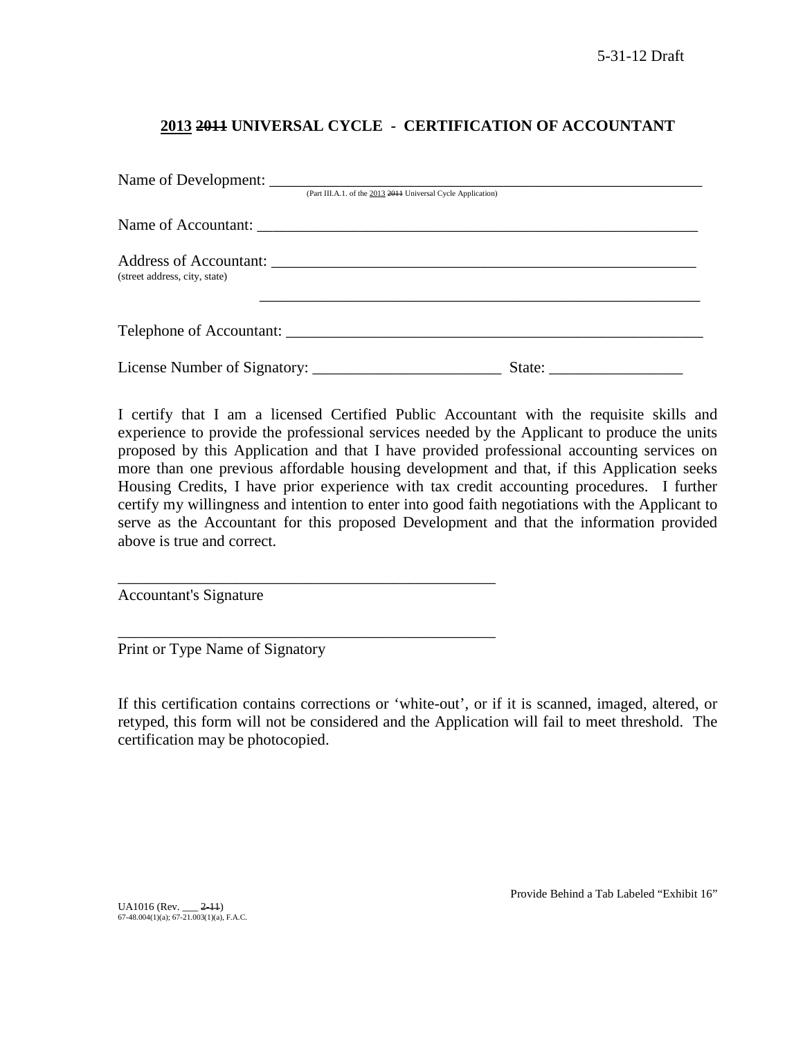5-31-12 Draft

## 2013 ~~2011~~ UNIVERSAL CYCLE - CERTIFICATION OF ACCOUNTANT

Name of Development: ___________________________________________________________
(Part III.A.1. of the 2013 ~~2011~~ Universal Cycle Application)

Name of Accountant: ___________________________________________________________

Address of Accountant: _________________________________________________________
(street address, city, state)

_________________________________________________________

Telephone of Accountant: _______________________________________________________

License Number of Signatory: ________________________ State: _________________

I certify that I am a licensed Certified Public Accountant with the requisite skills and experience to provide the professional services needed by the Applicant to produce the units proposed by this Application and that I have provided professional accounting services on more than one previous affordable housing development and that, if this Application seeks Housing Credits, I have prior experience with tax credit accounting procedures. I further certify my willingness and intention to enter into good faith negotiations with the Applicant to serve as the Accountant for this proposed Development and that the information provided above is true and correct.

_________________________________________________
Accountant's Signature

_________________________________________________
Print or Type Name of Signatory

If this certification contains corrections or 'white-out', or if it is scanned, imaged, altered, or retyped, this form will not be considered and the Application will fail to meet threshold. The certification may be photocopied.

Provide Behind a Tab Labeled "Exhibit 16"

UA1016 (Rev. ___ ~~2-11~~)
67-48.004(1)(a); 67-21.003(1)(a), F.A.C.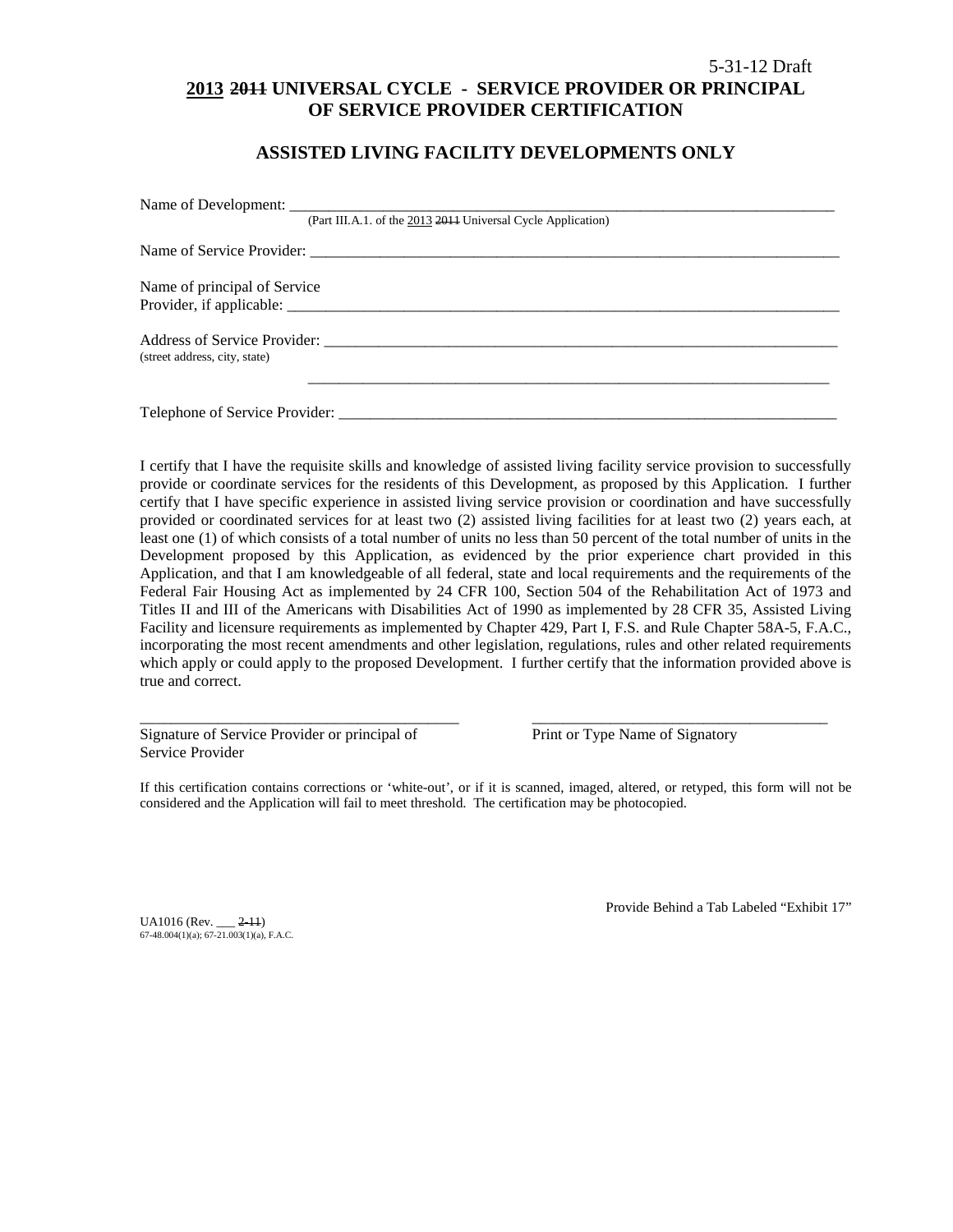5-31-12 Draft

# 2013 ~~2011~~ UNIVERSAL CYCLE - SERVICE PROVIDER OR PRINCIPAL OF SERVICE PROVIDER CERTIFICATION

## ASSISTED LIVING FACILITY DEVELOPMENTS ONLY

Name of Development: ___________________________________________________________________________
(Part III.A.1. of the 2013 ~~2011~~ Universal Cycle Application)

Name of Service Provider: ________________________________________________________________________

Name of principal of Service Provider, if applicable: ____________________________________________________________

Address of Service Provider: ______________________________________________________________________
(street address, city, state)

______________________________________________________________________

Telephone of Service Provider: ____________________________________________________________________

I certify that I have the requisite skills and knowledge of assisted living facility service provision to successfully provide or coordinate services for the residents of this Development, as proposed by this Application. I further certify that I have specific experience in assisted living service provision or coordination and have successfully provided or coordinated services for at least two (2) assisted living facilities for at least two (2) years each, at least one (1) of which consists of a total number of units no less than 50 percent of the total number of units in the Development proposed by this Application, as evidenced by the prior experience chart provided in this Application, and that I am knowledgeable of all federal, state and local requirements and the requirements of the Federal Fair Housing Act as implemented by 24 CFR 100, Section 504 of the Rehabilitation Act of 1973 and Titles II and III of the Americans with Disabilities Act of 1990 as implemented by 28 CFR 35, Assisted Living Facility and licensure requirements as implemented by Chapter 429, Part I, F.S. and Rule Chapter 58A-5, F.A.C., incorporating the most recent amendments and other legislation, regulations, rules and other related requirements which apply or could apply to the proposed Development. I further certify that the information provided above is true and correct.

| ________________________________________ | ______________________________________ |
|---|---|
| Signature of Service Provider or principal of Service Provider | Print or Type Name of Signatory |

If this certification contains corrections or 'white-out', or if it is scanned, imaged, altered, or retyped, this form will not be considered and the Application will fail to meet threshold. The certification may be photocopied.

Provide Behind a Tab Labeled "Exhibit 17"

UA1016 (Rev. ___ ~~2-11~~)
67-48.004(1)(a); 67-21.003(1)(a), F.A.C.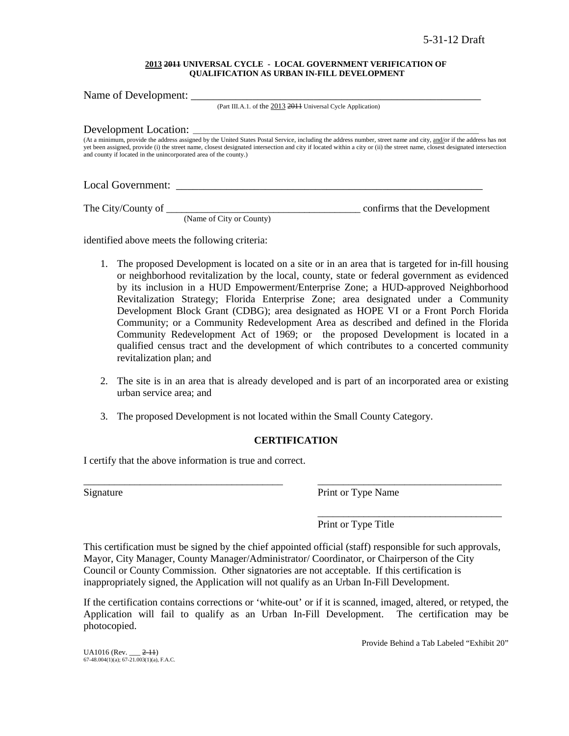5-31-12 Draft

**2013 ~~2011~~ UNIVERSAL CYCLE - LOCAL GOVERNMENT VERIFICATION OF QUALIFICATION AS URBAN IN-FILL DEVELOPMENT**

Name of Development: ___________________________________________________________

(Part III.A.1. of the 2013 ~~2011~~ Universal Cycle Application)

Development Location: ___________________________________________________________

(At a minimum, provide the address assigned by the United States Postal Service, including the address number, street name and city, and/or if the address has not yet been assigned, provide (i) the street name, closest designated intersection and city if located within a city or (ii) the street name, closest designated intersection and county if located in the unincorporated area of the county.)

Local Government: ___________________________________________________________

The City/County of ______________________________________ confirms that the Development
(Name of City or County)

identified above meets the following criteria:

1. The proposed Development is located on a site or in an area that is targeted for in-fill housing or neighborhood revitalization by the local, county, state or federal government as evidenced by its inclusion in a HUD Empowerment/Enterprise Zone; a HUD-approved Neighborhood Revitalization Strategy; Florida Enterprise Zone; area designated under a Community Development Block Grant (CDBG); area designated as HOPE VI or a Front Porch Florida Community; or a Community Redevelopment Area as described and defined in the Florida Community Redevelopment Act of 1969; or the proposed Development is located in a qualified census tract and the development of which contributes to a concerted community revitalization plan; and

2. The site is in an area that is already developed and is part of an incorporated area or existing urban service area; and

3. The proposed Development is not located within the Small County Category.

**CERTIFICATION**

I certify that the above information is true and correct.

_______________________________________ _____________________________________
Signature Print or Type Name

_____________________________________
Print or Type Title

This certification must be signed by the chief appointed official (staff) responsible for such approvals, Mayor, City Manager, County Manager/Administrator/ Coordinator, or Chairperson of the City Council or County Commission. Other signatories are not acceptable. If this certification is inappropriately signed, the Application will not qualify as an Urban In-Fill Development.

If the certification contains corrections or 'white-out' or if it is scanned, imaged, altered, or retyped, the Application will fail to qualify as an Urban In-Fill Development. The certification may be photocopied.

Provide Behind a Tab Labeled "Exhibit 20"

UA1016 (Rev. ___ ~~2-11~~)
67-48.004(1)(a); 67-21.003(1)(a), F.A.C.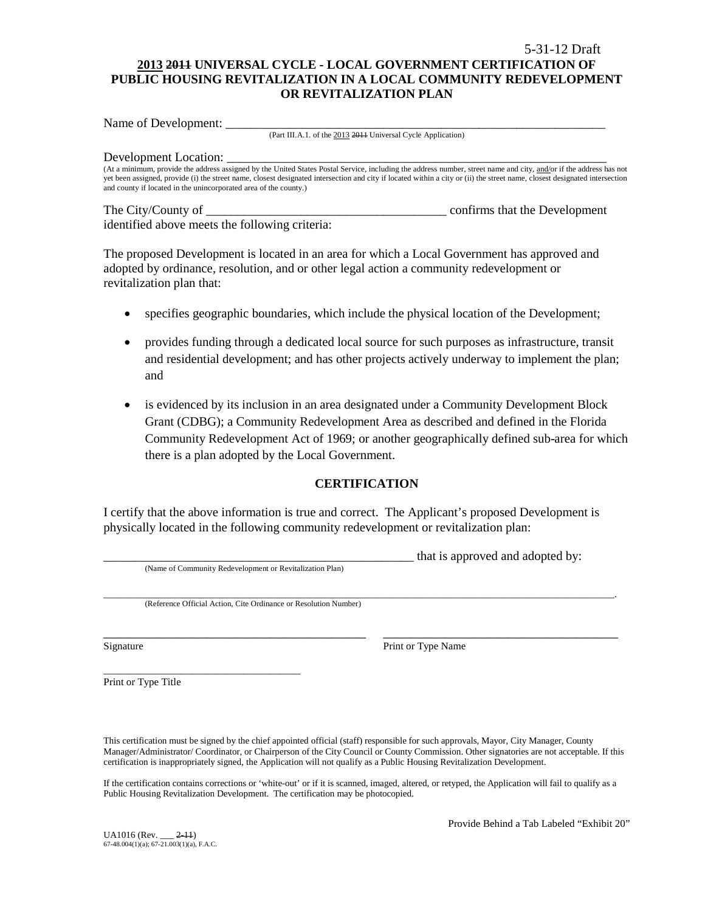5-31-12 Draft

## 2013 ~~2011~~ UNIVERSAL CYCLE - LOCAL GOVERNMENT CERTIFICATION OF PUBLIC HOUSING REVITALIZATION IN A LOCAL COMMUNITY REDEVELOPMENT OR REVITALIZATION PLAN

Name of Development: \_\_\_\_\_\_\_\_\_\_\_\_\_\_\_\_\_\_\_\_\_\_\_\_\_\_\_\_\_\_\_\_\_\_\_\_\_\_\_\_\_\_\_\_\_\_\_\_\_\_\_\_\_\_\_\_\_\_\_\_\_\_
(Part III.A.1. of the 2013 ~~2011~~ Universal Cycle Application)

Development Location: \_\_\_\_\_\_\_\_\_\_\_\_\_\_\_\_\_\_\_\_\_\_\_\_\_\_\_\_\_\_\_\_\_\_\_\_\_\_\_\_\_\_\_\_\_\_\_\_\_\_\_\_\_\_\_\_\_\_\_\_\_\_
(At a minimum, provide the address assigned by the United States Postal Service, including the address number, street name and city, and/or if the address has not yet been assigned, provide (i) the street name, closest designated intersection and city if located within a city or (ii) the street name, closest designated intersection and county if located in the unincorporated area of the county.)

The City/County of \_\_\_\_\_\_\_\_\_\_\_\_\_\_\_\_\_\_\_\_\_\_\_\_\_\_\_\_\_\_\_\_\_\_\_\_\_\_ confirms that the Development identified above meets the following criteria:

The proposed Development is located in an area for which a Local Government has approved and adopted by ordinance, resolution, and or other legal action a community redevelopment or revitalization plan that:

- specifies geographic boundaries, which include the physical location of the Development;
- provides funding through a dedicated local source for such purposes as infrastructure, transit and residential development; and has other projects actively underway to implement the plan; and
- is evidenced by its inclusion in an area designated under a Community Development Block Grant (CDBG); a Community Redevelopment Area as described and defined in the Florida Community Redevelopment Act of 1969; or another geographically defined sub-area for which there is a plan adopted by the Local Government.

### CERTIFICATION

I certify that the above information is true and correct. The Applicant's proposed Development is physically located in the following community redevelopment or revitalization plan:

\_\_\_\_\_\_\_\_\_\_\_\_\_\_\_\_\_\_\_\_\_\_\_\_\_\_\_\_\_\_\_\_\_\_\_\_\_\_\_\_\_\_\_\_\_\_\_\_\_\_ that is approved and adopted by:
(Name of Community Redevelopment or Revitalization Plan)

\_\_\_\_\_\_\_\_\_\_\_\_\_\_\_\_\_\_\_\_\_\_\_\_\_\_\_\_\_\_\_\_\_\_\_\_\_\_\_\_\_\_\_\_\_\_\_\_\_\_\_\_\_\_\_\_\_\_\_\_\_\_\_\_\_\_\_\_\_\_\_\_\_\_\_\_\_\_\_\_\_\_\_\_\_\_.
(Reference Official Action, Cite Ordinance or Resolution Number)

\_\_\_\_\_\_\_\_\_\_\_\_\_\_\_\_\_\_\_\_\_\_\_\_\_\_\_\_\_\_\_\_\_\_\_\_\_\_\_\_\_\_ \_\_\_\_\_\_\_\_\_\_\_\_\_\_\_\_\_\_\_\_\_\_\_\_\_\_\_\_\_\_\_\_\_\_\_\_\_\_\_\_
Signature Print or Type Name

\_\_\_\_\_\_\_\_\_\_\_\_\_\_\_\_\_\_\_\_\_\_\_\_\_\_\_\_\_\_\_\_\_\_\_\_
Print or Type Title

This certification must be signed by the chief appointed official (staff) responsible for such approvals, Mayor, City Manager, County Manager/Administrator/ Coordinator, or Chairperson of the City Council or County Commission. Other signatories are not acceptable. If this certification is inappropriately signed, the Application will not qualify as a Public Housing Revitalization Development.

If the certification contains corrections or 'white-out' or if it is scanned, imaged, altered, or retyped, the Application will fail to qualify as a Public Housing Revitalization Development. The certification may be photocopied.

Provide Behind a Tab Labeled "Exhibit 20"

UA1016 (Rev. \_\_\_ ~~2-11~~)
67-48.004(1)(a); 67-21.003(1)(a), F.A.C.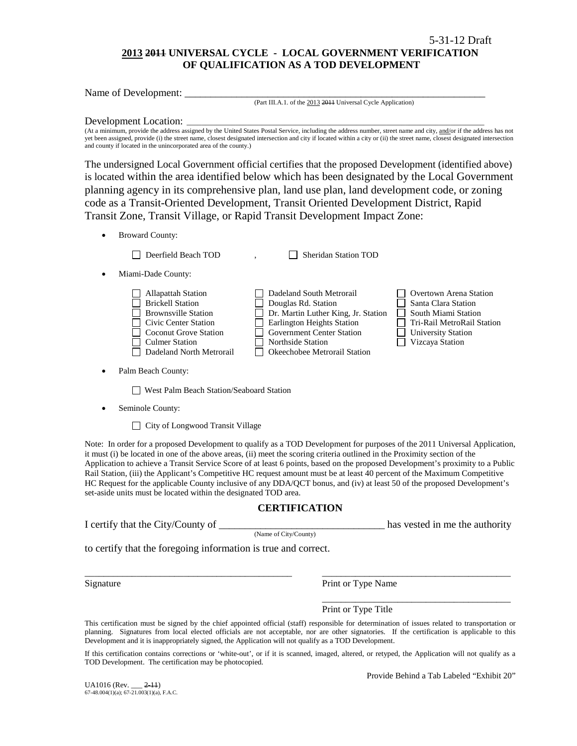5-31-12 Draft

# 2013 ~~2011~~ UNIVERSAL CYCLE - LOCAL GOVERNMENT VERIFICATION OF QUALIFICATION AS A TOD DEVELOPMENT

Name of Development: ___________________________________________________________

(Part III.A.1. of the 2013 ~~2011~~ Universal Cycle Application)

Development Location: ___________________________________________________________

(At a minimum, provide the address assigned by the United States Postal Service, including the address number, street name and city, and/or if the address has not yet been assigned, provide (i) the street name, closest designated intersection and city if located within a city or (ii) the street name, closest designated intersection and county if located in the unincorporated area of the county.)

The undersigned Local Government official certifies that the proposed Development (identified above) is located within the area identified below which has been designated by the Local Government planning agency in its comprehensive plan, land use plan, land development code, or zoning code as a Transit-Oriented Development, Transit Oriented Development District, Rapid Transit Zone, Transit Village, or Rapid Transit Development Impact Zone:

- Broward County:

  ☐ Deerfield Beach TOD , ☐ Sheridan Station TOD

- Miami-Dade County:

  ☐ Allapattah Station
  ☐ Brickell Station
  ☐ Brownsville Station
  ☐ Civic Center Station
  ☐ Coconut Grove Station
  ☐ Culmer Station
  ☐ Dadeland North Metrorail
  ☐ Dadeland South Metrorail
  ☐ Douglas Rd. Station
  ☐ Dr. Martin Luther King, Jr. Station
  ☐ Earlington Heights Station
  ☐ Government Center Station
  ☐ Northside Station
  ☐ Okeechobee Metrorail Station
  ☐ Overtown Arena Station
  ☐ Santa Clara Station
  ☐ South Miami Station
  ☐ Tri-Rail MetroRail Station
  ☐ University Station
  ☐ Vizcaya Station

- Palm Beach County:

  ☐ West Palm Beach Station/Seaboard Station

- Seminole County:

  ☐ City of Longwood Transit Village

Note: In order for a proposed Development to qualify as a TOD Development for purposes of the 2011 Universal Application, it must (i) be located in one of the above areas, (ii) meet the scoring criteria outlined in the Proximity section of the Application to achieve a Transit Service Score of at least 6 points, based on the proposed Development's proximity to a Public Rail Station, (iii) the Applicant's Competitive HC request amount must be at least 40 percent of the Maximum Competitive HC Request for the applicable County inclusive of any DDA/QCT bonus, and (iv) at least 50 of the proposed Development's set-aside units must be located within the designated TOD area.

## CERTIFICATION

I certify that the City/County of ________________________________ has vested in me the authority
(Name of City/County)

to certify that the foregoing information is true and correct.

___________________________________________ ________________________________________
Signature Print or Type Name

________________________________________
Print or Type Title

This certification must be signed by the chief appointed official (staff) responsible for determination of issues related to transportation or planning. Signatures from local elected officials are not acceptable, nor are other signatories. If the certification is applicable to this Development and it is inappropriately signed, the Application will not qualify as a TOD Development.

If this certification contains corrections or 'white-out', or if it is scanned, imaged, altered, or retyped, the Application will not qualify as a TOD Development. The certification may be photocopied.

Provide Behind a Tab Labeled "Exhibit 20"

UA1016 (Rev. ___ ~~2-11~~)
67-48.004(1)(a); 67-21.003(1)(a), F.A.C.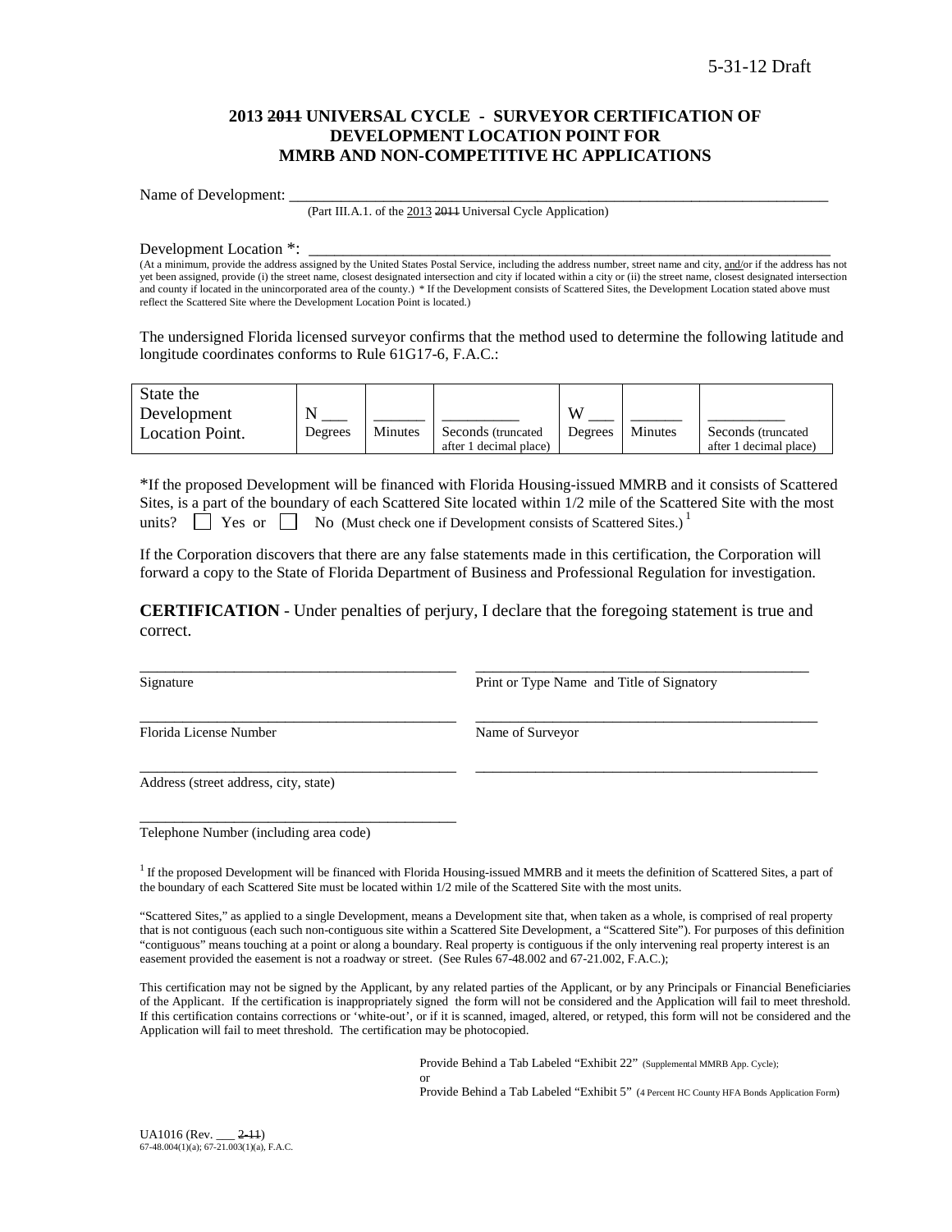5-31-12 Draft

# 2013 ~~2011~~ UNIVERSAL CYCLE - SURVEYOR CERTIFICATION OF DEVELOPMENT LOCATION POINT FOR MMRB AND NON-COMPETITIVE HC APPLICATIONS

Name of Development: ___________________________________________________________________

(Part III.A.1. of the 2013 ~~2011~~ Universal Cycle Application)

Development Location *: ________________________________________________________________

(At a minimum, provide the address assigned by the United States Postal Service, including the address number, street name and city, and/or if the address has not yet been assigned, provide (i) the street name, closest designated intersection and city if located within a city or (ii) the street name, closest designated intersection and county if located in the unincorporated area of the county.) * If the Development consists of Scattered Sites, the Development Location stated above must reflect the Scattered Site where the Development Location Point is located.)

The undersigned Florida licensed surveyor confirms that the method used to determine the following latitude and longitude coordinates conforms to Rule 61G17-6, F.A.C.:

| State the Development Location Point. | N ___ Degrees | ______ Minutes | _________ Seconds (truncated after 1 decimal place) | W ___ Degrees | ______ Minutes | _________ Seconds (truncated after 1 decimal place) |
|---|---|---|---|---|---|---|

*If the proposed Development will be financed with Florida Housing-issued MMRB and it consists of Scattered Sites, is a part of the boundary of each Scattered Site located within 1/2 mile of the Scattered Site with the most units? ☐ Yes or ☐ No (Must check one if Development consists of Scattered Sites.) [1]

If the Corporation discovers that there are any false statements made in this certification, the Corporation will forward a copy to the State of Florida Department of Business and Professional Regulation for investigation.

**CERTIFICATION** - Under penalties of perjury, I declare that the foregoing statement is true and correct.

________________________________________ ________________________________________

Signature Print or Type Name and Title of Signatory

________________________________________ ________________________________________

Florida License Number Name of Surveyor

________________________________________ ________________________________________

Address (street address, city, state)

________________________________________

Telephone Number (including area code)

[1] If the proposed Development will be financed with Florida Housing-issued MMRB and it meets the definition of Scattered Sites, a part of the boundary of each Scattered Site must be located within 1/2 mile of the Scattered Site with the most units.

"Scattered Sites," as applied to a single Development, means a Development site that, when taken as a whole, is comprised of real property that is not contiguous (each such non-contiguous site within a Scattered Site Development, a "Scattered Site"). For purposes of this definition "contiguous" means touching at a point or along a boundary. Real property is contiguous if the only intervening real property interest is an easement provided the easement is not a roadway or street. (See Rules 67-48.002 and 67-21.002, F.A.C.);

This certification may not be signed by the Applicant, by any related parties of the Applicant, or by any Principals or Financial Beneficiaries of the Applicant. If the certification is inappropriately signed the form will not be considered and the Application will fail to meet threshold. If this certification contains corrections or 'white-out', or if it is scanned, imaged, altered, or retyped, this form will not be considered and the Application will fail to meet threshold. The certification may be photocopied.

Provide Behind a Tab Labeled "Exhibit 22" (Supplemental MMRB App. Cycle);
or
Provide Behind a Tab Labeled "Exhibit 5" (4 Percent HC County HFA Bonds Application Form)

UA1016 (Rev. ___ ~~2-11~~)
67-48.004(1)(a); 67-21.003(1)(a), F.A.C.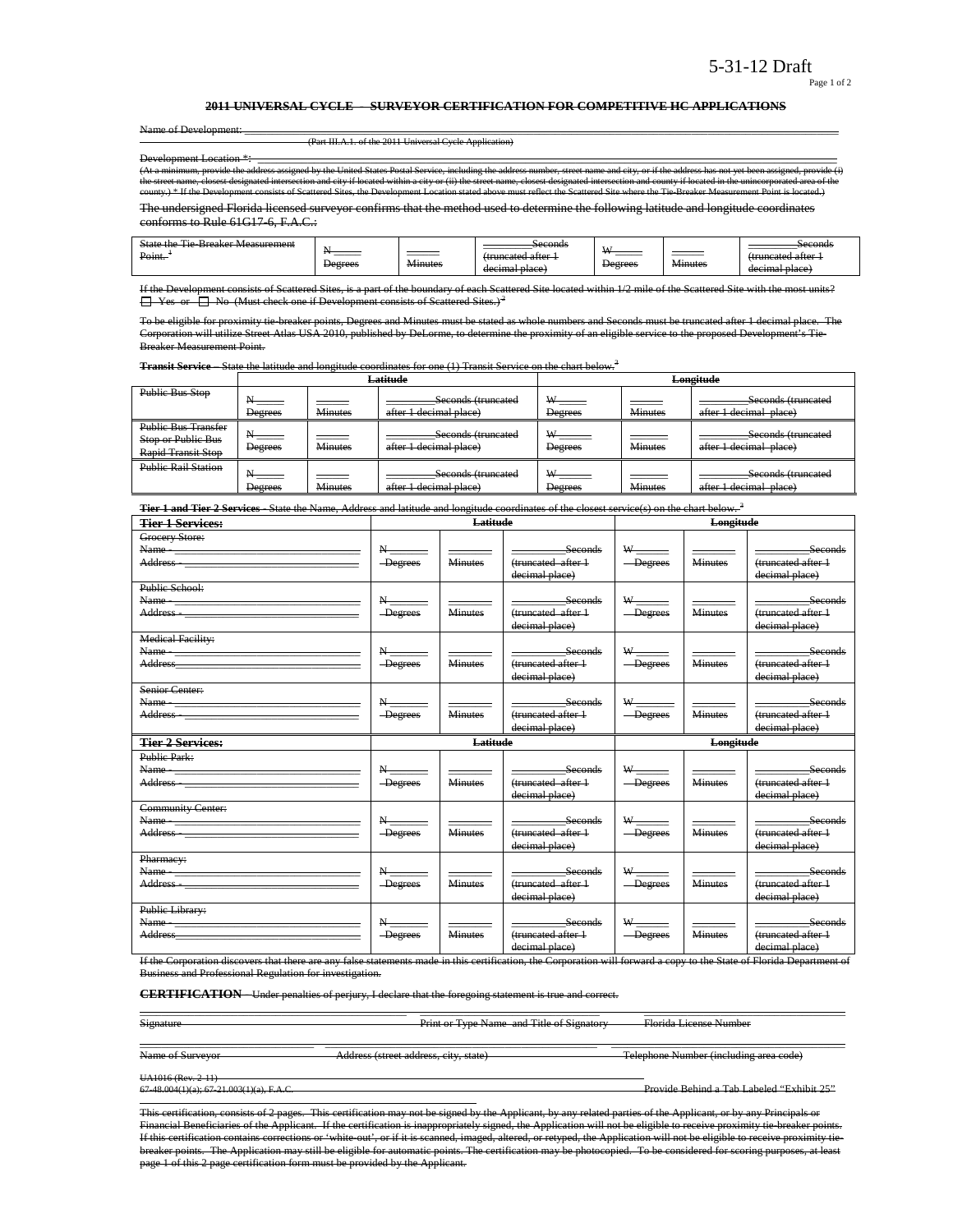5-31-12 Draft

~~**2011 UNIVERSAL CYCLE – SURVEYOR CERTIFICATION FOR COMPETITIVE HC APPLICATIONS**~~

~~Name of Development: ________________________________________________~~
~~(Part III.A.1. of the 2011 Universal Cycle Application)~~

~~Development Location \*: ________________________________________________~~
~~(At a minimum, provide the address assigned by the United States Postal Service, including the address number, street name and city, or if the address has not yet been assigned, provide (i) the street name, closest designated intersection and city if located within a city or (ii) the street name, closest designated intersection and county if located in the unincorporated area of the county.) \* If the Development consists of Scattered Sites, the Development Location stated above must reflect the Scattered Site where the Tie-Breaker Measurement Point is located.)~~

~~The undersigned Florida licensed surveyor confirms that the method used to determine the following latitude and longitude coordinates conforms to Rule 61G17-6, F.A.C.:~~

| ~~State the Tie-Breaker Measurement Point.~~ [1] | ~~N_____ Degrees~~ | ~~_____ Minutes~~ | ~~_____ Seconds (truncated after 1 decimal place)~~ | ~~W_____ Degrees~~ | ~~_____ Minutes~~ | ~~_____ Seconds (truncated after 1 decimal place)~~ |
|---|---|---|---|---|---|---|

~~If the Development consists of Scattered Sites, is a part of the boundary of each Scattered Site located within 1/2 mile of the Scattered Site with the most units?~~
~~☐ Yes or ☐ No (Must check one if Development consists of Scattered Sites.)~~ [2]

~~To be eligible for proximity tie-breaker points, Degrees and Minutes must be stated as whole numbers and Seconds must be truncated after 1 decimal place. The Corporation will utilize Street Atlas USA 2010, published by DeLorme, to determine the proximity of an eligible service to the proposed Development's Tie-Breaker Measurement Point.~~

~~**Transit Service** – State the latitude and longitude coordinates for one (1) Transit Service on the chart below.~~ [3]

| | ~~**Latitude**~~ | | | ~~**Longitude**~~ | | |
|---|---|---|---|---|---|---|
| ~~Public Bus Stop~~ | ~~N_____ Degrees~~ | ~~_____ Minutes~~ | ~~_____ Seconds (truncated after 1 decimal place)~~ | ~~W_____ Degrees~~ | ~~_____ Minutes~~ | ~~_____ Seconds (truncated after 1 decimal place)~~ |
| ~~Public Bus Transfer Stop or Public Bus Rapid Transit Stop~~ | ~~N_____ Degrees~~ | ~~_____ Minutes~~ | ~~_____ Seconds (truncated after 1 decimal place)~~ | ~~W_____ Degrees~~ | ~~_____ Minutes~~ | ~~_____ Seconds (truncated after 1 decimal place)~~ |
| ~~Public Rail Station~~ | ~~N_____ Degrees~~ | ~~_____ Minutes~~ | ~~_____ Seconds (truncated after 1 decimal place)~~ | ~~W_____ Degrees~~ | ~~_____ Minutes~~ | ~~_____ Seconds (truncated after 1 decimal place)~~ |

~~**Tier 1 and Tier 2 Services** - State the Name, Address and latitude and longitude coordinates of the closest service(s) on the chart below.~~ [3]

| ~~**Tier 1 Services:**~~ | ~~**Latitude**~~ | | | ~~**Longitude**~~ | | |
|---|---|---|---|---|---|---|
| ~~Grocery Store:~~ ~~Name - _____~~ ~~Address - _____~~ | ~~N_____ Degrees~~ | ~~_____ Minutes~~ | ~~_____ Seconds (truncated after 1 decimal place)~~ | ~~W_____ Degrees~~ | ~~_____ Minutes~~ | ~~_____ Seconds (truncated after 1 decimal place)~~ |
| ~~Public School:~~ ~~Name - _____~~ ~~Address - _____~~ | ~~N_____ Degrees~~ | ~~_____ Minutes~~ | ~~_____ Seconds (truncated after 1 decimal place)~~ | ~~W_____ Degrees~~ | ~~_____ Minutes~~ | ~~_____ Seconds (truncated after 1 decimal place)~~ |
| ~~Medical Facility:~~ ~~Name - _____~~ ~~Address_____~~ | ~~N_____ Degrees~~ | ~~_____ Minutes~~ | ~~_____ Seconds (truncated after 1 decimal place)~~ | ~~W_____ Degrees~~ | ~~_____ Minutes~~ | ~~_____ Seconds (truncated after 1 decimal place)~~ |
| ~~Senior Center:~~ ~~Name - _____~~ ~~Address - _____~~ | ~~N_____ Degrees~~ | ~~_____ Minutes~~ | ~~_____ Seconds (truncated after 1 decimal place)~~ | ~~W_____ Degrees~~ | ~~_____ Minutes~~ | ~~_____ Seconds (truncated after 1 decimal place)~~ |
| ~~**Tier 2 Services:**~~ | ~~**Latitude**~~ | | | ~~**Longitude**~~ | | |
| ~~Public Park:~~ ~~Name - _____~~ ~~Address - _____~~ | ~~N_____ Degrees~~ | ~~_____ Minutes~~ | ~~_____ Seconds (truncated after 1 decimal place)~~ | ~~W_____ Degrees~~ | ~~_____ Minutes~~ | ~~_____ Seconds (truncated after 1 decimal place)~~ |
| ~~Community Center:~~ ~~Name - _____~~ ~~Address - _____~~ | ~~N_____ Degrees~~ | ~~_____ Minutes~~ | ~~_____ Seconds (truncated after 1 decimal place)~~ | ~~W_____ Degrees~~ | ~~_____ Minutes~~ | ~~_____ Seconds (truncated after 1 decimal place)~~ |
| ~~Pharmacy:~~ ~~Name - _____~~ ~~Address - _____~~ | ~~N_____ Degrees~~ | ~~_____ Minutes~~ | ~~_____ Seconds (truncated after 1 decimal place)~~ | ~~W_____ Degrees~~ | ~~_____ Minutes~~ | ~~_____ Seconds (truncated after 1 decimal place)~~ |
| ~~Public Library:~~ ~~Name - _____~~ ~~Address_____~~ | ~~N_____ Degrees~~ | ~~_____ Minutes~~ | ~~_____ Seconds (truncated after 1 decimal place)~~ | ~~W_____ Degrees~~ | ~~_____ Minutes~~ | ~~_____ Seconds (truncated after 1 decimal place)~~ |

~~If the Corporation discovers that there are any false statements made in this certification, the Corporation will forward a copy to the State of Florida Department of Business and Professional Regulation for investigation.~~

~~**CERTIFICATION** – Under penalties of perjury, I declare that the foregoing statement is true and correct.~~

~~Signature~~ ~~Print or Type Name and Title of Signatory~~ ~~Florida License Number~~

~~Name of Surveyor~~ ~~Address (street address, city, state)~~ ~~Telephone Number (including area code)~~

~~UA1016 (Rev. 2-11)~~
~~67-48.004(1)(a); 67-21.003(1)(a), F.A.C.~~ ~~Provide Behind a Tab Labeled "Exhibit 25"~~

~~This certification, consists of 2 pages. This certification may not be signed by the Applicant, by any related parties of the Applicant, or by any Principals or Financial Beneficiaries of the Applicant. If the certification is inappropriately signed, the Application will not be eligible to receive proximity tie-breaker points. If this certification contains corrections or 'white-out', or if it is scanned, imaged, altered, or retyped, the Application will not be eligible to receive proximity tie-breaker points. The Application may still be eligible for automatic points. The certification may be photocopied. To be considered for scoring purposes, at least page 1 of this 2 page certification form must be provided by the Applicant.~~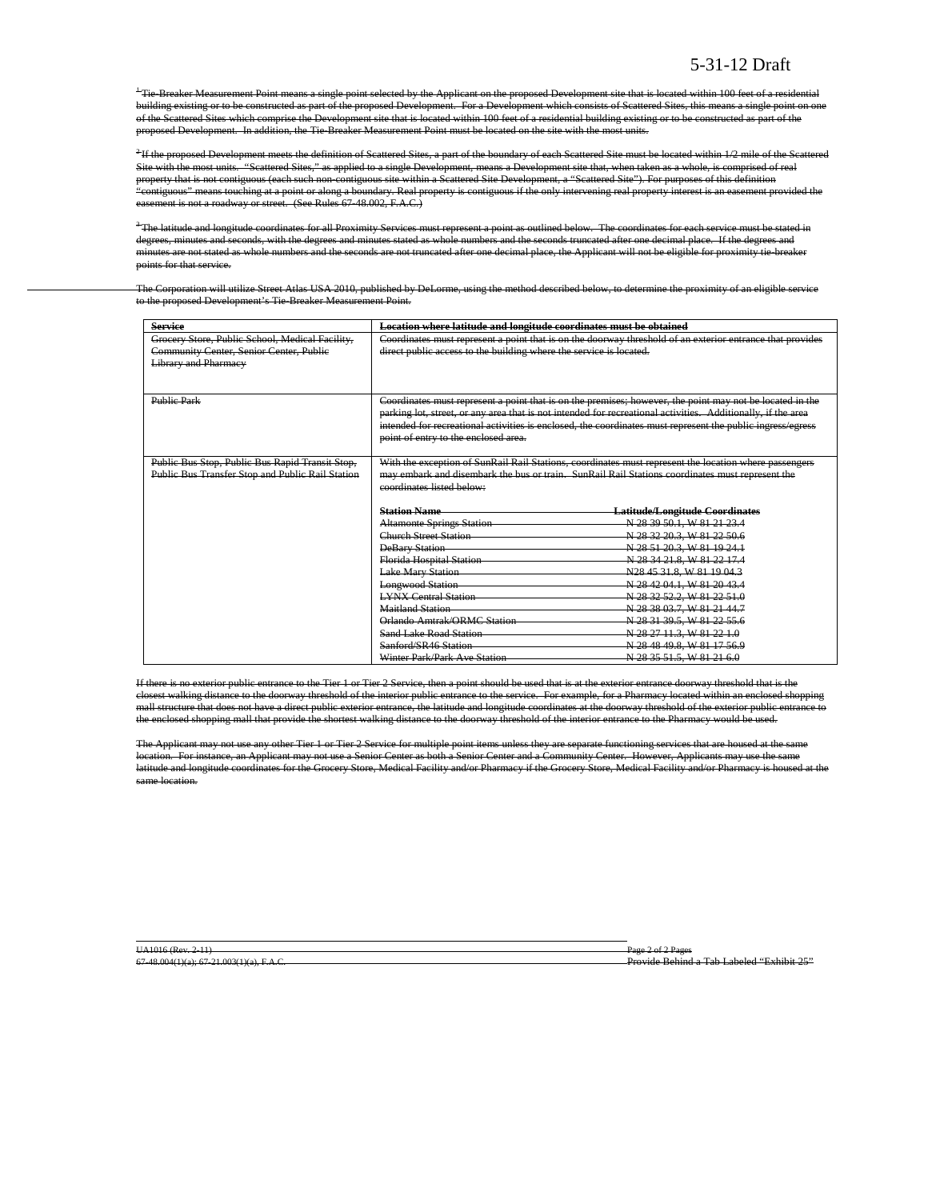5-31-12 Draft

~~[1] Tie-Breaker Measurement Point means a single point selected by the Applicant on the proposed Development site that is located within 100 feet of a residential building existing or to be constructed as part of the proposed Development. For a Development which consists of Scattered Sites, this means a single point on one of the Scattered Sites which comprise the Development site that is located within 100 feet of a residential building existing or to be constructed as part of the proposed Development. In addition, the Tie-Breaker Measurement Point must be located on the site with the most units.~~

~~[2] If the proposed Development meets the definition of Scattered Sites, a part of the boundary of each Scattered Site must be located within 1/2 mile of the Scattered Site with the most units. "Scattered Sites," as applied to a single Development, means a Development site that, when taken as a whole, is comprised of real property that is not contiguous (each such non-contiguous site within a Scattered Site Development, a "Scattered Site"). For purposes of this definition "contiguous" means touching at a point or along a boundary. Real property is contiguous if the only intervening real property interest is an easement provided the easement is not a roadway or street. (See Rules 67-48.002, F.A.C.)~~

~~[3] The latitude and longitude coordinates for all Proximity Services must represent a point as outlined below. The coordinates for each service must be stated in degrees, minutes and seconds, with the degrees and minutes stated as whole numbers and the seconds truncated after one decimal place. If the degrees and minutes are not stated as whole numbers and the seconds are not truncated after one decimal place, the Applicant will not be eligible for proximity tie-breaker points for that service.~~

~~The Corporation will utilize Street Atlas USA 2010, published by DeLorme, using the method described below, to determine the proximity of an eligible service to the proposed Development's Tie-Breaker Measurement Point.~~

| ~~**Service**~~ | ~~**Location where latitude and longitude coordinates must be obtained**~~ |
|---|---|
| ~~Grocery Store, Public School, Medical Facility, Community Center, Senior Center, Public Library and Pharmacy~~ | ~~Coordinates must represent a point that is on the doorway threshold of an exterior entrance that provides direct public access to the building where the service is located.~~ |
| ~~Public Park~~ | ~~Coordinates must represent a point that is on the premises; however, the point may not be located in the parking lot, street, or any area that is not intended for recreational activities. Additionally, if the area intended for recreational activities is enclosed, the coordinates must represent the public ingress/egress point of entry to the enclosed area.~~ |
| ~~Public Bus Stop, Public Bus Rapid Transit Stop, Public Bus Transfer Stop and Public Rail Station~~ | ~~With the exception of SunRail Rail Stations, coordinates must represent the location where passengers may embark and disembark the bus or train. SunRail Rail Stations coordinates must represent the coordinates listed below:~~ |

| ~~**Station Name**~~ | ~~**Latitude/Longitude Coordinates**~~ |
|---|---|
| ~~Altamonte Springs Station~~ | ~~N 28 39 50.1, W 81 21 23.4~~ |
| ~~Church Street Station~~ | ~~N 28 32 20.3, W 81 22 50.6~~ |
| ~~DeBary Station~~ | ~~N 28 51 20.3, W 81 19 24.1~~ |
| ~~Florida Hospital Station~~ | ~~N 28 34 21.8, W 81 22 17.4~~ |
| ~~Lake Mary Station~~ | ~~N28 45 31.8, W 81 19 04.3~~ |
| ~~Longwood Station~~ | ~~N 28 42 04.1, W 81 20 43.4~~ |
| ~~LYNX Central Station~~ | ~~N 28 32 52.2, W 81 22 51.0~~ |
| ~~Maitland Station~~ | ~~N 28 38 03.7, W 81 21 44.7~~ |
| ~~Orlando Amtrak/ORMC Station~~ | ~~N 28 31 39.5, W 81 22 55.6~~ |
| ~~Sand Lake Road Station~~ | ~~N 28 27 11.3, W 81 22 1.0~~ |
| ~~Sanford/SR46 Station~~ | ~~N 28 48 49.8, W 81 17 56.9~~ |
| ~~Winter Park/Park Ave Station~~ | ~~N 28 35 51.5, W 81 21 6.0~~ |

~~If there is no exterior public entrance to the Tier 1 or Tier 2 Service, then a point should be used that is at the exterior entrance doorway threshold that is the closest walking distance to the doorway threshold of the interior public entrance to the service. For example, for a Pharmacy located within an enclosed shopping mall structure that does not have a direct public exterior entrance, the latitude and longitude coordinates at the doorway threshold of the exterior public entrance to the enclosed shopping mall that provide the shortest walking distance to the doorway threshold of the interior entrance to the Pharmacy would be used.~~

~~The Applicant may not use any other Tier 1 or Tier 2 Service for multiple point items unless they are separate functioning services that are housed at the same location. For instance, an Applicant may not use a Senior Center as both a Senior Center and a Community Center. However, Applicants may use the same latitude and longitude coordinates for the Grocery Store, Medical Facility and/or Pharmacy if the Grocery Store, Medical Facility and/or Pharmacy is housed at the same location.~~

~~UA1016 (Rev. 2-11)~~
~~67-48.004(1)(a); 67-21.003(1)(a), F.A.C.~~
~~Provide Behind a Tab Labeled "Exhibit 25"~~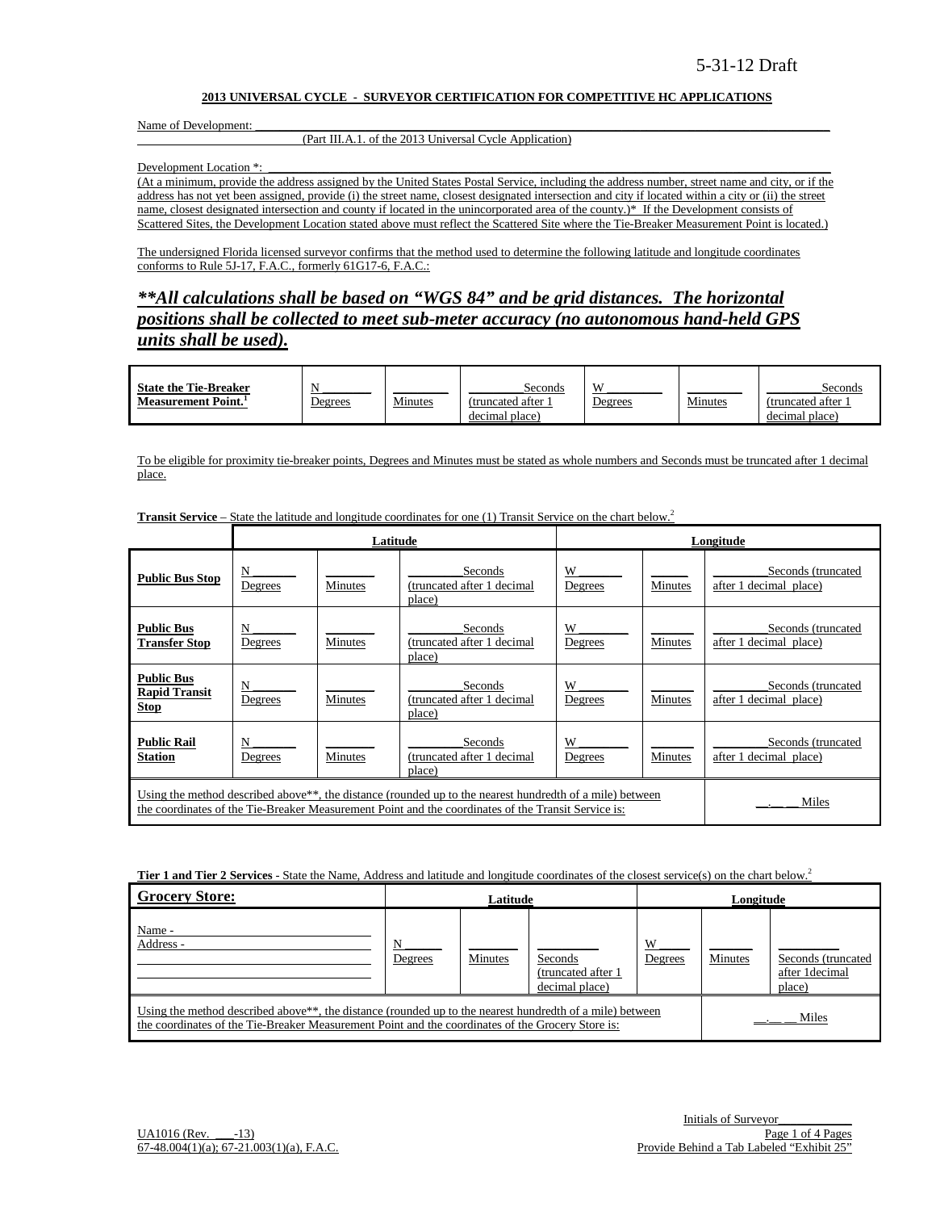5-31-12 Draft

**2013 UNIVERSAL CYCLE - SURVEYOR CERTIFICATION FOR COMPETITIVE HC APPLICATIONS**

Name of Development: \_\_\_\_\_\_\_\_\_\_\_\_\_\_\_\_\_\_\_\_\_\_\_\_\_\_\_\_\_\_\_\_\_\_\_\_\_\_\_\_
(Part III.A.1. of the 2013 Universal Cycle Application)

Development Location \*: \_\_\_\_\_\_\_\_\_\_\_\_\_\_\_\_\_\_\_\_\_\_\_\_\_\_\_\_\_\_\_\_\_\_\_\_\_\_\_\_

(At a minimum, provide the address assigned by the United States Postal Service, including the address number, street name and city, or if the address has not yet been assigned, provide (i) the street name, closest designated intersection and city if located within a city or (ii) the street name, closest designated intersection and county if located in the unincorporated area of the county.)\* If the Development consists of Scattered Sites, the Development Location stated above must reflect the Scattered Site where the Tie-Breaker Measurement Point is located.)

The undersigned Florida licensed surveyor confirms that the method used to determine the following latitude and longitude coordinates conforms to Rule 5J-17, F.A.C., formerly 61G17-6, F.A.C.:

***\*\*All calculations shall be based on "WGS 84" and be grid distances. The horizontal positions shall be collected to meet sub-meter accuracy (no autonomous hand-held GPS units shall be used).***

| **State the Tie-Breaker Measurement Point.**[1] | N \_\_\_\_\_ Degrees | \_\_\_\_\_ Minutes | \_\_\_\_\_ Seconds (truncated after 1 decimal place) | W \_\_\_\_\_ Degrees | \_\_\_\_\_ Minutes | \_\_\_\_\_ Seconds (truncated after 1 decimal place) |
|---|---|---|---|---|---|---|

To be eligible for proximity tie-breaker points, Degrees and Minutes must be stated as whole numbers and Seconds must be truncated after 1 decimal place.

**Transit Service** – State the latitude and longitude coordinates for one (1) Transit Service on the chart below.[2]

| | **Latitude** | | | **Longitude** | | |
|---|---|---|---|---|---|---|
| **Public Bus Stop** | N \_\_\_\_\_ Degrees | \_\_\_\_\_ Minutes | \_\_\_\_\_ Seconds (truncated after 1 decimal place) | W \_\_\_\_\_ Degrees | \_\_\_\_\_ Minutes | \_\_\_\_\_ Seconds (truncated after 1 decimal place) |
| **Public Bus Transfer Stop** | N \_\_\_\_\_ Degrees | \_\_\_\_\_ Minutes | \_\_\_\_\_ Seconds (truncated after 1 decimal place) | W \_\_\_\_\_ Degrees | \_\_\_\_\_ Minutes | \_\_\_\_\_ Seconds (truncated after 1 decimal place) |
| **Public Bus Rapid Transit Stop** | N \_\_\_\_\_ Degrees | \_\_\_\_\_ Minutes | \_\_\_\_\_ Seconds (truncated after 1 decimal place) | W \_\_\_\_\_ Degrees | \_\_\_\_\_ Minutes | \_\_\_\_\_ Seconds (truncated after 1 decimal place) |
| **Public Rail Station** | N \_\_\_\_\_ Degrees | \_\_\_\_\_ Minutes | \_\_\_\_\_ Seconds (truncated after 1 decimal place) | W \_\_\_\_\_ Degrees | \_\_\_\_\_ Minutes | \_\_\_\_\_ Seconds (truncated after 1 decimal place) |
| Using the method described above\*\*, the distance (rounded up to the nearest hundredth of a mile) between the coordinates of the Tie-Breaker Measurement Point and the coordinates of the Transit Service is: | | | | | | \_\_.\_\_ \_\_ Miles |

**Tier 1 and Tier 2 Services** - State the Name, Address and latitude and longitude coordinates of the closest service(s) on the chart below.[2]

| **Grocery Store:** | **Latitude** | | | **Longitude** | | |
|---|---|---|---|---|---|---|
| Name - \_\_\_\_\_ Address - \_\_\_\_\_ | N \_\_\_\_\_ Degrees | \_\_\_\_\_ Minutes | \_\_\_\_\_ Seconds (truncated after 1 decimal place) | W \_\_\_\_\_ Degrees | \_\_\_\_\_ Minutes | \_\_\_\_\_ Seconds (truncated after 1decimal place) |
| Using the method described above\*\*, the distance (rounded up to the nearest hundredth of a mile) between the coordinates of the Tie-Breaker Measurement Point and the coordinates of the Grocery Store is: | | | | | | \_\_.\_\_ \_\_ Miles |

Initials of Surveyor\_\_\_\_\_\_\_\_\_\_\_\_

UA1016 (Rev. \_\_\_-13)
67-48.004(1)(a); 67-21.003(1)(a), F.A.C.

Provide Behind a Tab Labeled "Exhibit 25"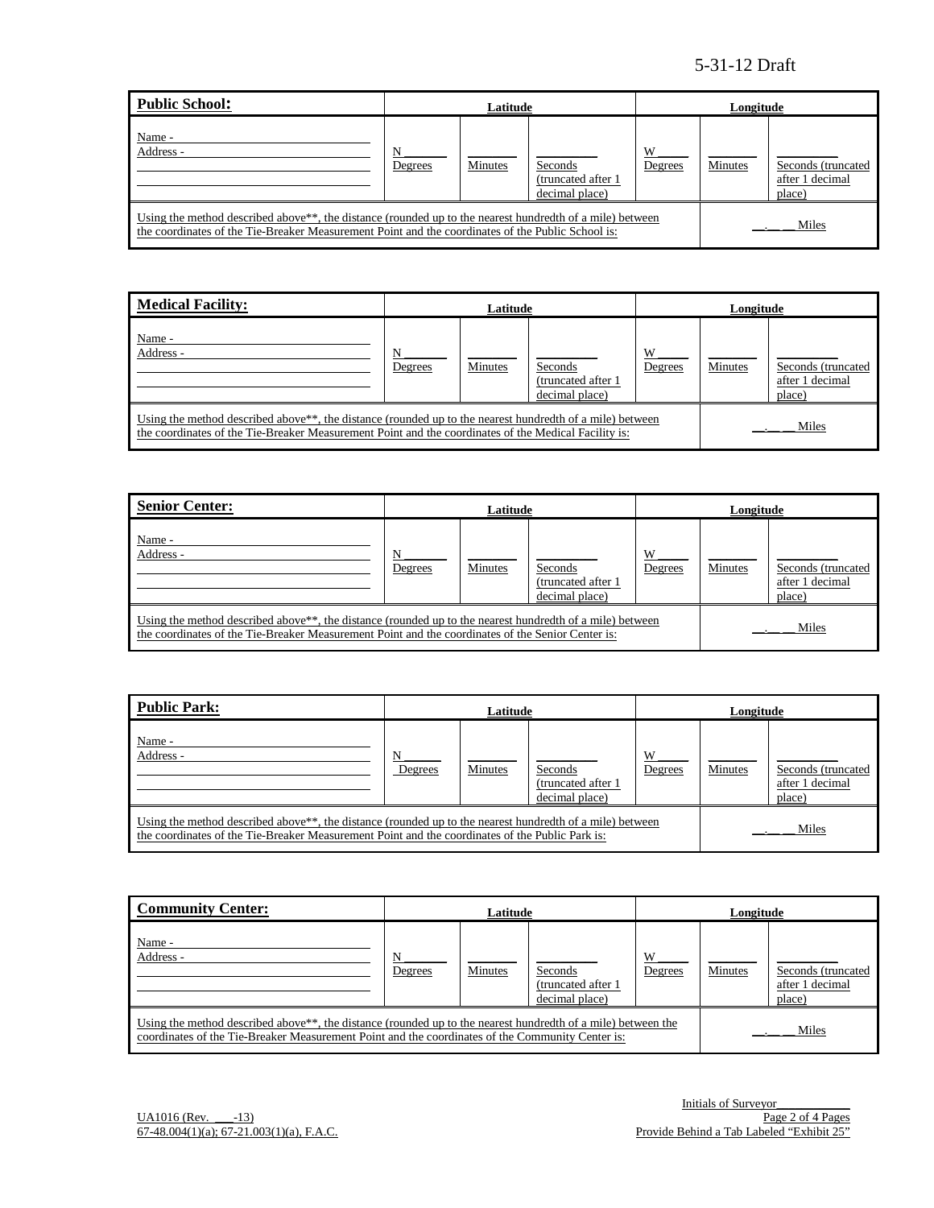5-31-12 Draft

| **Public School:** | Latitude | | | Longitude | | |
|---|---|---|---|---|---|---|
| Name - ______________________ <br> Address - ______________________ <br> ______________________ <br> ______________________ | N ______ <br> Degrees | ______ <br> Minutes | ______ <br> Seconds (truncated after 1 decimal place) | W ______ <br> Degrees | ______ <br> Minutes | ______ <br> Seconds (truncated after 1 decimal place) |
| Using the method described above**, the distance (rounded up to the nearest hundredth of a mile) between the coordinates of the Tie-Breaker Measurement Point and the coordinates of the Public School is: | | | | | __.__ __ Miles | |

| **Medical Facility:** | Latitude | | | Longitude | | |
|---|---|---|---|---|---|---|
| Name - ______________________ <br> Address - ______________________ <br> ______________________ <br> ______________________ | N ______ <br> Degrees | ______ <br> Minutes | ______ <br> Seconds (truncated after 1 decimal place) | W ______ <br> Degrees | ______ <br> Minutes | ______ <br> Seconds (truncated after 1 decimal place) |
| Using the method described above**, the distance (rounded up to the nearest hundredth of a mile) between the coordinates of the Tie-Breaker Measurement Point and the coordinates of the Medical Facility is: | | | | | __.__ __ Miles | |

| **Senior Center:** | Latitude | | | Longitude | | |
|---|---|---|---|---|---|---|
| Name - ______________________ <br> Address - ______________________ <br> ______________________ <br> ______________________ | N ______ <br> Degrees | ______ <br> Minutes | ______ <br> Seconds (truncated after 1 decimal place) | W ______ <br> Degrees | ______ <br> Minutes | ______ <br> Seconds (truncated after 1 decimal place) |
| Using the method described above**, the distance (rounded up to the nearest hundredth of a mile) between the coordinates of the Tie-Breaker Measurement Point and the coordinates of the Senior Center is: | | | | | __.__ __ Miles | |

| **Public Park:** | Latitude | | | Longitude | | |
|---|---|---|---|---|---|---|
| Name - ______________________ <br> Address - ______________________ <br> ______________________ <br> ______________________ | N ______ <br> Degrees | ______ <br> Minutes | ______ <br> Seconds (truncated after 1 decimal place) | W ______ <br> Degrees | ______ <br> Minutes | ______ <br> Seconds (truncated after 1 decimal place) |
| Using the method described above**, the distance (rounded up to the nearest hundredth of a mile) between the coordinates of the Tie-Breaker Measurement Point and the coordinates of the Public Park is: | | | | | __.__ __ Miles | |

| **Community Center:** | Latitude | | | Longitude | | |
|---|---|---|---|---|---|---|
| Name - ______________________ <br> Address - ______________________ <br> ______________________ <br> ______________________ | N ______ <br> Degrees | ______ <br> Minutes | ______ <br> Seconds (truncated after 1 decimal place) | W ______ <br> Degrees | ______ <br> Minutes | ______ <br> Seconds (truncated after 1 decimal place) |
| Using the method described above**, the distance (rounded up to the nearest hundredth of a mile) between the coordinates of the Tie-Breaker Measurement Point and the coordinates of the Community Center is: | | | | | __.__ __ Miles | |

Initials of Surveyor____________

UA1016 (Rev. ___-13)
67-48.004(1)(a); 67-21.003(1)(a), F.A.C.

Provide Behind a Tab Labeled "Exhibit 25"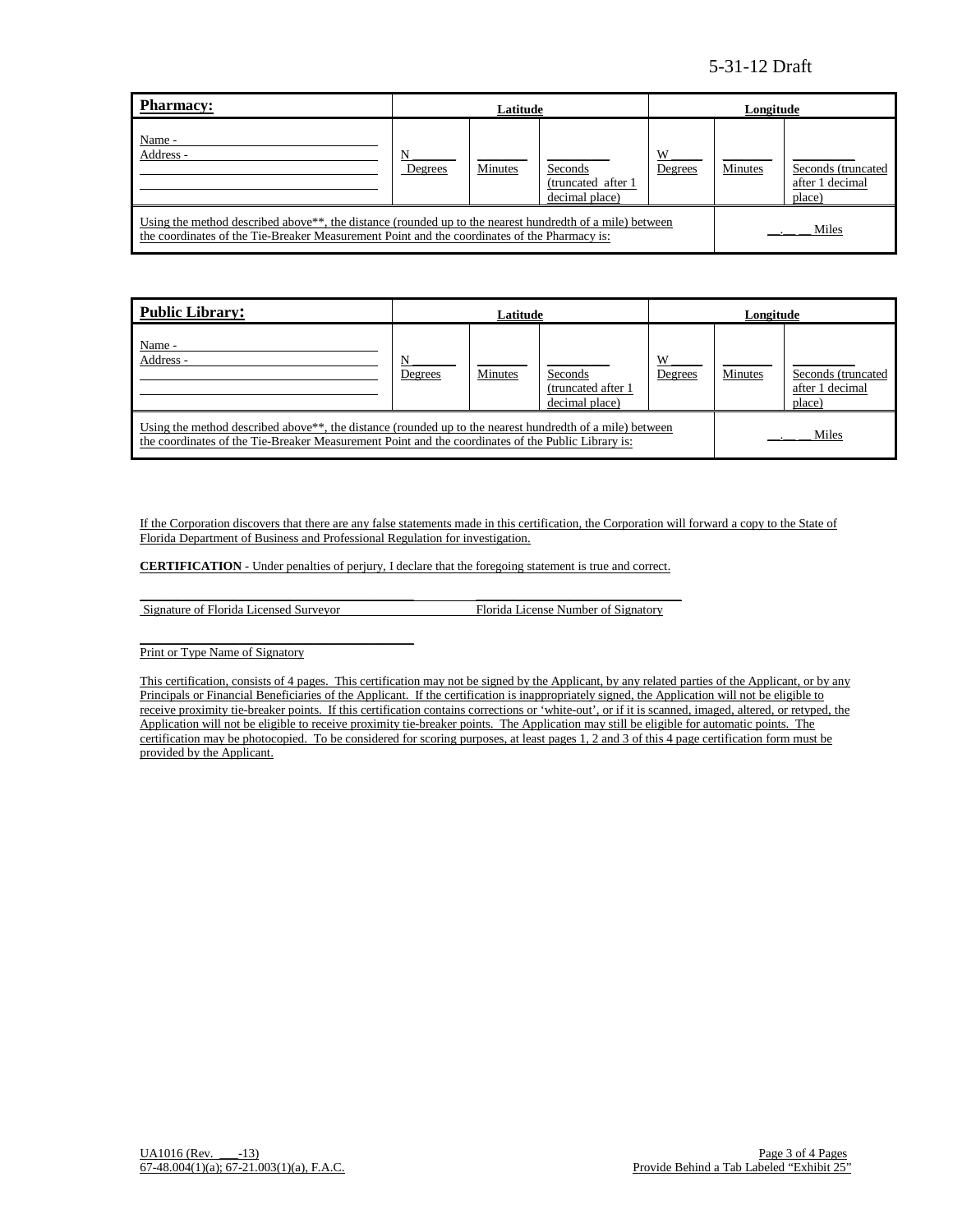| **Pharmacy:** | Latitude | | | Longitude | | |
|---|---|---|---|---|---|---|
| Name - ___ Address - ___ | N ___ Degrees | ___ Minutes | ___ Seconds (truncated after 1 decimal place) | W ___ Degrees | ___ Minutes | ___ Seconds (truncated after 1 decimal place) |
| Using the method described above**, the distance (rounded up to the nearest hundredth of a mile) between the coordinates of the Tie-Breaker Measurement Point and the coordinates of the Pharmacy is: | | | | | __.__ __ Miles | |

| **Public Library:** | Latitude | | | Longitude | | |
|---|---|---|---|---|---|---|
| Name - ___ Address - ___ | N ___ Degrees | ___ Minutes | ___ Seconds (truncated after 1 decimal place) | W ___ Degrees | ___ Minutes | ___ Seconds (truncated after 1 decimal place) |
| Using the method described above**, the distance (rounded up to the nearest hundredth of a mile) between the coordinates of the Tie-Breaker Measurement Point and the coordinates of the Public Library is: | | | | | __.__ __ Miles | |

If the Corporation discovers that there are any false statements made in this certification, the Corporation will forward a copy to the State of Florida Department of Business and Professional Regulation for investigation.

**CERTIFICATION** - Under penalties of perjury, I declare that the foregoing statement is true and correct.

\_\_\_\_\_\_\_\_\_\_\_\_\_\_\_\_\_\_\_\_\_\_\_\_\_\_\_\_\_\_\_\_\_\_\_ \_\_\_\_\_\_\_\_\_\_\_\_\_\_\_\_\_\_\_\_\_\_\_\_\_\_\_\_\_
Signature of Florida Licensed Surveyor Florida License Number of Signatory

\_\_\_\_\_\_\_\_\_\_\_\_\_\_\_\_\_\_\_\_\_\_\_\_\_\_\_\_\_\_\_\_\_\_\_
Print or Type Name of Signatory

This certification, consists of 4 pages. This certification may not be signed by the Applicant, by any related parties of the Applicant, or by any Principals or Financial Beneficiaries of the Applicant. If the certification is inappropriately signed, the Application will not be eligible to receive proximity tie-breaker points. If this certification contains corrections or 'white-out', or if it is scanned, imaged, altered, or retyped, the Application will not be eligible to receive proximity tie-breaker points. The Application may still be eligible for automatic points. The certification may be photocopied. To be considered for scoring purposes, at least pages 1, 2 and 3 of this 4 page certification form must be provided by the Applicant.

UA1016 (Rev. ___-13)
67-48.004(1)(a); 67-21.003(1)(a), F.A.C.

Provide Behind a Tab Labeled "Exhibit 25"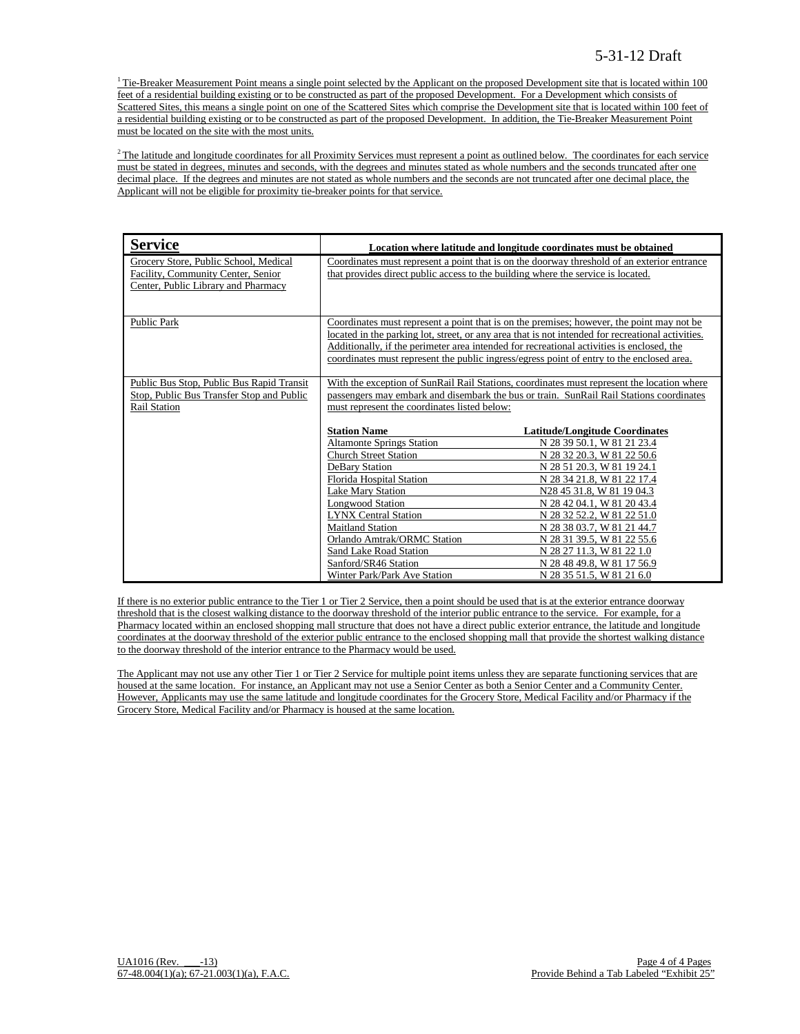[1] Tie-Breaker Measurement Point means a single point selected by the Applicant on the proposed Development site that is located within 100 feet of a residential building existing or to be constructed as part of the proposed Development. For a Development which consists of Scattered Sites, this means a single point on one of the Scattered Sites which comprise the Development site that is located within 100 feet of a residential building existing or to be constructed as part of the proposed Development. In addition, the Tie-Breaker Measurement Point must be located on the site with the most units.

[2] The latitude and longitude coordinates for all Proximity Services must represent a point as outlined below. The coordinates for each service must be stated in degrees, minutes and seconds, with the degrees and minutes stated as whole numbers and the seconds truncated after one decimal place. If the degrees and minutes are not stated as whole numbers and the seconds are not truncated after one decimal place, the Applicant will not be eligible for proximity tie-breaker points for that service.

| **Service** | **Location where latitude and longitude coordinates must be obtained** |
|---|---|
| Grocery Store, Public School, Medical Facility, Community Center, Senior Center, Public Library and Pharmacy | Coordinates must represent a point that is on the doorway threshold of an exterior entrance that provides direct public access to the building where the service is located. |
| Public Park | Coordinates must represent a point that is on the premises; however, the point may not be located in the parking lot, street, or any area that is not intended for recreational activities. Additionally, if the perimeter area intended for recreational activities is enclosed, the coordinates must represent the public ingress/egress point of entry to the enclosed area. |
| Public Bus Stop, Public Bus Rapid Transit Stop, Public Bus Transfer Stop and Public Rail Station | With the exception of SunRail Rail Stations, coordinates must represent the location where passengers may embark and disembark the bus or train. SunRail Rail Stations coordinates must represent the coordinates listed below: |

| **Station Name** | **Latitude/Longitude Coordinates** |
|---|---|
| Altamonte Springs Station | N 28 39 50.1, W 81 21 23.4 |
| Church Street Station | N 28 32 20.3, W 81 22 50.6 |
| DeBary Station | N 28 51 20.3, W 81 19 24.1 |
| Florida Hospital Station | N 28 34 21.8, W 81 22 17.4 |
| Lake Mary Station | N28 45 31.8, W 81 19 04.3 |
| Longwood Station | N 28 42 04.1, W 81 20 43.4 |
| LYNX Central Station | N 28 32 52.2, W 81 22 51.0 |
| Maitland Station | N 28 38 03.7, W 81 21 44.7 |
| Orlando Amtrak/ORMC Station | N 28 31 39.5, W 81 22 55.6 |
| Sand Lake Road Station | N 28 27 11.3, W 81 22 1.0 |
| Sanford/SR46 Station | N 28 48 49.8, W 81 17 56.9 |
| Winter Park/Park Ave Station | N 28 35 51.5, W 81 21 6.0 |

If there is no exterior public entrance to the Tier 1 or Tier 2 Service, then a point should be used that is at the exterior entrance doorway threshold that is the closest walking distance to the doorway threshold of the interior public entrance to the service. For example, for a Pharmacy located within an enclosed shopping mall structure that does not have a direct public exterior entrance, the latitude and longitude coordinates at the doorway threshold of the exterior public entrance to the enclosed shopping mall that provide the shortest walking distance to the doorway threshold of the interior entrance to the Pharmacy would be used.

The Applicant may not use any other Tier 1 or Tier 2 Service for multiple point items unless they are separate functioning services that are housed at the same location. For instance, an Applicant may not use a Senior Center as both a Senior Center and a Community Center. However, Applicants may use the same latitude and longitude coordinates for the Grocery Store, Medical Facility and/or Pharmacy if the Grocery Store, Medical Facility and/or Pharmacy is housed at the same location.

UA1016 (Rev. \_\_\_-13)
67-48.004(1)(a); 67-21.003(1)(a), F.A.C.

Provide Behind a Tab Labeled "Exhibit 25"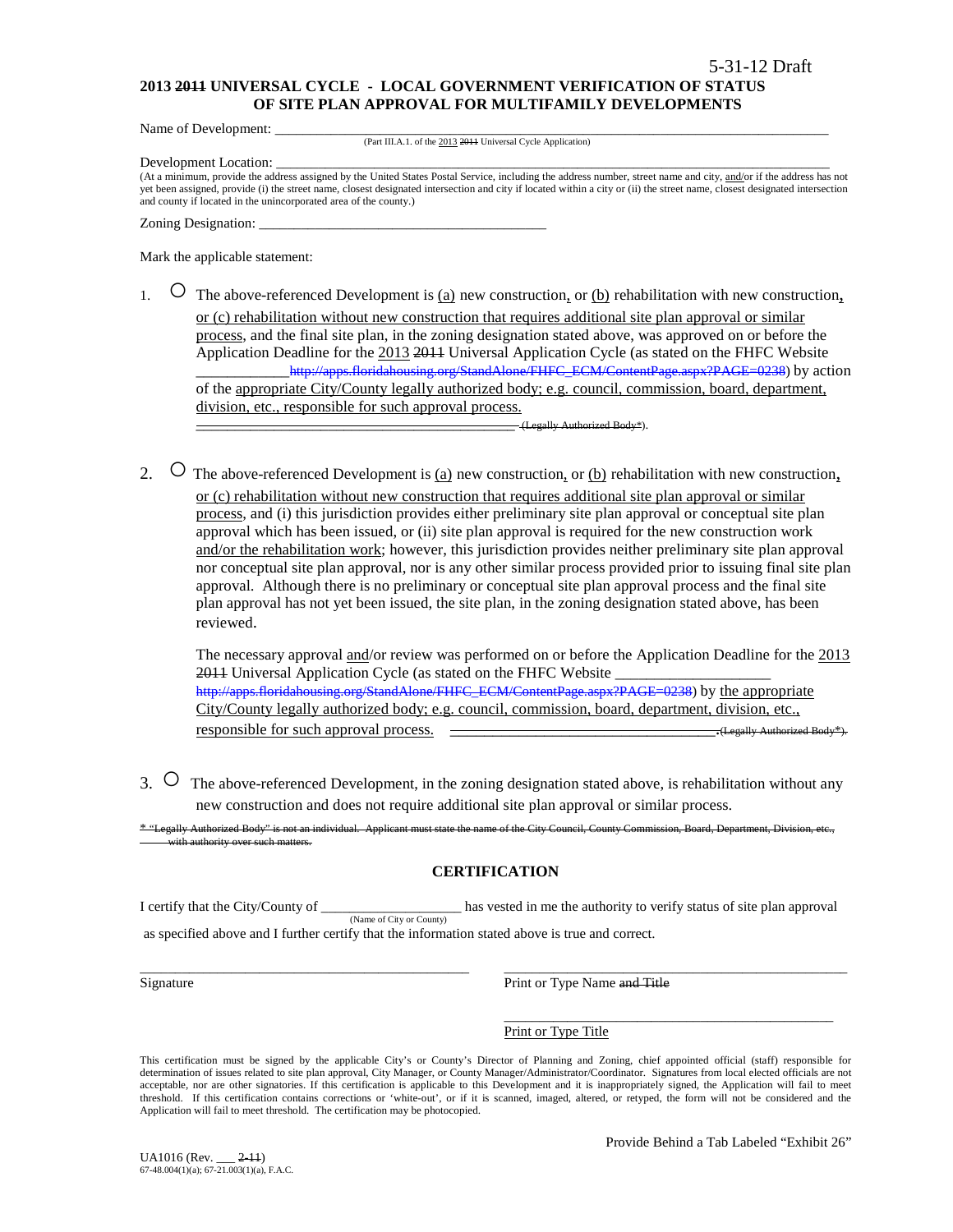5-31-12 Draft

**2013 ~~2011~~ UNIVERSAL CYCLE - LOCAL GOVERNMENT VERIFICATION OF STATUS OF SITE PLAN APPROVAL FOR MULTIFAMILY DEVELOPMENTS**

Name of Development: ______________________________________________________________
(Part III.A.1. of the 2013 ~~2011~~ Universal Cycle Application)

Development Location: ______________________________________________________________
(At a minimum, provide the address assigned by the United States Postal Service, including the address number, street name and city, and/or if the address has not yet been assigned, provide (i) the street name, closest designated intersection and city if located within a city or (ii) the street name, closest designated intersection and county if located in the unincorporated area of the county.)

Zoning Designation: ________________________________________

Mark the applicable statement:

1. ○ The above-referenced Development is (a) new construction, or (b) rehabilitation with new construction, or (c) rehabilitation without new construction that requires additional site plan approval or similar process, and the final site plan, in the zoning designation stated above, was approved on or before the Application Deadline for the 2013 ~~2011~~ Universal Application Cycle (as stated on the FHFC Website ____________ ~~http://apps.floridahousing.org/StandAlone/FHFC_ECM/ContentPage.aspx?PAGE=0238~~) by action of the appropriate City/County legally authorized body; e.g. council, commission, board, department, division, etc., responsible for such approval process. ~~____________________________________________ (Legally Authorized Body*)~~.

2. ○ The above-referenced Development is (a) new construction, or (b) rehabilitation with new construction, or (c) rehabilitation without new construction that requires additional site plan approval or similar process, and (i) this jurisdiction provides either preliminary site plan approval or conceptual site plan approval which has been issued, or (ii) site plan approval is required for the new construction work and/or the rehabilitation work; however, this jurisdiction provides neither preliminary site plan approval nor conceptual site plan approval, nor is any other similar process provided prior to issuing final site plan approval. Although there is no preliminary or conceptual site plan approval process and the final site plan approval has not yet been issued, the site plan, in the zoning designation stated above, has been reviewed.

   The necessary approval and/or review was performed on or before the Application Deadline for the 2013 ~~2011~~ Universal Application Cycle (as stated on the FHFC Website ____________________ ~~http://apps.floridahousing.org/StandAlone/FHFC_ECM/ContentPage.aspx?PAGE=0238~~) by the appropriate City/County legally authorized body; e.g. council, commission, board, department, division, etc., responsible for such approval process. ~~____________________________________ (Legally Authorized Body*)~~.

3. ○ The above-referenced Development, in the zoning designation stated above, is rehabilitation without any new construction and does not require additional site plan approval or similar process.

~~* "Legally Authorized Body" is not an individual. Applicant must state the name of the City Council, County Commission, Board, Department, Division, etc., with authority over such matters.~~

## CERTIFICATION

I certify that the City/County of ___________________ has vested in me the authority to verify status of site plan approval as specified above and I further certify that the information stated above is true and correct.
(Name of City or County)

_______________________________________________ _______________________________________________

Signature Print or Type Name ~~and Title~~

_______________________________________________

Print or Type Title

This certification must be signed by the applicable City's or County's Director of Planning and Zoning, chief appointed official (staff) responsible for determination of issues related to site plan approval, City Manager, or County Manager/Administrator/Coordinator. Signatures from local elected officials are not acceptable, nor are other signatories. If this certification is applicable to this Development and it is inappropriately signed, the Application will fail to meet threshold. If this certification contains corrections or 'white-out', or if it is scanned, imaged, altered, or retyped, the form will not be considered and the Application will fail to meet threshold. The certification may be photocopied.

Provide Behind a Tab Labeled "Exhibit 26"

UA1016 (Rev. ___ ~~2-11~~)
67-48.004(1)(a); 67-21.003(1)(a), F.A.C.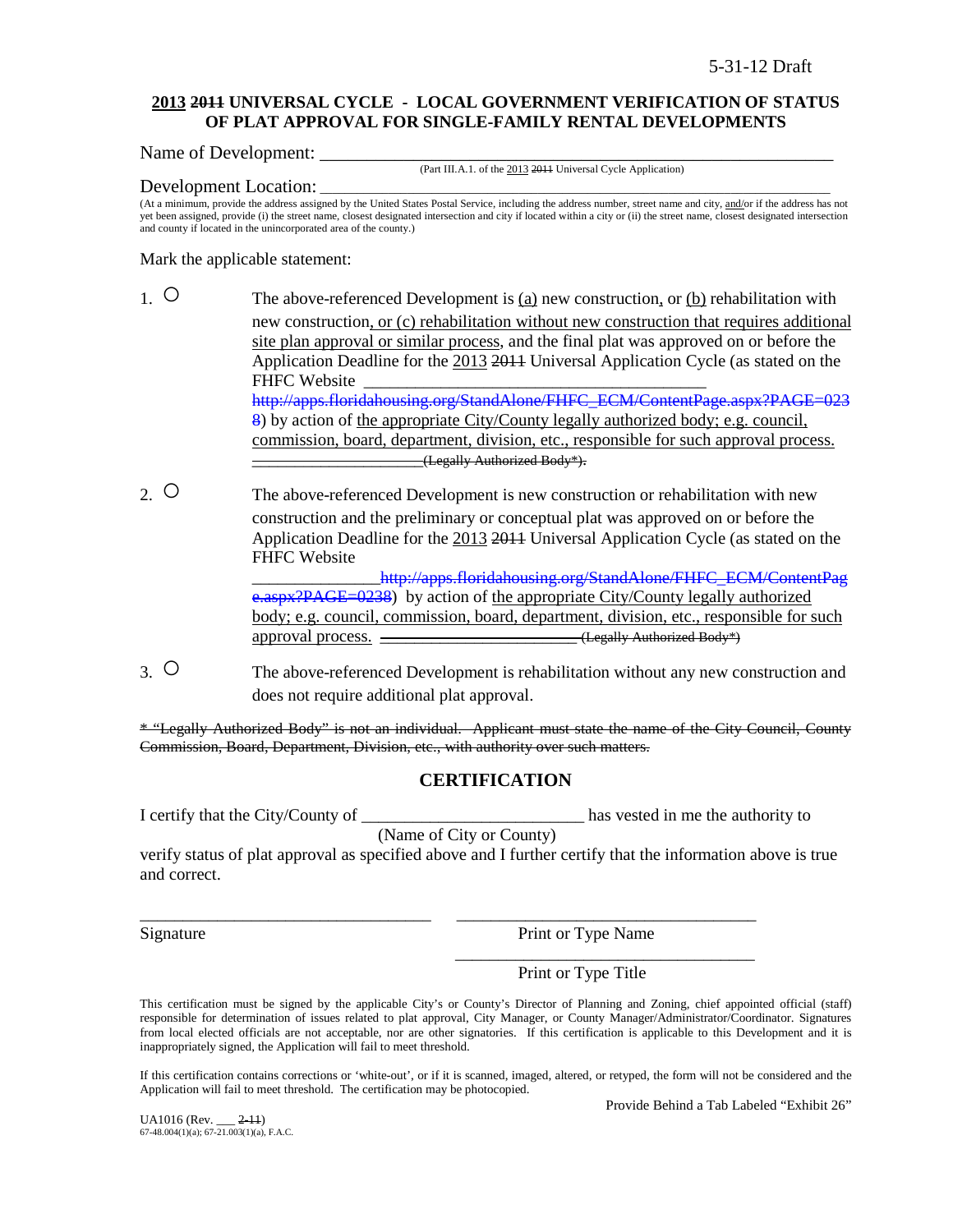5-31-12 Draft

**2013 ~~2011~~ UNIVERSAL CYCLE - LOCAL GOVERNMENT VERIFICATION OF STATUS OF PLAT APPROVAL FOR SINGLE-FAMILY RENTAL DEVELOPMENTS**

Name of Development: ___________________________________________________

(Part III.A.1. of the 2013 ~~2011~~ Universal Cycle Application)

Development Location: ___________________________________________________

(At a minimum, provide the address assigned by the United States Postal Service, including the address number, street name and city, and/or if the address has not yet been assigned, provide (i) the street name, closest designated intersection and city if located within a city or (ii) the street name, closest designated intersection and county if located in the unincorporated area of the county.)

Mark the applicable statement:

1. ○ The above-referenced Development is (a) new construction, or (b) rehabilitation with new construction, or (c) rehabilitation without new construction that requires additional site plan approval or similar process, and the final plat was approved on or before the Application Deadline for the 2013 ~~2011~~ Universal Application Cycle (as stated on the FHFC Website ________________________________________ ~~http://apps.floridahousing.org/StandAlone/FHFC_ECM/ContentPage.aspx?PAGE=0238~~) by action of the appropriate City/County legally authorized body; e.g. council, commission, board, department, division, etc., responsible for such approval process. ~~____________________(Legally Authorized Body*).~~

2. ○ The above-referenced Development is new construction or rehabilitation with new construction and the preliminary or conceptual plat was approved on or before the Application Deadline for the 2013 ~~2011~~ Universal Application Cycle (as stated on the FHFC Website _______________~~http://apps.floridahousing.org/StandAlone/FHFC_ECM/ContentPage.aspx?PAGE=0238~~) by action of the appropriate City/County legally authorized body; e.g. council, commission, board, department, division, etc., responsible for such approval process. ~~______________________(Legally Authorized Body*)~~

3. ○ The above-referenced Development is rehabilitation without any new construction and does not require additional plat approval.

~~* "Legally Authorized Body" is not an individual. Applicant must state the name of the City Council, County Commission, Board, Department, Division, etc., with authority over such matters.~~

## CERTIFICATION

I certify that the City/County of _________________________ has vested in me the authority to
(Name of City or County)
verify status of plat approval as specified above and I further certify that the information above is true and correct.

_________________________________ _________________________________
Signature Print or Type Name

_________________________________
Print or Type Title

This certification must be signed by the applicable City's or County's Director of Planning and Zoning, chief appointed official (staff) responsible for determination of issues related to plat approval, City Manager, or County Manager/Administrator/Coordinator. Signatures from local elected officials are not acceptable, nor are other signatories. If this certification is applicable to this Development and it is inappropriately signed, the Application will fail to meet threshold.

If this certification contains corrections or 'white-out', or if it is scanned, imaged, altered, or retyped, the form will not be considered and the Application will fail to meet threshold. The certification may be photocopied.

Provide Behind a Tab Labeled "Exhibit 26"

UA1016 (Rev. ___ ~~2-11~~)
67-48.004(1)(a); 67-21.003(1)(a), F.A.C.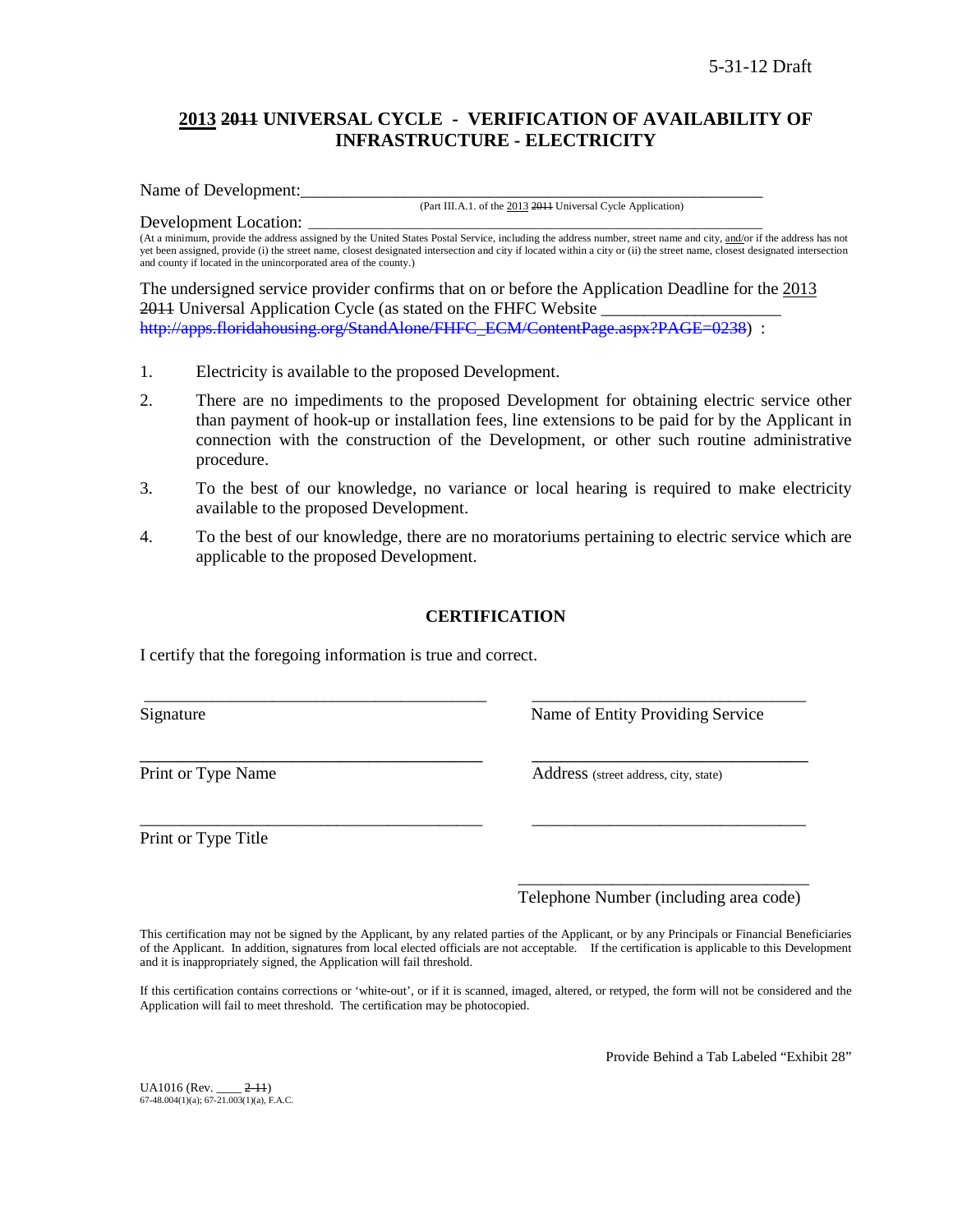5-31-12 Draft

## 2013 ~~2011~~ UNIVERSAL CYCLE - VERIFICATION OF AVAILABILITY OF INFRASTRUCTURE - ELECTRICITY

Name of Development:\_\_\_\_\_\_\_\_\_\_\_\_\_\_\_\_\_\_\_\_\_\_\_\_\_\_\_\_\_\_\_\_\_\_\_\_\_\_\_\_\_\_\_\_\_\_\_\_\_\_\_\_\_\_\_\_\_\_

(Part III.A.1. of the 2013 ~~2011~~ Universal Cycle Application)

Development Location: \_\_\_\_\_\_\_\_\_\_\_\_\_\_\_\_\_\_\_\_\_\_\_\_\_\_\_\_\_\_\_\_\_\_\_\_\_\_\_\_\_\_\_\_\_\_\_\_\_\_\_\_\_\_\_\_\_\_

(At a minimum, provide the address assigned by the United States Postal Service, including the address number, street name and city, and/or if the address has not yet been assigned, provide (i) the street name, closest designated intersection and city if located within a city or (ii) the street name, closest designated intersection and county if located in the unincorporated area of the county.)

The undersigned service provider confirms that on or before the Application Deadline for the 2013 ~~2011~~ Universal Application Cycle (as stated on the FHFC Website \_\_\_\_\_\_\_\_\_\_\_\_\_\_\_\_\_\_\_\_\_ ~~http://apps.floridahousing.org/StandAlone/FHFC_ECM/ContentPage.aspx?PAGE=0238~~) :

1. Electricity is available to the proposed Development.
2. There are no impediments to the proposed Development for obtaining electric service other than payment of hook-up or installation fees, line extensions to be paid for by the Applicant in connection with the construction of the Development, or other such routine administrative procedure.
3. To the best of our knowledge, no variance or local hearing is required to make electricity available to the proposed Development.
4. To the best of our knowledge, there are no moratoriums pertaining to electric service which are applicable to the proposed Development.

### CERTIFICATION

I certify that the foregoing information is true and correct.

| | |
|---|---|
| \_\_\_\_\_\_\_\_\_\_\_\_\_\_\_\_\_\_\_\_\_\_\_\_\_\_\_\_\_\_\_\_ | \_\_\_\_\_\_\_\_\_\_\_\_\_\_\_\_\_\_\_\_\_\_\_\_\_\_\_\_\_\_\_\_ |
| Signature | Name of Entity Providing Service |
| \_\_\_\_\_\_\_\_\_\_\_\_\_\_\_\_\_\_\_\_\_\_\_\_\_\_\_\_\_\_\_\_ | \_\_\_\_\_\_\_\_\_\_\_\_\_\_\_\_\_\_\_\_\_\_\_\_\_\_\_\_\_\_\_\_ |
| Print or Type Name | Address (street address, city, state) |
| \_\_\_\_\_\_\_\_\_\_\_\_\_\_\_\_\_\_\_\_\_\_\_\_\_\_\_\_\_\_\_\_ | \_\_\_\_\_\_\_\_\_\_\_\_\_\_\_\_\_\_\_\_\_\_\_\_\_\_\_\_\_\_\_\_ |
| Print or Type Title | |
| | \_\_\_\_\_\_\_\_\_\_\_\_\_\_\_\_\_\_\_\_\_\_\_\_\_\_\_\_\_\_\_\_ |
| | Telephone Number (including area code) |

This certification may not be signed by the Applicant, by any related parties of the Applicant, or by any Principals or Financial Beneficiaries of the Applicant. In addition, signatures from local elected officials are not acceptable. If the certification is applicable to this Development and it is inappropriately signed, the Application will fail threshold.

If this certification contains corrections or 'white-out', or if it is scanned, imaged, altered, or retyped, the form will not be considered and the Application will fail to meet threshold. The certification may be photocopied.

Provide Behind a Tab Labeled "Exhibit 28"

UA1016 (Rev. \_\_\_\_ ~~2-11~~)
67-48.004(1)(a); 67-21.003(1)(a), F.A.C.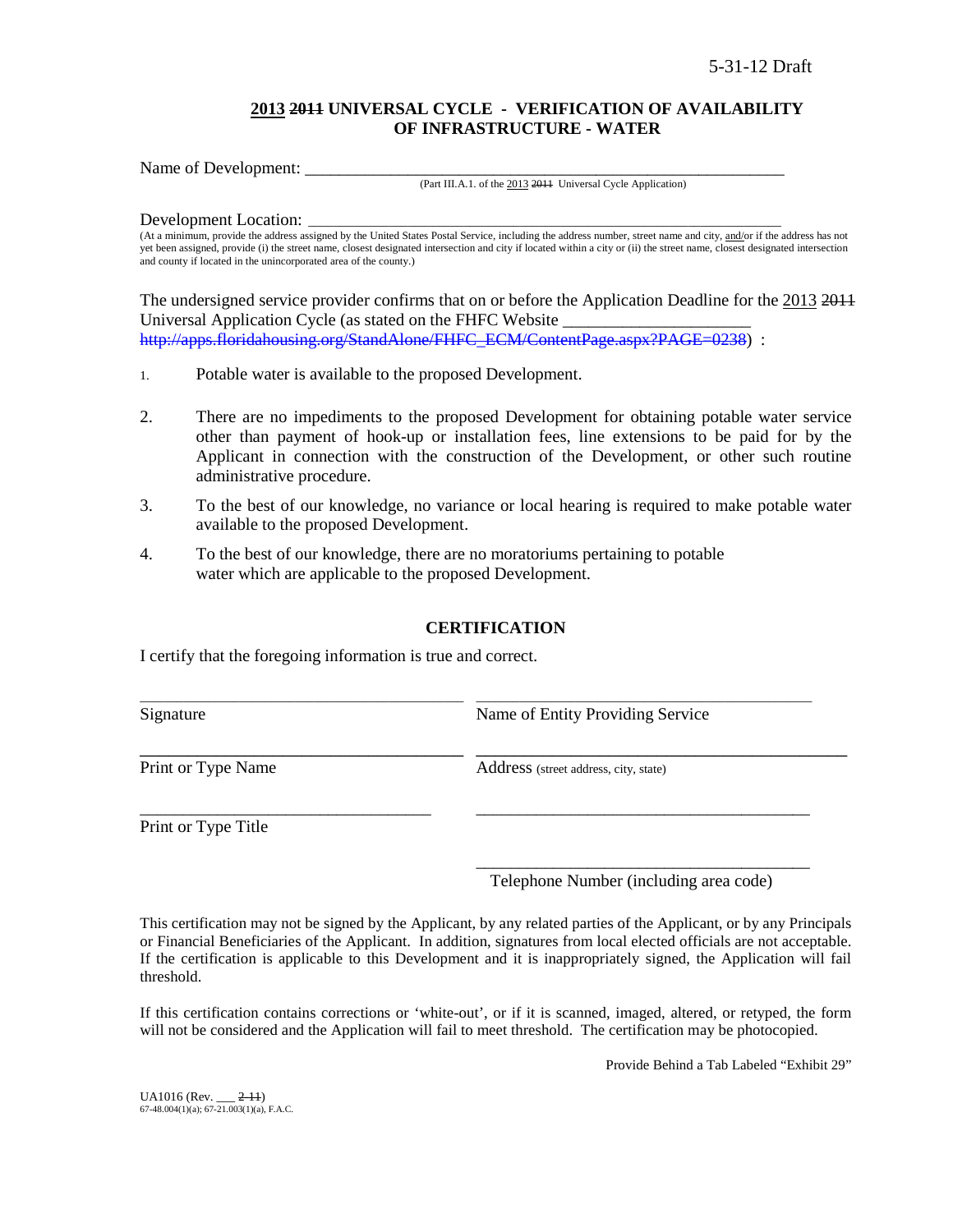5-31-12 Draft

**<u>2013</u> ~~2011~~ UNIVERSAL CYCLE - VERIFICATION OF AVAILABILITY OF INFRASTRUCTURE - WATER**

Name of Development: ___________________________________________________________
(Part III.A.1. of the <u>2013</u> ~~2011~~ Universal Cycle Application)

Development Location: _________________________________________________________
(At a minimum, provide the address assigned by the United States Postal Service, including the address number, street name and city, <u>and</u>/or if the address has not yet been assigned, provide (i) the street name, closest designated intersection and city if located within a city or (ii) the street name, closest designated intersection and county if located in the unincorporated area of the county.)

The undersigned service provider confirms that on or before the Application Deadline for the <u>2013</u> ~~2011~~ Universal Application Cycle (as stated on the FHFC Website ______________________ ~~http://apps.floridahousing.org/StandAlone/FHFC_ECM/ContentPage.aspx?PAGE=0238~~) :

1. Potable water is available to the proposed Development.
2. There are no impediments to the proposed Development for obtaining potable water service other than payment of hook-up or installation fees, line extensions to be paid for by the Applicant in connection with the construction of the Development, or other such routine administrative procedure.
3. To the best of our knowledge, no variance or local hearing is required to make potable water available to the proposed Development.
4. To the best of our knowledge, there are no moratoriums pertaining to potable water which are applicable to the proposed Development.

**CERTIFICATION**

I certify that the foregoing information is true and correct.

| | |
|---|---|
| ______________________________ | ______________________________ |
| Signature | Name of Entity Providing Service |
| ______________________________ | ______________________________ |
| Print or Type Name | Address (street address, city, state) |
| ______________________________ | ______________________________ |
| Print or Type Title | |
| | ______________________________ |
| | Telephone Number (including area code) |

This certification may not be signed by the Applicant, by any related parties of the Applicant, or by any Principals or Financial Beneficiaries of the Applicant. In addition, signatures from local elected officials are not acceptable. If the certification is applicable to this Development and it is inappropriately signed, the Application will fail threshold.

If this certification contains corrections or 'white-out', or if it is scanned, imaged, altered, or retyped, the form will not be considered and the Application will fail to meet threshold. The certification may be photocopied.

Provide Behind a Tab Labeled "Exhibit 29"

UA1016 (Rev. ___ ~~2-11~~)
67-48.004(1)(a); 67-21.003(1)(a), F.A.C.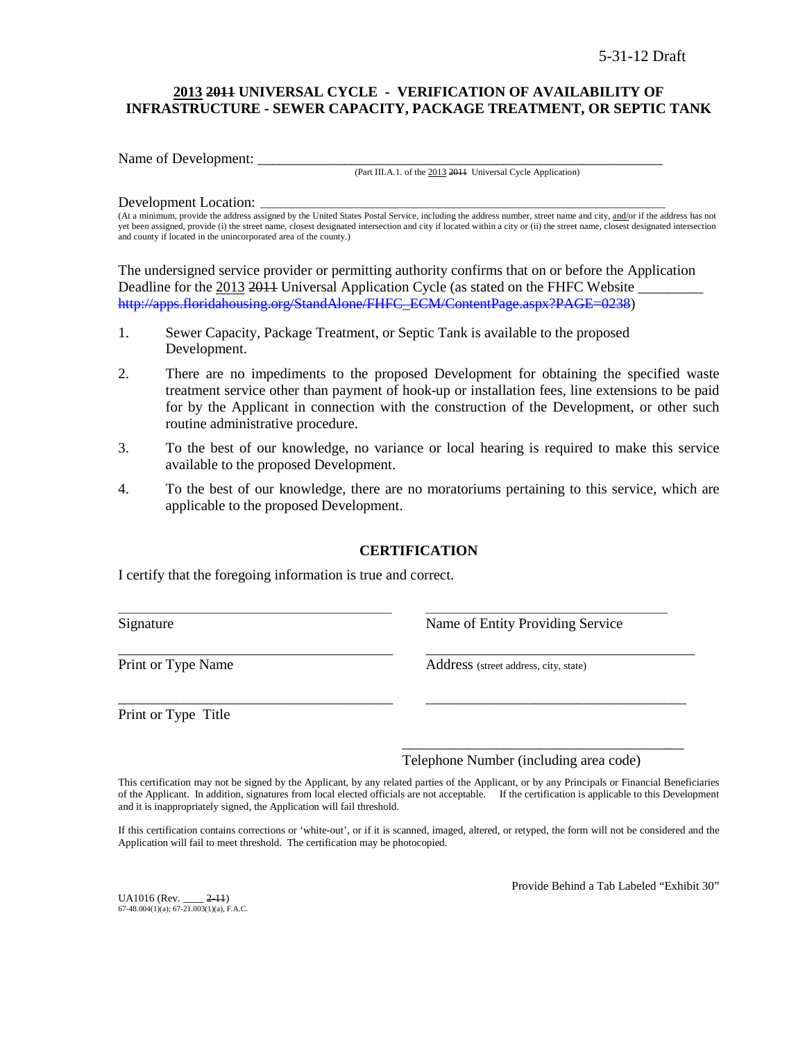5-31-12 Draft

## 2013 ~~2011~~ UNIVERSAL CYCLE - VERIFICATION OF AVAILABILITY OF INFRASTRUCTURE - SEWER CAPACITY, PACKAGE TREATMENT, OR SEPTIC TANK

Name of Development: ___________________________________________________________

(Part III.A.1. of the 2013 ~~2011~~ Universal Cycle Application)

Development Location: __________________________________________________________

(At a minimum, provide the address assigned by the United States Postal Service, including the address number, street name and city, and/or if the address has not yet been assigned, provide (i) the street name, closest designated intersection and city if located within a city or (ii) the street name, closest designated intersection and county if located in the unincorporated area of the county.)

The undersigned service provider or permitting authority confirms that on or before the Application Deadline for the 2013 ~~2011~~ Universal Application Cycle (as stated on the FHFC Website _________ ~~http://apps.floridahousing.org/StandAlone/FHFC_ECM/ContentPage.aspx?PAGE=0238~~)

1. Sewer Capacity, Package Treatment, or Septic Tank is available to the proposed Development.
2. There are no impediments to the proposed Development for obtaining the specified waste treatment service other than payment of hook-up or installation fees, line extensions to be paid for by the Applicant in connection with the construction of the Development, or other such routine administrative procedure.
3. To the best of our knowledge, no variance or local hearing is required to make this service available to the proposed Development.
4. To the best of our knowledge, there are no moratoriums pertaining to this service, which are applicable to the proposed Development.

### CERTIFICATION

I certify that the foregoing information is true and correct.

_______________________________________ Signature

_______________________________________ Name of Entity Providing Service

_______________________________________ Print or Type Name

_______________________________________ Address (street address, city, state)

_______________________________________ Print or Type Title

_______________________________________

_______________________________________ Telephone Number (including area code)

This certification may not be signed by the Applicant, by any related parties of the Applicant, or by any Principals or Financial Beneficiaries of the Applicant. In addition, signatures from local elected officials are not acceptable. If the certification is applicable to this Development and it is inappropriately signed, the Application will fail threshold.

If this certification contains corrections or 'white-out', or if it is scanned, imaged, altered, or retyped, the form will not be considered and the Application will fail to meet threshold. The certification may be photocopied.

Provide Behind a Tab Labeled "Exhibit 30"

UA1016 (Rev. ____ ~~2-11~~)
67-48.004(1)(a); 67-21.003(1)(a), F.A.C.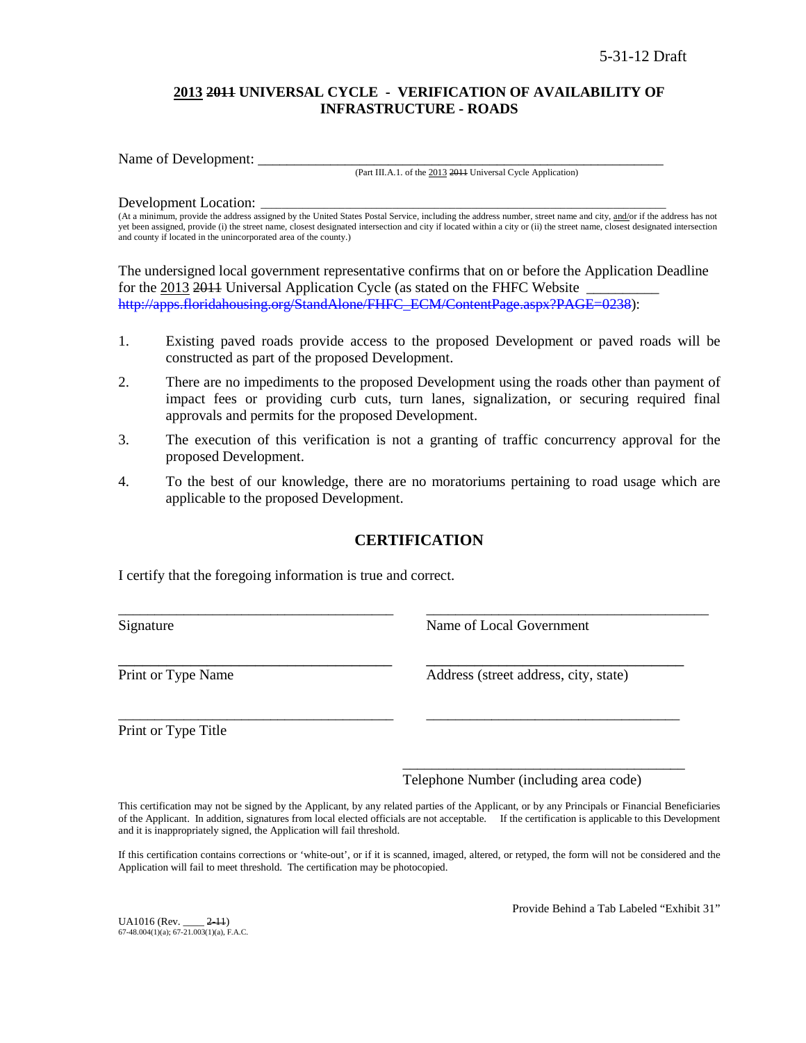5-31-12 Draft

## 2013 ~~2011~~ UNIVERSAL CYCLE - VERIFICATION OF AVAILABILITY OF INFRASTRUCTURE - ROADS

Name of Development: \_\_\_\_\_\_\_\_\_\_\_\_\_\_\_\_\_\_\_\_\_\_\_\_\_\_\_\_\_\_\_\_\_\_\_\_\_\_\_\_\_\_\_\_\_\_\_\_\_\_\_\_\_\_\_\_\_\_
(Part III.A.1. of the 2013 ~~2011~~ Universal Cycle Application)

Development Location: \_\_\_\_\_\_\_\_\_\_\_\_\_\_\_\_\_\_\_\_\_\_\_\_\_\_\_\_\_\_\_\_\_\_\_\_\_\_\_\_\_\_\_\_\_\_\_\_\_\_\_\_\_\_\_\_\_\_
(At a minimum, provide the address assigned by the United States Postal Service, including the address number, street name and city, and/or if the address has not yet been assigned, provide (i) the street name, closest designated intersection and city if located within a city or (ii) the street name, closest designated intersection and county if located in the unincorporated area of the county.)

The undersigned local government representative confirms that on or before the Application Deadline for the 2013 ~~2011~~ Universal Application Cycle (as stated on the FHFC Website \_\_\_\_\_\_\_\_\_\_ ~~http://apps.floridahousing.org/StandAlone/FHFC_ECM/ContentPage.aspx?PAGE=0238~~):

1. Existing paved roads provide access to the proposed Development or paved roads will be constructed as part of the proposed Development.
2. There are no impediments to the proposed Development using the roads other than payment of impact fees or providing curb cuts, turn lanes, signalization, or securing required final approvals and permits for the proposed Development.
3. The execution of this verification is not a granting of traffic concurrency approval for the proposed Development.
4. To the best of our knowledge, there are no moratoriums pertaining to road usage which are applicable to the proposed Development.

## CERTIFICATION

I certify that the foregoing information is true and correct.

\_\_\_\_\_\_\_\_\_\_\_\_\_\_\_\_\_\_\_\_\_\_\_\_\_\_\_\_\_\_\_\_\_\_\_\_
Signature

\_\_\_\_\_\_\_\_\_\_\_\_\_\_\_\_\_\_\_\_\_\_\_\_\_\_\_\_\_\_\_\_\_\_\_\_
Print or Type Name

\_\_\_\_\_\_\_\_\_\_\_\_\_\_\_\_\_\_\_\_\_\_\_\_\_\_\_\_\_\_\_\_\_\_\_\_
Print or Type Title

\_\_\_\_\_\_\_\_\_\_\_\_\_\_\_\_\_\_\_\_\_\_\_\_\_\_\_\_\_\_\_\_\_\_\_\_
Name of Local Government

\_\_\_\_\_\_\_\_\_\_\_\_\_\_\_\_\_\_\_\_\_\_\_\_\_\_\_\_\_\_\_\_\_\_\_\_
Address (street address, city, state)

\_\_\_\_\_\_\_\_\_\_\_\_\_\_\_\_\_\_\_\_\_\_\_\_\_\_\_\_\_\_\_\_\_\_\_\_

\_\_\_\_\_\_\_\_\_\_\_\_\_\_\_\_\_\_\_\_\_\_\_\_\_\_\_\_\_\_\_\_\_\_\_\_
Telephone Number (including area code)

This certification may not be signed by the Applicant, by any related parties of the Applicant, or by any Principals or Financial Beneficiaries of the Applicant. In addition, signatures from local elected officials are not acceptable. If the certification is applicable to this Development and it is inappropriately signed, the Application will fail threshold.

If this certification contains corrections or 'white-out', or if it is scanned, imaged, altered, or retyped, the form will not be considered and the Application will fail to meet threshold. The certification may be photocopied.

Provide Behind a Tab Labeled "Exhibit 31"

UA1016 (Rev. \_\_\_\_ ~~2-11~~)
67-48.004(1)(a); 67-21.003(1)(a), F.A.C.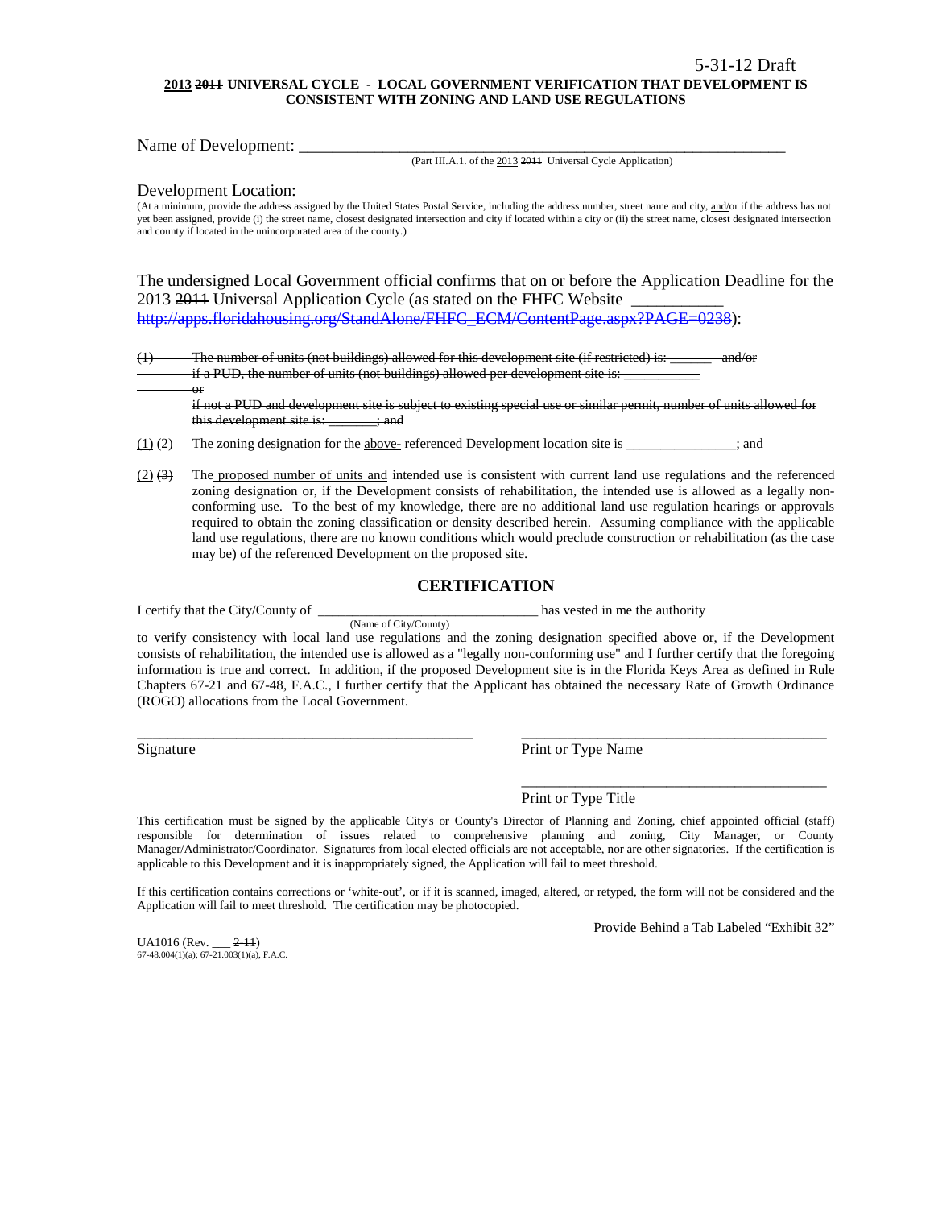5-31-12 Draft

**<u>2013</u> ~~2011~~ UNIVERSAL CYCLE - LOCAL GOVERNMENT VERIFICATION THAT DEVELOPMENT IS CONSISTENT WITH ZONING AND LAND USE REGULATIONS**

Name of Development: ________________________________________________________________

(Part III.A.1. of the <u>2013</u> ~~2011~~ Universal Cycle Application)

Development Location: ________________________________________________________________

(At a minimum, provide the address assigned by the United States Postal Service, including the address number, street name and city, <u>and/</u>or if the address has not yet been assigned, provide (i) the street name, closest designated intersection and city if located within a city or (ii) the street name, closest designated intersection and county if located in the unincorporated area of the county.)

The undersigned Local Government official confirms that on or before the Application Deadline for the 2013 ~~2011~~ Universal Application Cycle (as stated on the FHFC Website ___________ ~~http://apps.floridahousing.org/StandAlone/FHFC_ECM/ContentPage.aspx?PAGE=0238~~):

~~(1) The number of units (not buildings) allowed for this development site (if restricted) is: _______ and/or if a PUD, the number of units (not buildings) allowed per development site is: ___________ or if not a PUD and development site is subject to existing special use or similar permit, number of units allowed for this development site is: _______; and~~

<u>(1)</u> ~~(2)~~ The zoning designation for the <u>above-</u> referenced Development location ~~site~~ is _______________; and

<u>(2)</u> ~~(3)~~ The <u>proposed number of units and</u> intended use is consistent with current land use regulations and the referenced zoning designation or, if the Development consists of rehabilitation, the intended use is allowed as a legally non-conforming use. To the best of my knowledge, there are no additional land use regulation hearings or approvals required to obtain the zoning classification or density described herein. Assuming compliance with the applicable land use regulations, there are no known conditions which would preclude construction or rehabilitation (as the case may be) of the referenced Development on the proposed site.

## CERTIFICATION

I certify that the City/County of ______________________________ has vested in me the authority

(Name of City/County)

to verify consistency with local land use regulations and the zoning designation specified above or, if the Development consists of rehabilitation, the intended use is allowed as a "legally non-conforming use" and I further certify that the foregoing information is true and correct. In addition, if the proposed Development site is in the Florida Keys Area as defined in Rule Chapters 67-21 and 67-48, F.A.C., I further certify that the Applicant has obtained the necessary Rate of Growth Ordinance (ROGO) allocations from the Local Government.

_______________________________________ Signature

_______________________________________ Print or Type Name

_______________________________________ Print or Type Title

This certification must be signed by the applicable City's or County's Director of Planning and Zoning, chief appointed official (staff) responsible for determination of issues related to comprehensive planning and zoning, City Manager, or County Manager/Administrator/Coordinator. Signatures from local elected officials are not acceptable, nor are other signatories. If the certification is applicable to this Development and it is inappropriately signed, the Application will fail to meet threshold.

If this certification contains corrections or 'white-out', or if it is scanned, imaged, altered, or retyped, the form will not be considered and the Application will fail to meet threshold. The certification may be photocopied.

Provide Behind a Tab Labeled "Exhibit 32"

UA1016 (Rev. ___ ~~2-11~~)
67-48.004(1)(a); 67-21.003(1)(a), F.A.C.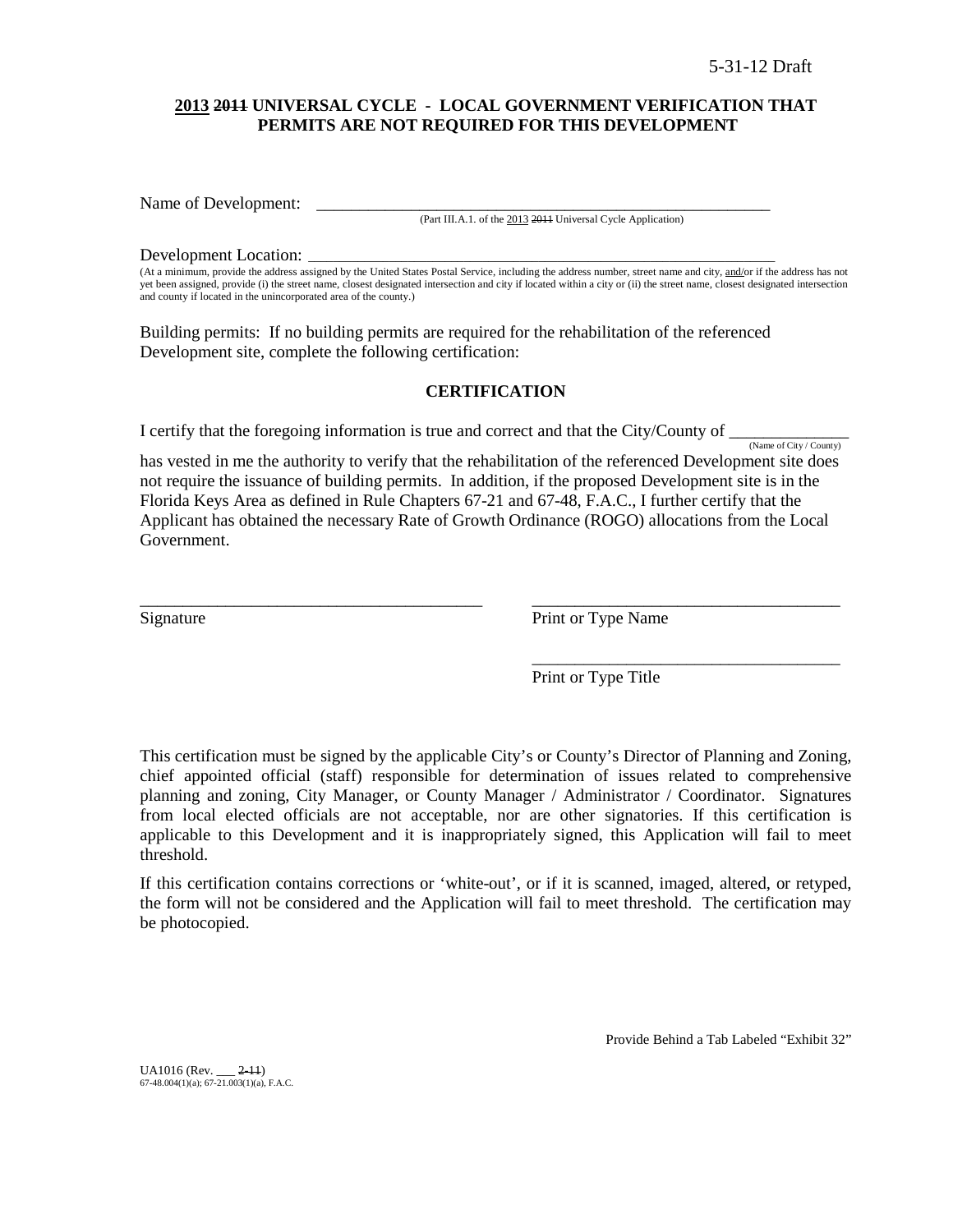5-31-12 Draft

## 2013 ~~2011~~ UNIVERSAL CYCLE - LOCAL GOVERNMENT VERIFICATION THAT PERMITS ARE NOT REQUIRED FOR THIS DEVELOPMENT

Name of Development: \_\_\_\_\_\_\_\_\_\_\_\_\_\_\_\_\_\_\_\_\_\_\_\_\_\_\_\_\_\_\_\_\_\_\_\_\_\_\_\_\_\_\_\_\_\_\_\_\_\_\_\_\_\_\_\_
(Part III.A.1. of the 2013 ~~2011~~ Universal Cycle Application)

Development Location: \_\_\_\_\_\_\_\_\_\_\_\_\_\_\_\_\_\_\_\_\_\_\_\_\_\_\_\_\_\_\_\_\_\_\_\_\_\_\_\_\_\_\_\_\_\_\_\_\_\_\_\_\_\_\_\_
(At a minimum, provide the address assigned by the United States Postal Service, including the address number, street name and city, and/or if the address has not yet been assigned, provide (i) the street name, closest designated intersection and city if located within a city or (ii) the street name, closest designated intersection and county if located in the unincorporated area of the county.)

Building permits: If no building permits are required for the rehabilitation of the referenced Development site, complete the following certification:

### CERTIFICATION

I certify that the foregoing information is true and correct and that the City/County of \_\_\_\_\_\_\_\_\_\_\_\_\_\_ (Name of City / County) has vested in me the authority to verify that the rehabilitation of the referenced Development site does not require the issuance of building permits. In addition, if the proposed Development site is in the Florida Keys Area as defined in Rule Chapters 67-21 and 67-48, F.A.C., I further certify that the Applicant has obtained the necessary Rate of Growth Ordinance (ROGO) allocations from the Local Government.

\_\_\_\_\_\_\_\_\_\_\_\_\_\_\_\_\_\_\_\_\_\_\_\_\_\_\_\_\_\_\_\_\_\_\_\_\_\_\_\_ \_\_\_\_\_\_\_\_\_\_\_\_\_\_\_\_\_\_\_\_\_\_\_\_\_\_\_\_\_\_\_\_\_\_\_\_
Signature Print or Type Name

\_\_\_\_\_\_\_\_\_\_\_\_\_\_\_\_\_\_\_\_\_\_\_\_\_\_\_\_\_\_\_\_\_\_\_\_
Print or Type Title

This certification must be signed by the applicable City's or County's Director of Planning and Zoning, chief appointed official (staff) responsible for determination of issues related to comprehensive planning and zoning, City Manager, or County Manager / Administrator / Coordinator. Signatures from local elected officials are not acceptable, nor are other signatories. If this certification is applicable to this Development and it is inappropriately signed, this Application will fail to meet threshold.

If this certification contains corrections or 'white-out', or if it is scanned, imaged, altered, or retyped, the form will not be considered and the Application will fail to meet threshold. The certification may be photocopied.

Provide Behind a Tab Labeled "Exhibit 32"

UA1016 (Rev. \_\_\_ ~~2-11~~)
67-48.004(1)(a); 67-21.003(1)(a), F.A.C.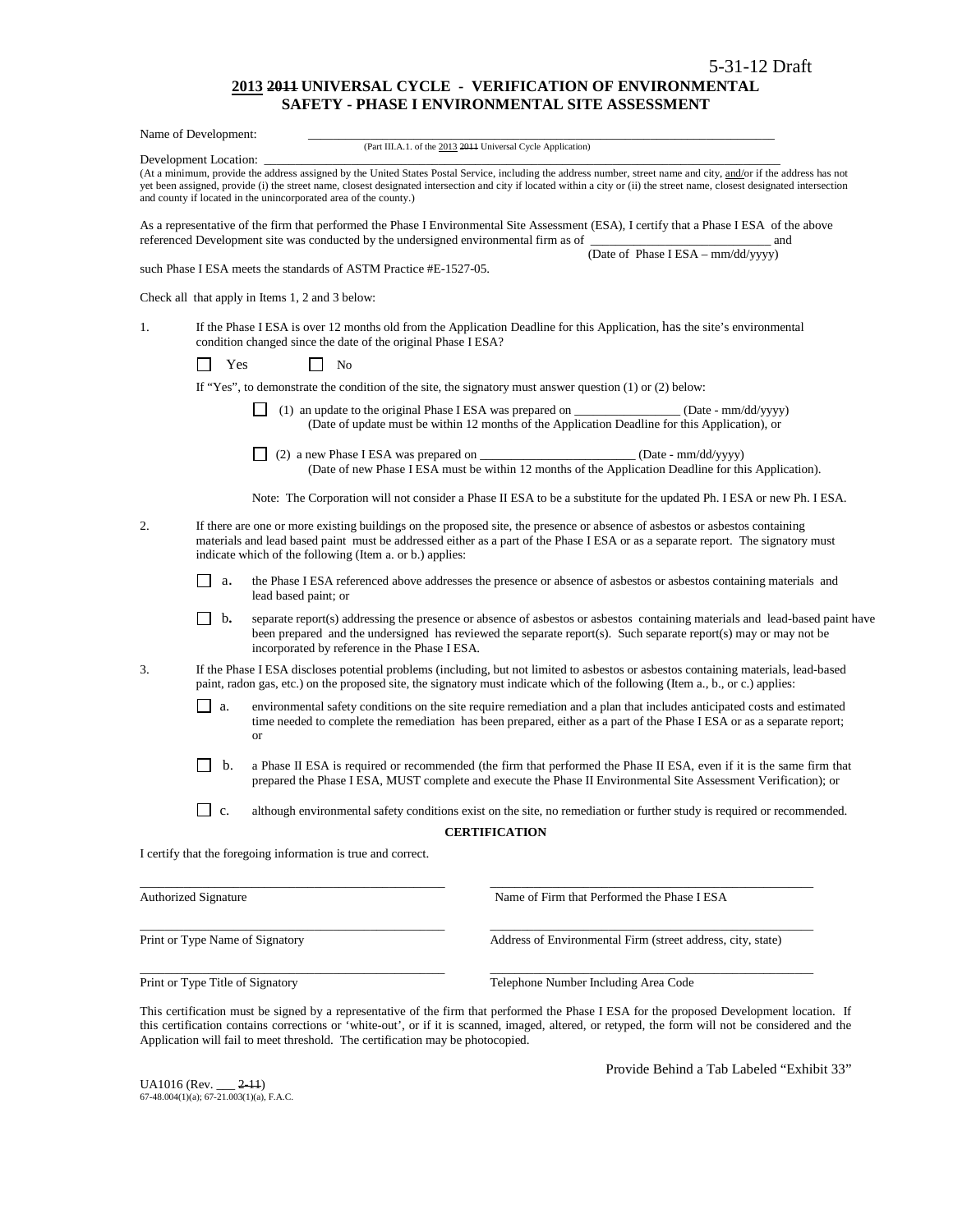5-31-12 Draft

# 2013 ~~2011~~ UNIVERSAL CYCLE - VERIFICATION OF ENVIRONMENTAL SAFETY - PHASE I ENVIRONMENTAL SITE ASSESSMENT

Name of Development: ______________________________________________________________
(Part III.A.1. of the 2013 ~~2011~~ Universal Cycle Application)

Development Location: ______________________________________________________________
(At a minimum, provide the address assigned by the United States Postal Service, including the address number, street name and city, and/or if the address has not yet been assigned, provide (i) the street name, closest designated intersection and city if located within a city or (ii) the street name, closest designated intersection and county if located in the unincorporated area of the county.)

As a representative of the firm that performed the Phase I Environmental Site Assessment (ESA), I certify that a Phase I ESA of the above referenced Development site was conducted by the undersigned environmental firm as of ____________________________ and
(Date of Phase I ESA – mm/dd/yyyy)

such Phase I ESA meets the standards of ASTM Practice #E-1527-05.

Check all that apply in Items 1, 2 and 3 below:

1. If the Phase I ESA is over 12 months old from the Application Deadline for this Application, has the site's environmental condition changed since the date of the original Phase I ESA?

   ☐ Yes ☐ No

   If "Yes", to demonstrate the condition of the site, the signatory must answer question (1) or (2) below:

   ☐ (1) an update to the original Phase I ESA was prepared on ________________ (Date - mm/dd/yyyy)
   (Date of update must be within 12 months of the Application Deadline for this Application), or

   ☐ (2) a new Phase I ESA was prepared on _______________________ (Date - mm/dd/yyyy)
   (Date of new Phase I ESA must be within 12 months of the Application Deadline for this Application).

   Note: The Corporation will not consider a Phase II ESA to be a substitute for the updated Ph. I ESA or new Ph. I ESA.

2. If there are one or more existing buildings on the proposed site, the presence or absence of asbestos or asbestos containing materials and lead based paint must be addressed either as a part of the Phase I ESA or as a separate report. The signatory must indicate which of the following (Item a. or b.) applies:

   ☐ a. the Phase I ESA referenced above addresses the presence or absence of asbestos or asbestos containing materials and lead based paint; or

   ☐ b. separate report(s) addressing the presence or absence of asbestos or asbestos containing materials and lead-based paint have been prepared and the undersigned has reviewed the separate report(s). Such separate report(s) may or may not be incorporated by reference in the Phase I ESA.

3. If the Phase I ESA discloses potential problems (including, but not limited to asbestos or asbestos containing materials, lead-based paint, radon gas, etc.) on the proposed site, the signatory must indicate which of the following (Item a., b., or c.) applies:

   ☐ a. environmental safety conditions on the site require remediation and a plan that includes anticipated costs and estimated time needed to complete the remediation has been prepared, either as a part of the Phase I ESA or as a separate report; or

   ☐ b. a Phase II ESA is required or recommended (the firm that performed the Phase II ESA, even if it is the same firm that prepared the Phase I ESA, MUST complete and execute the Phase II Environmental Site Assessment Verification); or

   ☐ c. although environmental safety conditions exist on the site, no remediation or further study is required or recommended.

**CERTIFICATION**

I certify that the foregoing information is true and correct.

_______________________________________ _______________________________________
Authorized Signature Name of Firm that Performed the Phase I ESA

_______________________________________ _______________________________________
Print or Type Name of Signatory Address of Environmental Firm (street address, city, state)

_______________________________________ _______________________________________
Print or Type Title of Signatory Telephone Number Including Area Code

This certification must be signed by a representative of the firm that performed the Phase I ESA for the proposed Development location. If this certification contains corrections or 'white-out', or if it is scanned, imaged, altered, or retyped, the form will not be considered and the Application will fail to meet threshold. The certification may be photocopied.

Provide Behind a Tab Labeled "Exhibit 33"

UA1016 (Rev. ___ ~~2-11~~)
67-48.004(1)(a); 67-21.003(1)(a), F.A.C.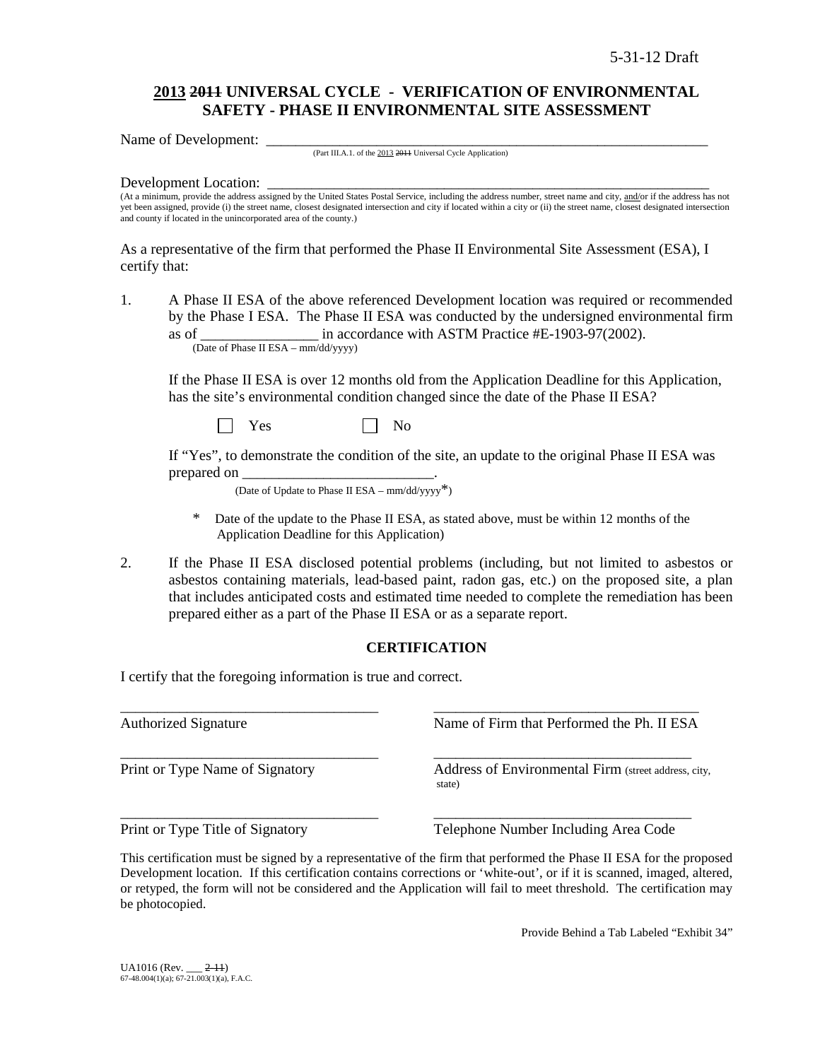5-31-12 Draft

# ~~2011~~ 2013 UNIVERSAL CYCLE - VERIFICATION OF ENVIRONMENTAL SAFETY - PHASE II ENVIRONMENTAL SITE ASSESSMENT

Name of Development: ___________________________________________________________________
(Part III.A.1. of the 2013 ~~2011~~ Universal Cycle Application)

Development Location: ___________________________________________________________________
(At a minimum, provide the address assigned by the United States Postal Service, including the address number, street name and city, and/or if the address has not yet been assigned, provide (i) the street name, closest designated intersection and city if located within a city or (ii) the street name, closest designated intersection and county if located in the unincorporated area of the county.)

As a representative of the firm that performed the Phase II Environmental Site Assessment (ESA), I certify that:

1. A Phase II ESA of the above referenced Development location was required or recommended by the Phase I ESA. The Phase II ESA was conducted by the undersigned environmental firm as of ________________ in accordance with ASTM Practice #E-1903-97(2002).
   (Date of Phase II ESA – mm/dd/yyyy)

   If the Phase II ESA is over 12 months old from the Application Deadline for this Application, has the site's environmental condition changed since the date of the Phase II ESA?

   ☐ Yes ☐ No

   If "Yes", to demonstrate the condition of the site, an update to the original Phase II ESA was prepared on __________________________.
   (Date of Update to Phase II ESA – mm/dd/yyyy*)

   \* Date of the update to the Phase II ESA, as stated above, must be within 12 months of the Application Deadline for this Application)

2. If the Phase II ESA disclosed potential problems (including, but not limited to asbestos or asbestos containing materials, lead-based paint, radon gas, etc.) on the proposed site, a plan that includes anticipated costs and estimated time needed to complete the remediation has been prepared either as a part of the Phase II ESA or as a separate report.

## CERTIFICATION

I certify that the foregoing information is true and correct.

| | |
|---|---|
| ___________________________________ | ___________________________________ |
| Authorized Signature | Name of Firm that Performed the Ph. II ESA |
| ___________________________________ | ___________________________________ |
| Print or Type Name of Signatory | Address of Environmental Firm (street address, city, state) |
| ___________________________________ | ___________________________________ |
| Print or Type Title of Signatory | Telephone Number Including Area Code |

This certification must be signed by a representative of the firm that performed the Phase II ESA for the proposed Development location. If this certification contains corrections or 'white-out', or if it is scanned, imaged, altered, or retyped, the form will not be considered and the Application will fail to meet threshold. The certification may be photocopied.

Provide Behind a Tab Labeled "Exhibit 34"

UA1016 (Rev. ___ ~~2-11~~)
67-48.004(1)(a); 67-21.003(1)(a), F.A.C.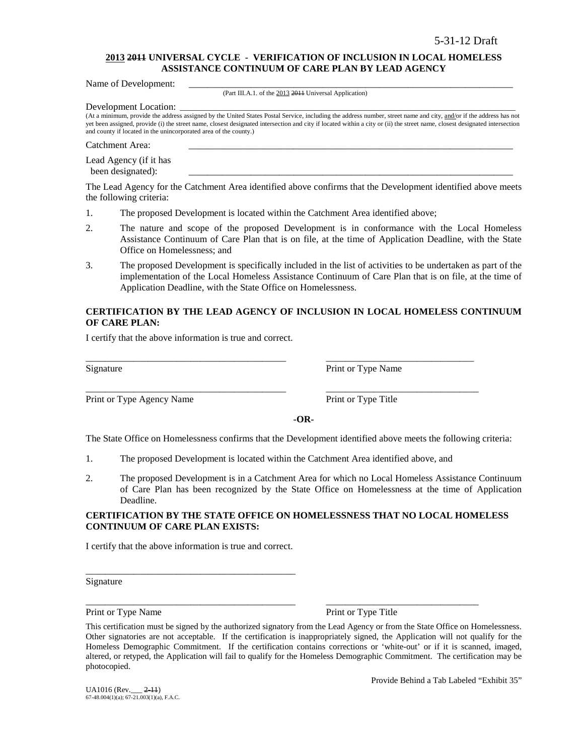5-31-12 Draft

**2013 ~~2011~~ UNIVERSAL CYCLE - VERIFICATION OF INCLUSION IN LOCAL HOMELESS ASSISTANCE CONTINUUM OF CARE PLAN BY LEAD AGENCY**

Name of Development: \_\_\_\_\_\_\_\_\_\_\_\_\_\_\_\_\_\_\_\_\_\_\_\_\_\_\_\_\_\_\_\_\_\_\_\_\_\_\_\_\_\_\_\_\_\_\_\_\_\_\_\_\_\_\_\_\_\_\_\_\_\_\_\_\_\_\_\_\_\_\_\_

(Part III.A.1. of the 2013 ~~2011~~ Universal Application)

Development Location: \_\_\_\_\_\_\_\_\_\_\_\_\_\_\_\_\_\_\_\_\_\_\_\_\_\_\_\_\_\_\_\_\_\_\_\_\_\_\_\_\_\_\_\_\_\_\_\_\_\_\_\_\_\_\_\_\_\_\_\_\_\_\_\_\_\_\_\_\_\_\_\_

(At a minimum, provide the address assigned by the United States Postal Service, including the address number, street name and city, and/or if the address has not yet been assigned, provide (i) the street name, closest designated intersection and city if located within a city or (ii) the street name, closest designated intersection and county if located in the unincorporated area of the county.)

Catchment Area: \_\_\_\_\_\_\_\_\_\_\_\_\_\_\_\_\_\_\_\_\_\_\_\_\_\_\_\_\_\_\_\_\_\_\_\_\_\_\_\_\_\_\_\_\_\_\_\_\_\_\_\_\_\_\_\_\_\_\_\_\_\_\_\_\_\_\_\_\_\_\_\_

Lead Agency (if it has been designated): \_\_\_\_\_\_\_\_\_\_\_\_\_\_\_\_\_\_\_\_\_\_\_\_\_\_\_\_\_\_\_\_\_\_\_\_\_\_\_\_\_\_\_\_\_\_\_\_\_\_\_\_\_\_\_\_\_\_\_\_\_\_\_\_\_\_\_\_\_\_\_\_

The Lead Agency for the Catchment Area identified above confirms that the Development identified above meets the following criteria:

1. The proposed Development is located within the Catchment Area identified above;
2. The nature and scope of the proposed Development is in conformance with the Local Homeless Assistance Continuum of Care Plan that is on file, at the time of Application Deadline, with the State Office on Homelessness; and
3. The proposed Development is specifically included in the list of activities to be undertaken as part of the implementation of the Local Homeless Assistance Continuum of Care Plan that is on file, at the time of Application Deadline, with the State Office on Homelessness.

**CERTIFICATION BY THE LEAD AGENCY OF INCLUSION IN LOCAL HOMELESS CONTINUUM OF CARE PLAN:**

I certify that the above information is true and correct.

\_\_\_\_\_\_\_\_\_\_\_\_\_\_\_\_\_\_\_\_\_\_\_\_\_\_\_\_\_\_\_\_\_\_\_\_\_\_\_\_ \_\_\_\_\_\_\_\_\_\_\_\_\_\_\_\_\_\_\_\_\_\_\_\_\_\_\_\_\_\_\_
Signature Print or Type Name

\_\_\_\_\_\_\_\_\_\_\_\_\_\_\_\_\_\_\_\_\_\_\_\_\_\_\_\_\_\_\_\_\_\_\_\_\_\_\_\_ \_\_\_\_\_\_\_\_\_\_\_\_\_\_\_\_\_\_\_\_\_\_\_\_\_\_\_\_\_\_\_
Print or Type Agency Name Print or Type Title

**-OR-**

The State Office on Homelessness confirms that the Development identified above meets the following criteria:

1. The proposed Development is located within the Catchment Area identified above, and
2. The proposed Development is in a Catchment Area for which no Local Homeless Assistance Continuum of Care Plan has been recognized by the State Office on Homelessness at the time of Application Deadline.

**CERTIFICATION BY THE STATE OFFICE ON HOMELESSNESS THAT NO LOCAL HOMELESS CONTINUUM OF CARE PLAN EXISTS:**

I certify that the above information is true and correct.

\_\_\_\_\_\_\_\_\_\_\_\_\_\_\_\_\_\_\_\_\_\_\_\_\_\_\_\_\_\_\_\_\_\_\_\_\_\_\_\_
Signature

\_\_\_\_\_\_\_\_\_\_\_\_\_\_\_\_\_\_\_\_\_\_\_\_\_\_\_\_\_\_\_\_\_\_\_\_\_\_\_\_ \_\_\_\_\_\_\_\_\_\_\_\_\_\_\_\_\_\_\_\_\_\_\_\_\_\_\_\_\_\_\_
Print or Type Name Print or Type Title

This certification must be signed by the authorized signatory from the Lead Agency or from the State Office on Homelessness. Other signatories are not acceptable. If the certification is inappropriately signed, the Application will not qualify for the Homeless Demographic Commitment. If the certification contains corrections or 'white-out' or if it is scanned, imaged, altered, or retyped, the Application will fail to qualify for the Homeless Demographic Commitment. The certification may be photocopied.

Provide Behind a Tab Labeled "Exhibit 35"

UA1016 (Rev.\_\_\_ ~~2-11~~)
67-48.004(1)(a); 67-21.003(1)(a), F.A.C.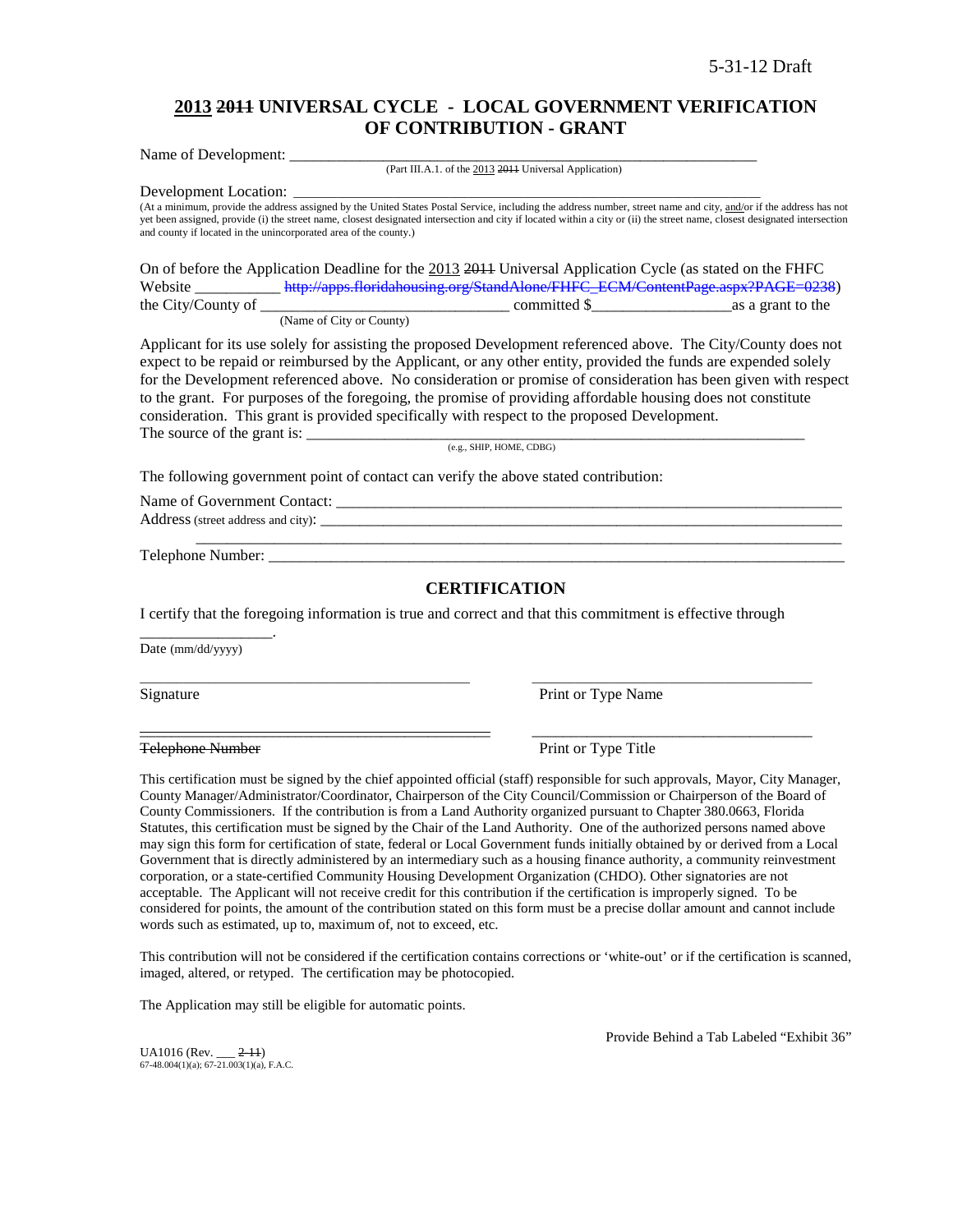# 2013 ~~2011~~ UNIVERSAL CYCLE - LOCAL GOVERNMENT VERIFICATION OF CONTRIBUTION - GRANT

Name of Development: ___________________________________________________________
(Part III.A.1. of the 2013 ~~2011~~ Universal Application)

Development Location: _________________________________________________________
(At a minimum, provide the address assigned by the United States Postal Service, including the address number, street name and city, and/or if the address has not yet been assigned, provide (i) the street name, closest designated intersection and city if located within a city or (ii) the street name, closest designated intersection and county if located in the unincorporated area of the county.)

On of before the Application Deadline for the 2013 ~~2011~~ Universal Application Cycle (as stated on the FHFC Website ___________ ~~http://apps.floridahousing.org/StandAlone/FHFC_ECM/ContentPage.aspx?PAGE=0238~~) the City/County of _______________________________ committed $_________________as a grant to the
(Name of City or County)

Applicant for its use solely for assisting the proposed Development referenced above. The City/County does not expect to be repaid or reimbursed by the Applicant, or any other entity, provided the funds are expended solely for the Development referenced above. No consideration or promise of consideration has been given with respect to the grant. For purposes of the foregoing, the promise of providing affordable housing does not constitute consideration. This grant is provided specifically with respect to the proposed Development.
The source of the grant is: _________________________________________________________________
(e.g., SHIP, HOME, CDBG)

The following government point of contact can verify the above stated contribution:

Name of Government Contact: ________________________________________________________________

Address (street address and city): ______________________________________________________________

______________________________________________________________________________

Telephone Number: _____________________________________________________________________________

## CERTIFICATION

I certify that the foregoing information is true and correct and that this commitment is effective through

_________________.
Date (mm/dd/yyyy)

_____________________________________ _____________________________________

Signature Print or Type Name

_____________________________________ _____________________________________

~~Telephone Number~~ Print or Type Title

This certification must be signed by the chief appointed official (staff) responsible for such approvals, Mayor, City Manager, County Manager/Administrator/Coordinator, Chairperson of the City Council/Commission or Chairperson of the Board of County Commissioners. If the contribution is from a Land Authority organized pursuant to Chapter 380.0663, Florida Statutes, this certification must be signed by the Chair of the Land Authority. One of the authorized persons named above may sign this form for certification of state, federal or Local Government funds initially obtained by or derived from a Local Government that is directly administered by an intermediary such as a housing finance authority, a community reinvestment corporation, or a state-certified Community Housing Development Organization (CHDO). Other signatories are not acceptable. The Applicant will not receive credit for this contribution if the certification is improperly signed. To be considered for points, the amount of the contribution stated on this form must be a precise dollar amount and cannot include words such as estimated, up to, maximum of, not to exceed, etc.

This contribution will not be considered if the certification contains corrections or 'white-out' or if the certification is scanned, imaged, altered, or retyped. The certification may be photocopied.

The Application may still be eligible for automatic points.

Provide Behind a Tab Labeled "Exhibit 36"

UA1016 (Rev. ___ ~~2-11~~)
67-48.004(1)(a); 67-21.003(1)(a), F.A.C.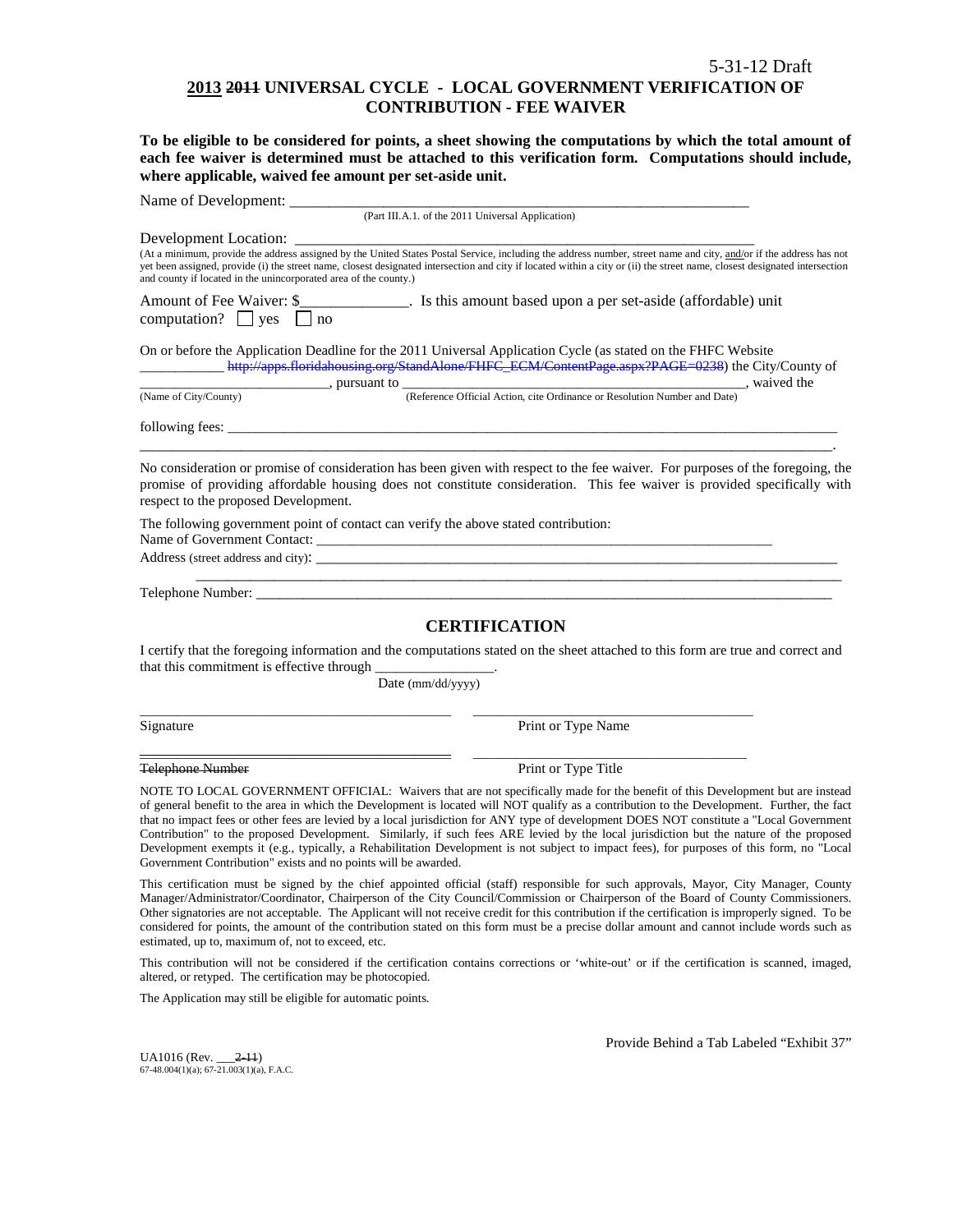5-31-12 Draft

# ~~2011~~ 2013 UNIVERSAL CYCLE - LOCAL GOVERNMENT VERIFICATION OF CONTRIBUTION - FEE WAIVER

**To be eligible to be considered for points, a sheet showing the computations by which the total amount of each fee waiver is determined must be attached to this verification form. Computations should include, where applicable, waived fee amount per set-aside unit.**

Name of Development: ___________________________________________________________
(Part III.A.1. of the 2011 Universal Application)

Development Location: ___________________________________________________________
(At a minimum, provide the address assigned by the United States Postal Service, including the address number, street name and city, and/or if the address has not yet been assigned, provide (i) the street name, closest designated intersection and city if located within a city or (ii) the street name, closest designated intersection and county if located in the unincorporated area of the county.)

Amount of Fee Waiver: $_____________. Is this amount based upon a per set-aside (affordable) unit computation? ☐ yes ☐ no

On or before the Application Deadline for the 2011 Universal Application Cycle (as stated on the FHFC Website ___________ ~~http://apps.floridahousing.org/StandAlone/FHFC_ECM/ContentPage.aspx?PAGE=0238~~) the City/County of __________________________, pursuant to ________________________________________________, waived the
(Name of City/County) (Reference Official Action, cite Ordinance or Resolution Number and Date)

following fees: ___________________________________________________________________________
_________________________________________________________________________________________.

No consideration or promise of consideration has been given with respect to the fee waiver. For purposes of the foregoing, the promise of providing affordable housing does not constitute consideration. This fee waiver is provided specifically with respect to the proposed Development.

The following government point of contact can verify the above stated contribution:
Name of Government Contact: _______________________________________________________________
Address (street address and city): ______________________________________________________________
_________________________________________________________________________________________
Telephone Number: _______________________________________________________________________

## CERTIFICATION

I certify that the foregoing information and the computations stated on the sheet attached to this form are true and correct and that this commitment is effective through ________________.
Date (mm/dd/yyyy)

___________________________________ ___________________________________
Signature Print or Type Name

___________________________________ ___________________________________
~~Telephone Number~~ Print or Type Title

NOTE TO LOCAL GOVERNMENT OFFICIAL: Waivers that are not specifically made for the benefit of this Development but are instead of general benefit to the area in which the Development is located will NOT qualify as a contribution to the Development. Further, the fact that no impact fees or other fees are levied by a local jurisdiction for ANY type of development DOES NOT constitute a "Local Government Contribution" to the proposed Development. Similarly, if such fees ARE levied by the local jurisdiction but the nature of the proposed Development exempts it (e.g., typically, a Rehabilitation Development is not subject to impact fees), for purposes of this form, no "Local Government Contribution" exists and no points will be awarded.

This certification must be signed by the chief appointed official (staff) responsible for such approvals, Mayor, City Manager, County Manager/Administrator/Coordinator, Chairperson of the City Council/Commission or Chairperson of the Board of County Commissioners. Other signatories are not acceptable. The Applicant will not receive credit for this contribution if the certification is improperly signed. To be considered for points, the amount of the contribution stated on this form must be a precise dollar amount and cannot include words such as estimated, up to, maximum of, not to exceed, etc.

This contribution will not be considered if the certification contains corrections or 'white-out' or if the certification is scanned, imaged, altered, or retyped. The certification may be photocopied.

The Application may still be eligible for automatic points.

Provide Behind a Tab Labeled "Exhibit 37"

UA1016 (Rev. ___~~2-11~~)
67-48.004(1)(a); 67-21.003(1)(a), F.A.C.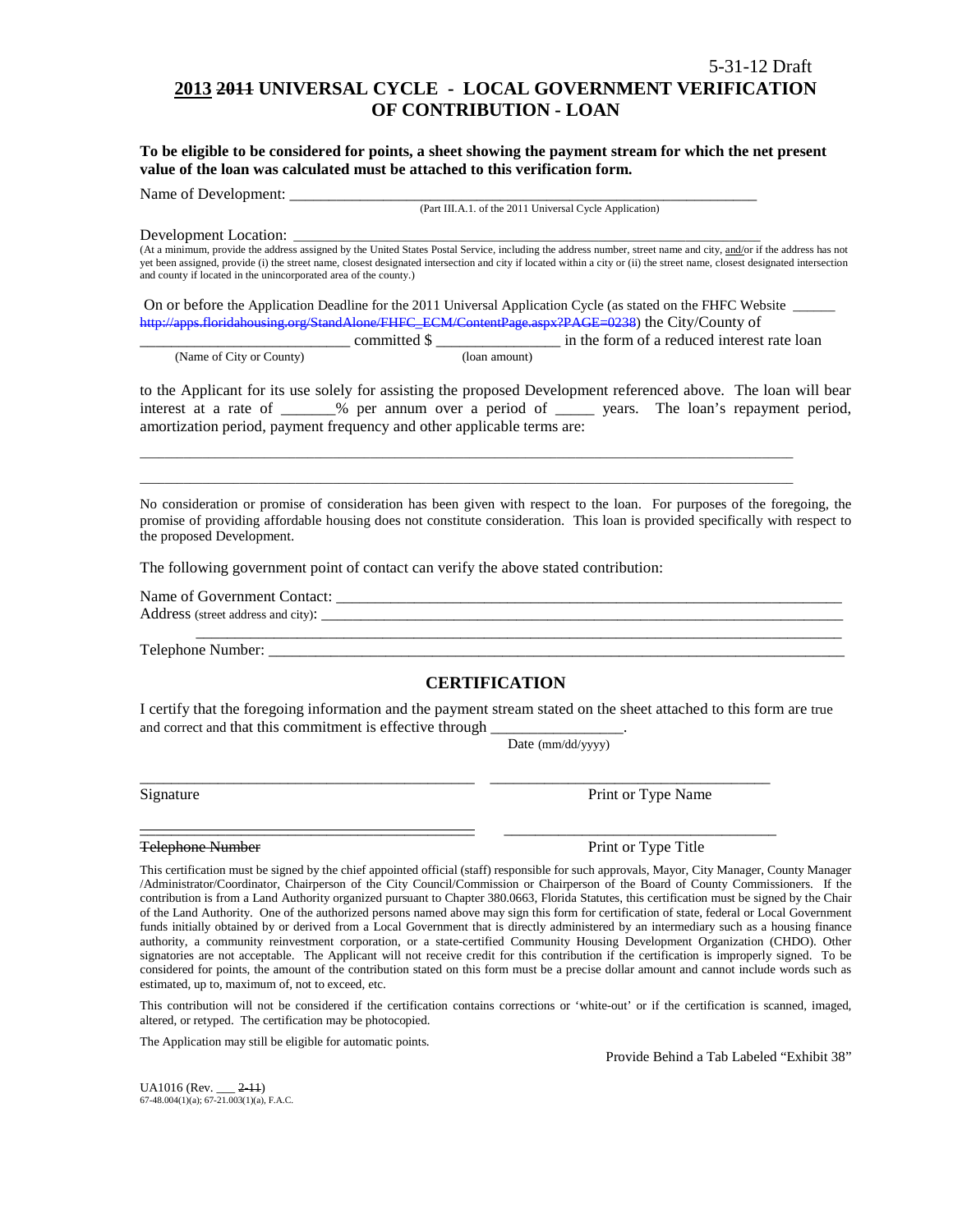5-31-12 Draft

# 2013 ~~2011~~ UNIVERSAL CYCLE - LOCAL GOVERNMENT VERIFICATION OF CONTRIBUTION - LOAN

**To be eligible to be considered for points, a sheet showing the payment stream for which the net present value of the loan was calculated must be attached to this verification form.**

Name of Development: ___________________________________________________________
(Part III.A.1. of the 2011 Universal Cycle Application)

Development Location: ___________________________________________________________
(At a minimum, provide the address assigned by the United States Postal Service, including the address number, street name and city, and/or if the address has not yet been assigned, provide (i) the street name, closest designated intersection and city if located within a city or (ii) the street name, closest designated intersection and county if located in the unincorporated area of the county.)

On or before the Application Deadline for the 2011 Universal Application Cycle (as stated on the FHFC Website ______ ~~http://apps.floridahousing.org/StandAlone/FHFC_ECM/ContentPage.aspx?PAGE=0238~~) the City/County of ___________________________ committed $ ________________ in the form of a reduced interest rate loan
(Name of City or County) (loan amount)

to the Applicant for its use solely for assisting the proposed Development referenced above. The loan will bear interest at a rate of _______% per annum over a period of _____ years. The loan's repayment period, amortization period, payment frequency and other applicable terms are:

_____________________________________________________________________________________

_____________________________________________________________________________________

No consideration or promise of consideration has been given with respect to the loan. For purposes of the foregoing, the promise of providing affordable housing does not constitute consideration. This loan is provided specifically with respect to the proposed Development.

The following government point of contact can verify the above stated contribution:

Name of Government Contact: ___________________________________________________________
Address (street address and city): ___________________________________________________________
___________________________________________________________
Telephone Number: ___________________________________________________________

## CERTIFICATION

I certify that the foregoing information and the payment stream stated on the sheet attached to this form are true and correct and that this commitment is effective through _________________.
Date (mm/dd/yyyy)

_____________________________________________ _____________________________________
Signature Print or Type Name

_____________________________________________ _____________________________________
~~Telephone Number~~ Print or Type Title

This certification must be signed by the chief appointed official (staff) responsible for such approvals, Mayor, City Manager, County Manager /Administrator/Coordinator, Chairperson of the City Council/Commission or Chairperson of the Board of County Commissioners. If the contribution is from a Land Authority organized pursuant to Chapter 380.0663, Florida Statutes, this certification must be signed by the Chair of the Land Authority. One of the authorized persons named above may sign this form for certification of state, federal or Local Government funds initially obtained by or derived from a Local Government that is directly administered by an intermediary such as a housing finance authority, a community reinvestment corporation, or a state-certified Community Housing Development Organization (CHDO). Other signatories are not acceptable. The Applicant will not receive credit for this contribution if the certification is improperly signed. To be considered for points, the amount of the contribution stated on this form must be a precise dollar amount and cannot include words such as estimated, up to, maximum of, not to exceed, etc.

This contribution will not be considered if the certification contains corrections or 'white-out' or if the certification is scanned, imaged, altered, or retyped. The certification may be photocopied.

The Application may still be eligible for automatic points.

Provide Behind a Tab Labeled "Exhibit 38"

UA1016 (Rev. ___ ~~2-11~~)
67-48.004(1)(a); 67-21.003(1)(a), F.A.C.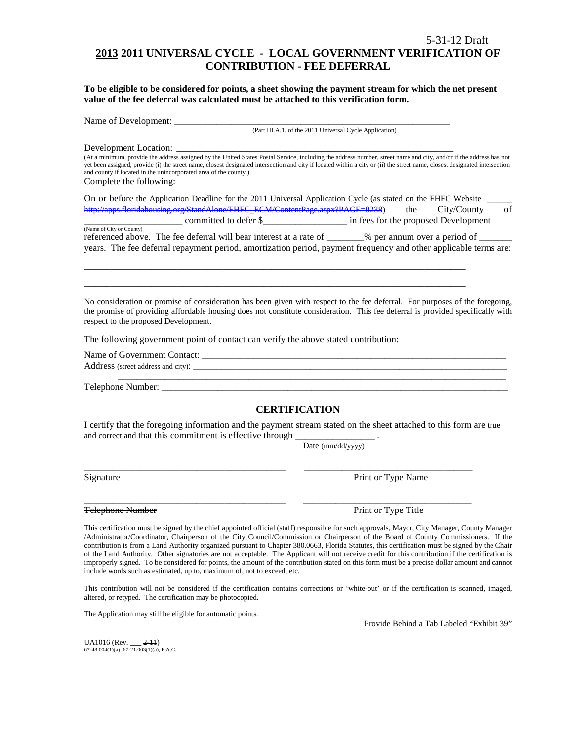5-31-12 Draft

# ~~2011~~ 2013 UNIVERSAL CYCLE - LOCAL GOVERNMENT VERIFICATION OF CONTRIBUTION - FEE DEFERRAL

**To be eligible to be considered for points, a sheet showing the payment stream for which the net present value of the fee deferral was calculated must be attached to this verification form.**

Name of Development: ____________________________________________________________
(Part III.A.1. of the 2011 Universal Cycle Application)

Development Location: ___________________________________________________________
(At a minimum, provide the address assigned by the United States Postal Service, including the address number, street name and city, and/or if the address has not yet been assigned, provide (i) the street name, closest designated intersection and city if located within a city or (ii) the street name, closest designated intersection and county if located in the unincorporated area of the county.)

Complete the following:

On or before the Application Deadline for the 2011 Universal Application Cycle (as stated on the FHFC Website ______ ~~http://apps.floridahousing.org/StandAlone/FHFC_ECM/ContentPage.aspx?PAGE=0238~~) the City/County of ______________________ committed to defer $_________________ in fees for the proposed Development
(Name of City or County)
referenced above. The fee deferral will bear interest at a rate of ________% per annum over a period of _______ years. The fee deferral repayment period, amortization period, payment frequency and other applicable terms are:

_____________________________________________________________________________________

_____________________________________________________________________________________

No consideration or promise of consideration has been given with respect to the fee deferral. For purposes of the foregoing, the promise of providing affordable housing does not constitute consideration. This fee deferral is provided specifically with respect to the proposed Development.

The following government point of contact can verify the above stated contribution:

Name of Government Contact: ________________________________________________________

Address (street address and city): ____________________________________________________

_____________________________________________________________________________________

Telephone Number: _________________________________________________________________

## CERTIFICATION

I certify that the foregoing information and the payment stream stated on the sheet attached to this form are true and correct and that this commitment is effective through ________________ .
Date (mm/dd/yyyy)

_______________________________________ &nbsp;&nbsp;&nbsp;&nbsp; _________________________________
Signature &nbsp;&nbsp;&nbsp;&nbsp; Print or Type Name

_______________________________________ &nbsp;&nbsp;&nbsp;&nbsp; _________________________________
~~Telephone Number~~ &nbsp;&nbsp;&nbsp;&nbsp; Print or Type Title

This certification must be signed by the chief appointed official (staff) responsible for such approvals, Mayor, City Manager, County Manager /Administrator/Coordinator, Chairperson of the City Council/Commission or Chairperson of the Board of County Commissioners. If the contribution is from a Land Authority organized pursuant to Chapter 380.0663, Florida Statutes, this certification must be signed by the Chair of the Land Authority. Other signatories are not acceptable. The Applicant will not receive credit for this contribution if the certification is improperly signed. To be considered for points, the amount of the contribution stated on this form must be a precise dollar amount and cannot include words such as estimated, up to, maximum of, not to exceed, etc.

This contribution will not be considered if the certification contains corrections or 'white-out' or if the certification is scanned, imaged, altered, or retyped. The certification may be photocopied.

The Application may still be eligible for automatic points.

Provide Behind a Tab Labeled "Exhibit 39"

UA1016 (Rev. ___ ~~2-11~~)
67-48.004(1)(a); 67-21.003(1)(a), F.A.C.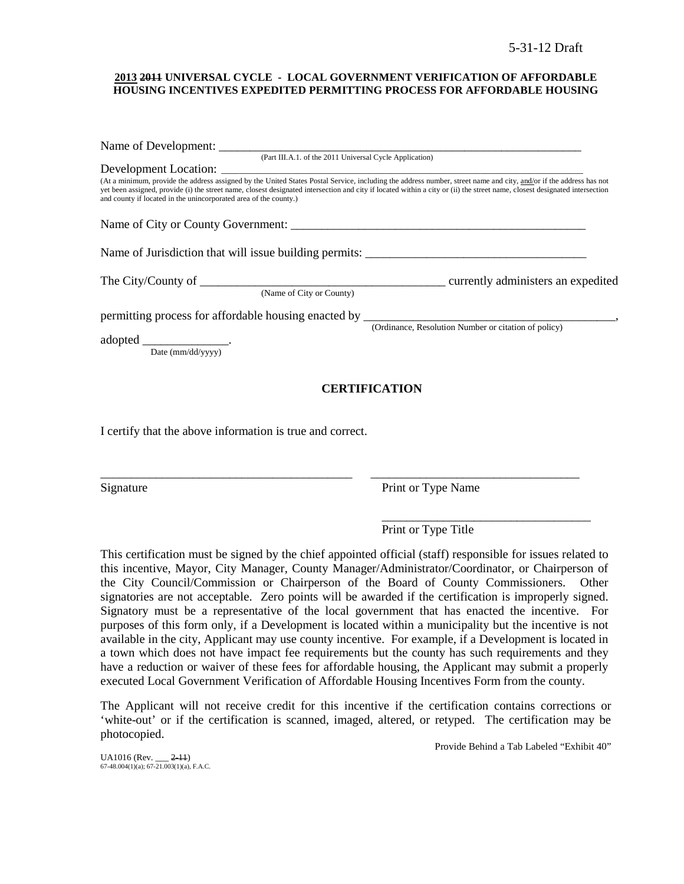5-31-12 Draft

**2013 ~~2011~~ UNIVERSAL CYCLE - LOCAL GOVERNMENT VERIFICATION OF AFFORDABLE HOUSING INCENTIVES EXPEDITED PERMITTING PROCESS FOR AFFORDABLE HOUSING**

Name of Development: ___________________________________________________________
(Part III.A.1. of the 2011 Universal Cycle Application)

Development Location: ___________________________________________________________
(At a minimum, provide the address assigned by the United States Postal Service, including the address number, street name and city, and/or if the address has not yet been assigned, provide (i) the street name, closest designated intersection and city if located within a city or (ii) the street name, closest designated intersection and county if located in the unincorporated area of the county.)

Name of City or County Government: _______________________________________________

Name of Jurisdiction that will issue building permits: ____________________________________

The City/County of ________________________________________ currently administers an expedited
(Name of City or County)

permitting process for affordable housing enacted by __________________________________________,
(Ordinance, Resolution Number or citation of policy)

adopted ______________.
Date (mm/dd/yyyy)

**CERTIFICATION**

I certify that the above information is true and correct.

_________________________________________ _________________________________
Signature Print or Type Name

_________________________________
Print or Type Title

This certification must be signed by the chief appointed official (staff) responsible for issues related to this incentive, Mayor, City Manager, County Manager/Administrator/Coordinator, or Chairperson of the City Council/Commission or Chairperson of the Board of County Commissioners. Other signatories are not acceptable. Zero points will be awarded if the certification is improperly signed. Signatory must be a representative of the local government that has enacted the incentive. For purposes of this form only, if a Development is located within a municipality but the incentive is not available in the city, Applicant may use county incentive. For example, if a Development is located in a town which does not have impact fee requirements but the county has such requirements and they have a reduction or waiver of these fees for affordable housing, the Applicant may submit a properly executed Local Government Verification of Affordable Housing Incentives Form from the county.

The Applicant will not receive credit for this incentive if the certification contains corrections or 'white-out' or if the certification is scanned, imaged, altered, or retyped. The certification may be photocopied.

Provide Behind a Tab Labeled "Exhibit 40"

UA1016 (Rev. ___ ~~2-11~~)
67-48.004(1)(a); 67-21.003(1)(a), F.A.C.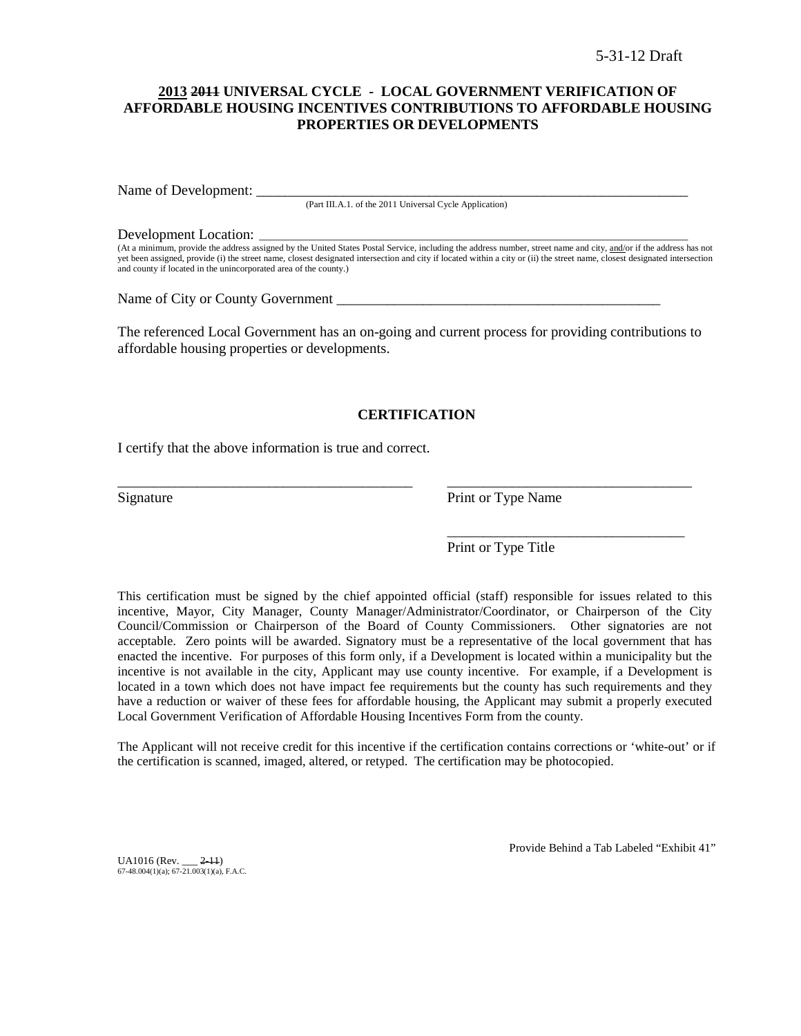5-31-12 Draft

**<u>2013</u> ~~2011~~ UNIVERSAL CYCLE - LOCAL GOVERNMENT VERIFICATION OF AFFORDABLE HOUSING INCENTIVES CONTRIBUTIONS TO AFFORDABLE HOUSING PROPERTIES OR DEVELOPMENTS**

Name of Development: ___________________________________________________________________

(Part III.A.1. of the 2011 Universal Cycle Application)

Development Location: ___________________________________________________________________

(At a minimum, provide the address assigned by the United States Postal Service, including the address number, street name and city, <u>and</u>/or if the address has not yet been assigned, provide (i) the street name, closest designated intersection and city if located within a city or (ii) the street name, closest designated intersection and county if located in the unincorporated area of the county.)

Name of City or County Government _______________________________________________

The referenced Local Government has an on-going and current process for providing contributions to affordable housing properties or developments.

**CERTIFICATION**

I certify that the above information is true and correct.

___________________________________________ ___________________________________

Signature Print or Type Name

___________________________________

Print or Type Title

This certification must be signed by the chief appointed official (staff) responsible for issues related to this incentive, Mayor, City Manager, County Manager/Administrator/Coordinator, or Chairperson of the City Council/Commission or Chairperson of the Board of County Commissioners. Other signatories are not acceptable. Zero points will be awarded. Signatory must be a representative of the local government that has enacted the incentive. For purposes of this form only, if a Development is located within a municipality but the incentive is not available in the city, Applicant may use county incentive. For example, if a Development is located in a town which does not have impact fee requirements but the county has such requirements and they have a reduction or waiver of these fees for affordable housing, the Applicant may submit a properly executed Local Government Verification of Affordable Housing Incentives Form from the county.

The Applicant will not receive credit for this incentive if the certification contains corrections or 'white-out' or if the certification is scanned, imaged, altered, or retyped. The certification may be photocopied.

Provide Behind a Tab Labeled "Exhibit 41"

UA1016 (Rev. ___ ~~2-11~~)
67-48.004(1)(a); 67-21.003(1)(a), F.A.C.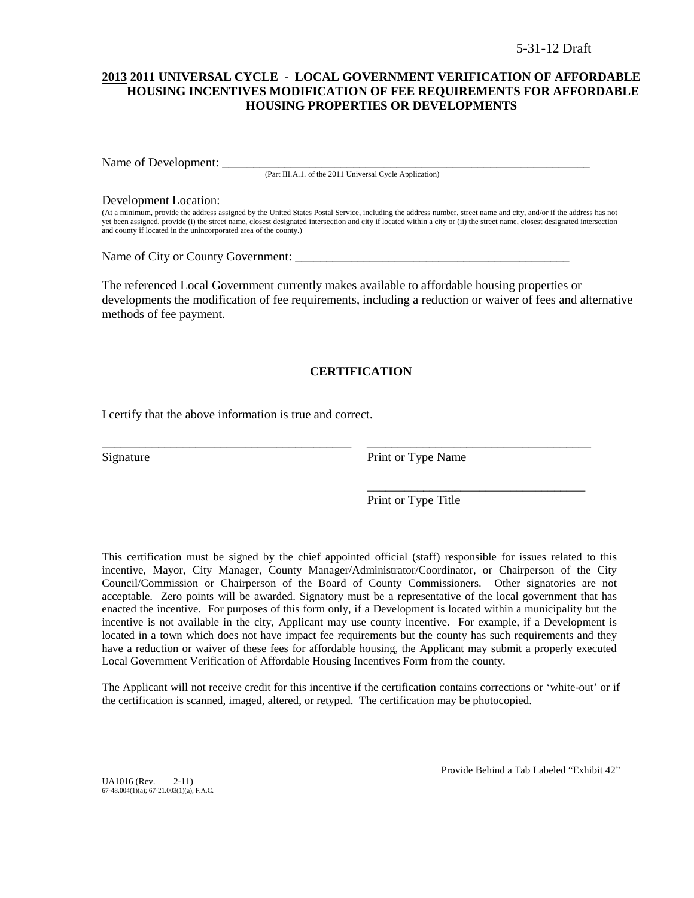5-31-12 Draft

**<u>2013</u> ~~2011~~ UNIVERSAL CYCLE - LOCAL GOVERNMENT VERIFICATION OF AFFORDABLE HOUSING INCENTIVES MODIFICATION OF FEE REQUIREMENTS FOR AFFORDABLE HOUSING PROPERTIES OR DEVELOPMENTS**

Name of Development: \_\_\_\_\_\_\_\_\_\_\_\_\_\_\_\_\_\_\_\_\_\_\_\_\_\_\_\_\_\_\_\_\_\_\_\_\_\_\_\_\_\_\_\_\_\_\_\_\_\_\_\_\_\_\_\_\_\_\_\_
(Part III.A.1. of the 2011 Universal Cycle Application)

Development Location: \_\_\_\_\_\_\_\_\_\_\_\_\_\_\_\_\_\_\_\_\_\_\_\_\_\_\_\_\_\_\_\_\_\_\_\_\_\_\_\_\_\_\_\_\_\_\_\_\_\_\_\_\_\_\_\_\_\_\_\_
(At a minimum, provide the address assigned by the United States Postal Service, including the address number, street name and city, <u>and</u>/or if the address has not yet been assigned, provide (i) the street name, closest designated intersection and city if located within a city or (ii) the street name, closest designated intersection and county if located in the unincorporated area of the county.)

Name of City or County Government: \_\_\_\_\_\_\_\_\_\_\_\_\_\_\_\_\_\_\_\_\_\_\_\_\_\_\_\_\_\_\_\_\_\_\_\_\_\_\_\_\_\_\_\_\_\_

The referenced Local Government currently makes available to affordable housing properties or developments the modification of fee requirements, including a reduction or waiver of fees and alternative methods of fee payment.

**CERTIFICATION**

I certify that the above information is true and correct.

\_\_\_\_\_\_\_\_\_\_\_\_\_\_\_\_\_\_\_\_\_\_\_\_\_\_\_\_\_\_\_\_\_\_\_\_\_\_\_\_ \_\_\_\_\_\_\_\_\_\_\_\_\_\_\_\_\_\_\_\_\_\_\_\_\_\_\_\_\_\_\_\_\_\_\_\_\_
Signature Print or Type Name

\_\_\_\_\_\_\_\_\_\_\_\_\_\_\_\_\_\_\_\_\_\_\_\_\_\_\_\_\_\_\_\_\_\_\_\_\_
Print or Type Title

This certification must be signed by the chief appointed official (staff) responsible for issues related to this incentive, Mayor, City Manager, County Manager/Administrator/Coordinator, or Chairperson of the City Council/Commission or Chairperson of the Board of County Commissioners. Other signatories are not acceptable. Zero points will be awarded. Signatory must be a representative of the local government that has enacted the incentive. For purposes of this form only, if a Development is located within a municipality but the incentive is not available in the city, Applicant may use county incentive. For example, if a Development is located in a town which does not have impact fee requirements but the county has such requirements and they have a reduction or waiver of these fees for affordable housing, the Applicant may submit a properly executed Local Government Verification of Affordable Housing Incentives Form from the county.

The Applicant will not receive credit for this incentive if the certification contains corrections or 'white-out' or if the certification is scanned, imaged, altered, or retyped. The certification may be photocopied.

Provide Behind a Tab Labeled "Exhibit 42"

UA1016 (Rev. \_\_\_ ~~2-11~~)
67-48.004(1)(a); 67-21.003(1)(a), F.A.C.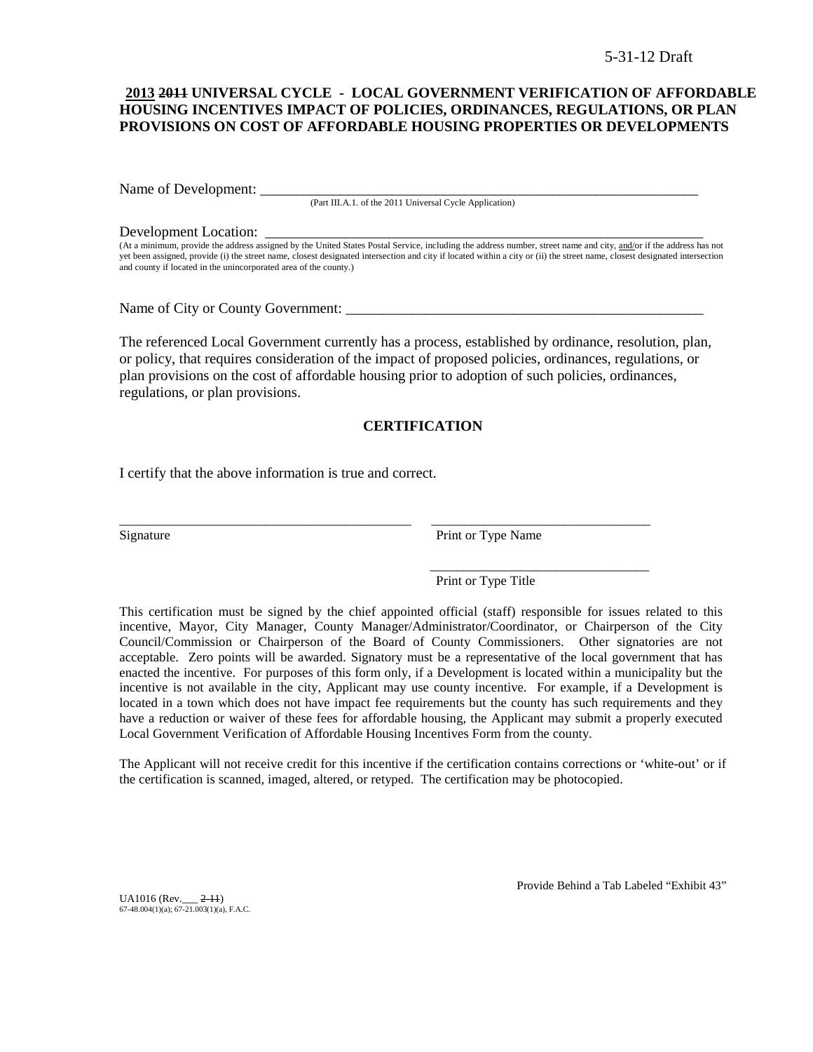5-31-12 Draft

## 2013 ~~2011~~ UNIVERSAL CYCLE - LOCAL GOVERNMENT VERIFICATION OF AFFORDABLE HOUSING INCENTIVES IMPACT OF POLICIES, ORDINANCES, REGULATIONS, OR PLAN PROVISIONS ON COST OF AFFORDABLE HOUSING PROPERTIES OR DEVELOPMENTS

Name of Development: ___________________________________________________________________
(Part III.A.1. of the 2011 Universal Cycle Application)

Development Location: _________________________________________________________________
(At a minimum, provide the address assigned by the United States Postal Service, including the address number, street name and city, and/or if the address has not yet been assigned, provide (i) the street name, closest designated intersection and city if located within a city or (ii) the street name, closest designated intersection and county if located in the unincorporated area of the county.)

Name of City or County Government: _____________________________________________________

The referenced Local Government currently has a process, established by ordinance, resolution, plan, or policy, that requires consideration of the impact of proposed policies, ordinances, regulations, or plan provisions on the cost of affordable housing prior to adoption of such policies, ordinances, regulations, or plan provisions.

### CERTIFICATION

I certify that the above information is true and correct.

_____________________________________________ _________________________________
Signature Print or Type Name

_________________________________
Print or Type Title

This certification must be signed by the chief appointed official (staff) responsible for issues related to this incentive, Mayor, City Manager, County Manager/Administrator/Coordinator, or Chairperson of the City Council/Commission or Chairperson of the Board of County Commissioners. Other signatories are not acceptable. Zero points will be awarded. Signatory must be a representative of the local government that has enacted the incentive. For purposes of this form only, if a Development is located within a municipality but the incentive is not available in the city, Applicant may use county incentive. For example, if a Development is located in a town which does not have impact fee requirements but the county has such requirements and they have a reduction or waiver of these fees for affordable housing, the Applicant may submit a properly executed Local Government Verification of Affordable Housing Incentives Form from the county.

The Applicant will not receive credit for this incentive if the certification contains corrections or 'white-out' or if the certification is scanned, imaged, altered, or retyped. The certification may be photocopied.

Provide Behind a Tab Labeled "Exhibit 43"

UA1016 (Rev.___ ~~2-11~~)
67-48.004(1)(a); 67-21.003(1)(a), F.A.C.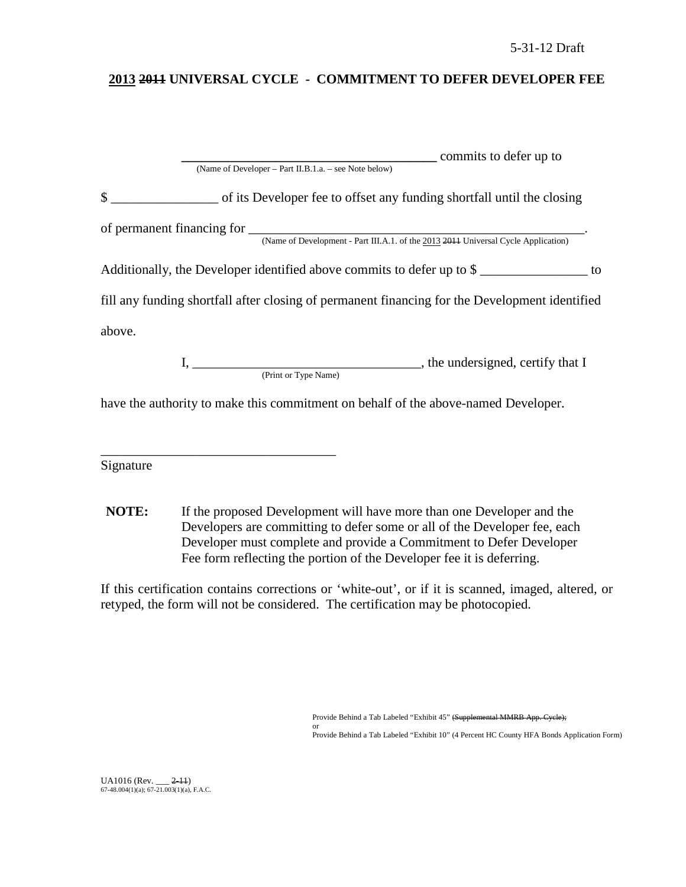5-31-12 Draft

## 2013 ~~2011~~ UNIVERSAL CYCLE - COMMITMENT TO DEFER DEVELOPER FEE

_______________________________________ commits to defer up to
(Name of Developer – Part II.B.1.a. – see Note below)

$ ________________ of its Developer fee to offset any funding shortfall until the closing of permanent financing for ____________________________________________________.
(Name of Development - Part III.A.1. of the 2013 ~~2011~~ Universal Cycle Application)

Additionally, the Developer identified above commits to defer up to $ ________________ to fill any funding shortfall after closing of permanent financing for the Development identified above.

I, ___________________________________, the undersigned, certify that I
(Print or Type Name)

have the authority to make this commitment on behalf of the above-named Developer.

___________________________________
Signature

**NOTE:** If the proposed Development will have more than one Developer and the Developers are committing to defer some or all of the Developer fee, each Developer must complete and provide a Commitment to Defer Developer Fee form reflecting the portion of the Developer fee it is deferring.

If this certification contains corrections or 'white-out', or if it is scanned, imaged, altered, or retyped, the form will not be considered. The certification may be photocopied.

Provide Behind a Tab Labeled "Exhibit 45" ~~(Supplemental MMRB App. Cycle);~~
or
Provide Behind a Tab Labeled "Exhibit 10" (4 Percent HC County HFA Bonds Application Form)

UA1016 (Rev. ___ ~~2-11~~)
67-48.004(1)(a); 67-21.003(1)(a), F.A.C.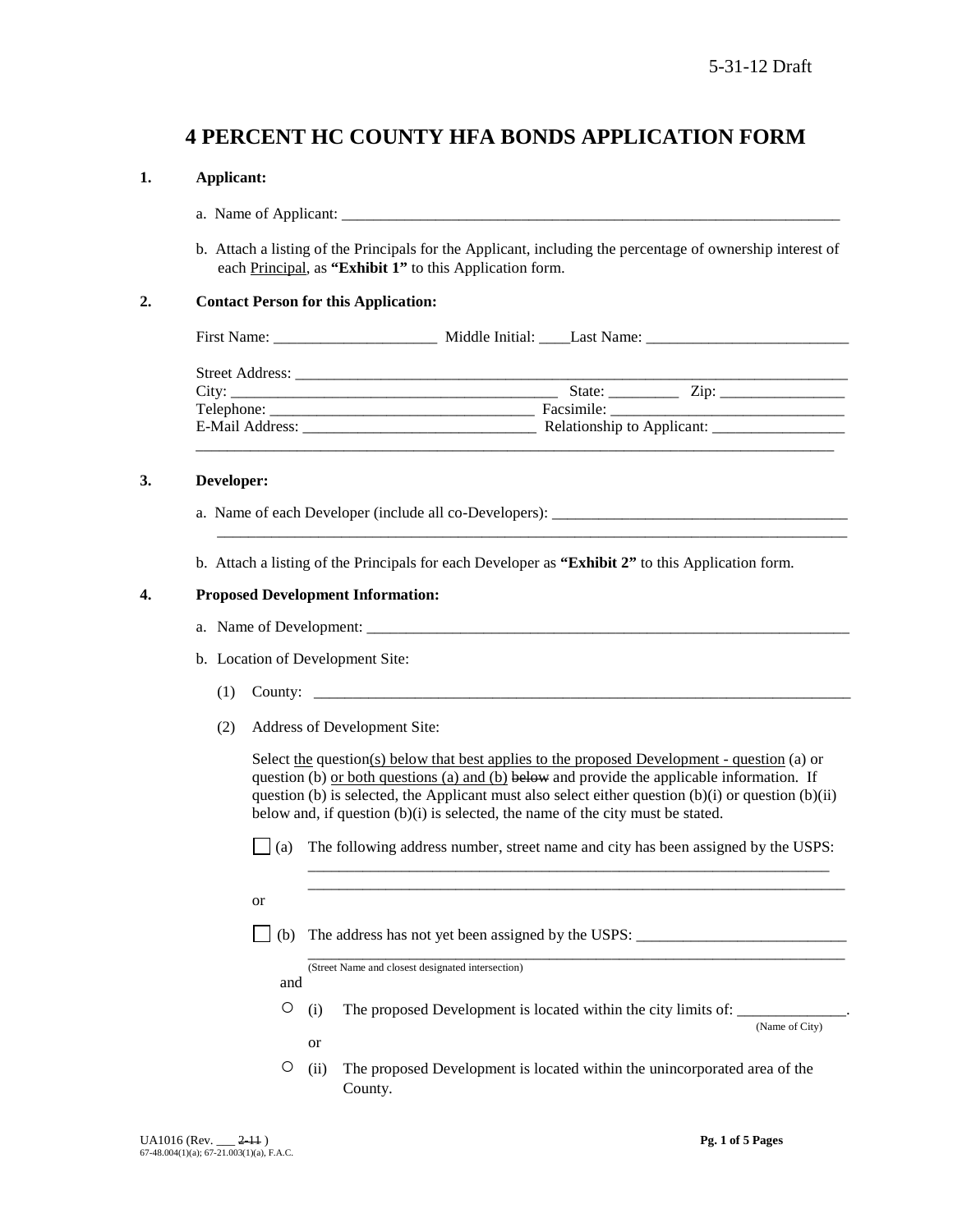# 4 PERCENT HC COUNTY HFA BONDS APPLICATION FORM

**1. Applicant:**

a. Name of Applicant: ___________________________________________________________________

b. Attach a listing of the Principals for the Applicant, including the percentage of ownership interest of each Principal, as **"Exhibit 1"** to this Application form.

**2. Contact Person for this Application:**

First Name: _____________________ Middle Initial: ____Last Name: __________________________

Street Address: ____________________________________________________________________________
City: ____________________________________________ State: _________ Zip: ________________
Telephone: ___________________________________ Facsimile: ______________________________
E-Mail Address: ______________________________ Relationship to Applicant: _________________
_______________________________________________________________________________________

**3. Developer:**

a. Name of each Developer (include all co-Developers): ______________________________________
_______________________________________________________________________________________

b. Attach a listing of the Principals for each Developer as **"Exhibit 2"** to this Application form.

**4. Proposed Development Information:**

a. Name of Development: _________________________________________________________________

b. Location of Development Site:

(1) County: _______________________________________________________________________

(2) Address of Development Site:

Select the question(s) below that best applies to the proposed Development - question (a) or question (b) or both questions (a) and (b) ~~below~~ and provide the applicable information. If question (b) is selected, the Applicant must also select either question (b)(i) or question (b)(ii) below and, if question (b)(i) is selected, the name of the city must be stated.

☐ (a) The following address number, street name and city has been assigned by the USPS:
_______________________________________________________________________
_______________________________________________________________________

or

☐ (b) The address has not yet been assigned by the USPS: ___________________________
_______________________________________________________________________
(Street Name and closest designated intersection)

and

○ (i) The proposed Development is located within the city limits of: ______________.
(Name of City)

or

○ (ii) The proposed Development is located within the unincorporated area of the County.

UA1016 (Rev. ___ ~~2-11~~ )
67-48.004(1)(a); 67-21.003(1)(a), F.A.C.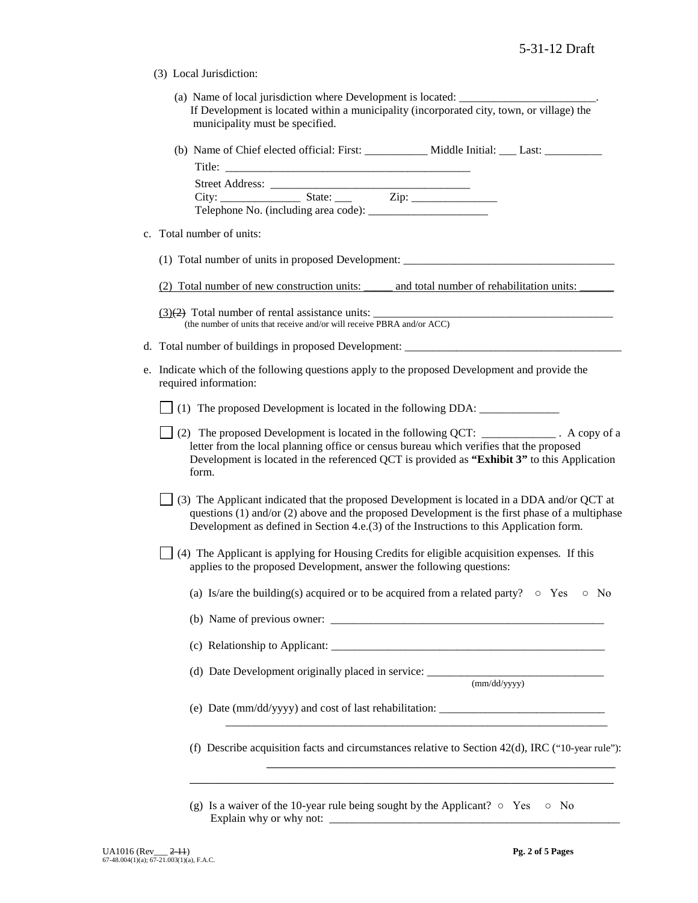5-31-12 Draft

(3) Local Jurisdiction:

(a) Name of local jurisdiction where Development is located: _______________________.
If Development is located within a municipality (incorporated city, town, or village) the municipality must be specified.

(b) Name of Chief elected official: First: ___________ Middle Initial: ___ Last: __________
Title: ___________________________________________
Street Address: ___________________________________
City: ______________ State: ___ Zip: _______________
Telephone No. (including area code): _____________________

c. Total number of units:

(1) Total number of units in proposed Development: _____________________________________

(2) Total number of new construction units: _____ and total number of rehabilitation units: ______

(3)~~(2)~~ Total number of rental assistance units: __________________________________________
(the number of units that receive and/or will receive PBRA and/or ACC)

d. Total number of buildings in proposed Development: ______________________________________

e. Indicate which of the following questions apply to the proposed Development and provide the required information:

☐ (1) The proposed Development is located in the following DDA: ______________

☐ (2) The proposed Development is located in the following QCT: _____________ . A copy of a letter from the local planning office or census bureau which verifies that the proposed Development is located in the referenced QCT is provided as **"Exhibit 3"** to this Application form.

☐ (3) The Applicant indicated that the proposed Development is located in a DDA and/or QCT at questions (1) and/or (2) above and the proposed Development is the first phase of a multiphase Development as defined in Section 4.e.(3) of the Instructions to this Application form.

☐ (4) The Applicant is applying for Housing Credits for eligible acquisition expenses. If this applies to the proposed Development, answer the following questions:

(a) Is/are the building(s) acquired or to be acquired from a related party? ○ Yes ○ No

(b) Name of previous owner: _________________________________________________

(c) Relationship to Applicant: _________________________________________________

(d) Date Development originally placed in service: _______________________________
(mm/dd/yyyy)

(e) Date (mm/dd/yyyy) and cost of last rehabilitation: _____________________________
______________________________________________________________________

(f) Describe acquisition facts and circumstances relative to Section 42(d), IRC ("10-year rule"):
______________________________________________________________________
______________________________________________________________________

(g) Is a waiver of the 10-year rule being sought by the Applicant? ○ Yes ○ No
Explain why or why not: _____________________________________________________

UA1016 (Rev___ ~~2-11~~)
67-48.004(1)(a); 67-21.003(1)(a), F.A.C.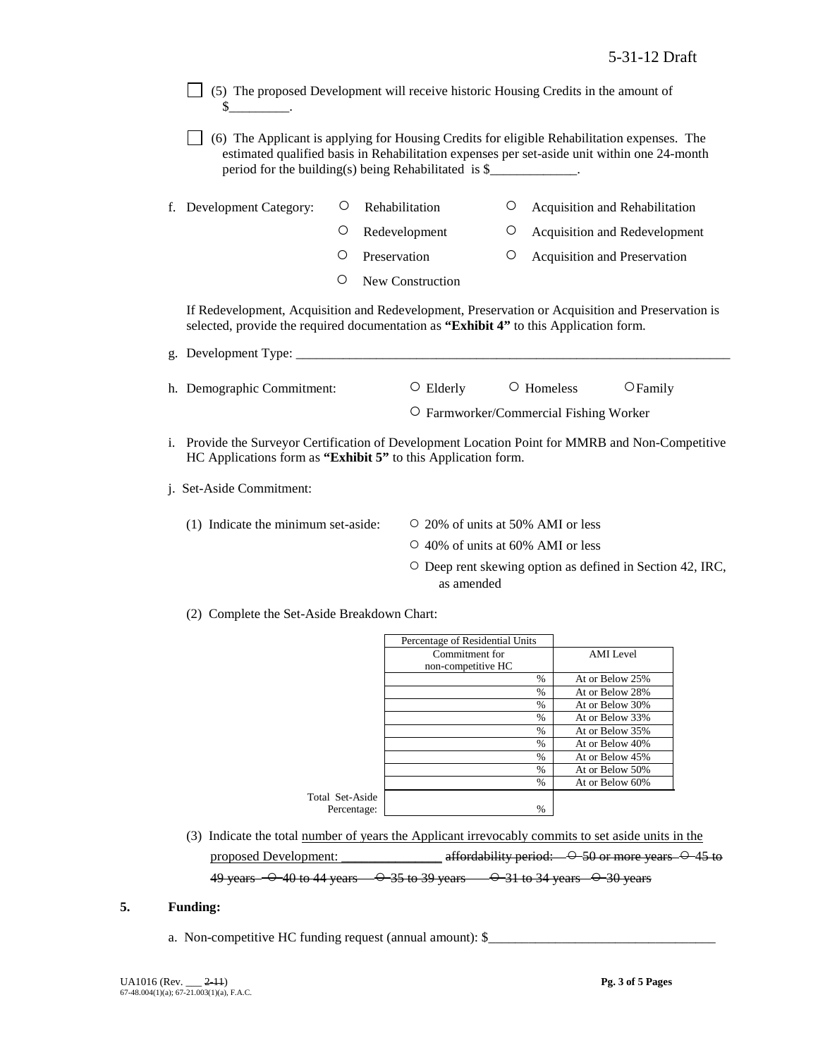☐ (5) The proposed Development will receive historic Housing Credits in the amount of $_________.

☐ (6) The Applicant is applying for Housing Credits for eligible Rehabilitation expenses. The estimated qualified basis in Rehabilitation expenses per set-aside unit within one 24-month period for the building(s) being Rehabilitated is $_____________.

f. Development Category:

- ○ Rehabilitation
- ○ Acquisition and Rehabilitation
- ○ Redevelopment
- ○ Acquisition and Redevelopment
- ○ Preservation
- ○ Acquisition and Preservation
- ○ New Construction

If Redevelopment, Acquisition and Redevelopment, Preservation or Acquisition and Preservation is selected, provide the required documentation as **"Exhibit 4"** to this Application form.

g. Development Type: ___________________________________________________________________

h. Demographic Commitment: ○ Elderly ○ Homeless ○ Family ○ Farmworker/Commercial Fishing Worker

i. Provide the Surveyor Certification of Development Location Point for MMRB and Non-Competitive HC Applications form as **"Exhibit 5"** to this Application form.

j. Set-Aside Commitment:

(1) Indicate the minimum set-aside:

- ○ 20% of units at 50% AMI or less
- ○ 40% of units at 60% AMI or less
- ○ Deep rent skewing option as defined in Section 42, IRC, as amended

(2) Complete the Set-Aside Breakdown Chart:

| Percentage of Residential Units Commitment for non-competitive HC | AMI Level |
|---|---|
| % | At or Below 25% |
| % | At or Below 28% |
| % | At or Below 30% |
| % | At or Below 33% |
| % | At or Below 35% |
| % | At or Below 40% |
| % | At or Below 45% |
| % | At or Below 50% |
| % | At or Below 60% |
| Total Set-Aside Percentage: % | |

(3) Indicate the total number of years the Applicant irrevocably commits to set aside units in the proposed Development: _______________ ~~affordability period: ○ 50 or more years ○ 45 to 49 years ○ 40 to 44 years ○ 35 to 39 years ○ 31 to 34 years ○ 30 years~~

**5. Funding:**

a. Non-competitive HC funding request (annual amount): $_________________________________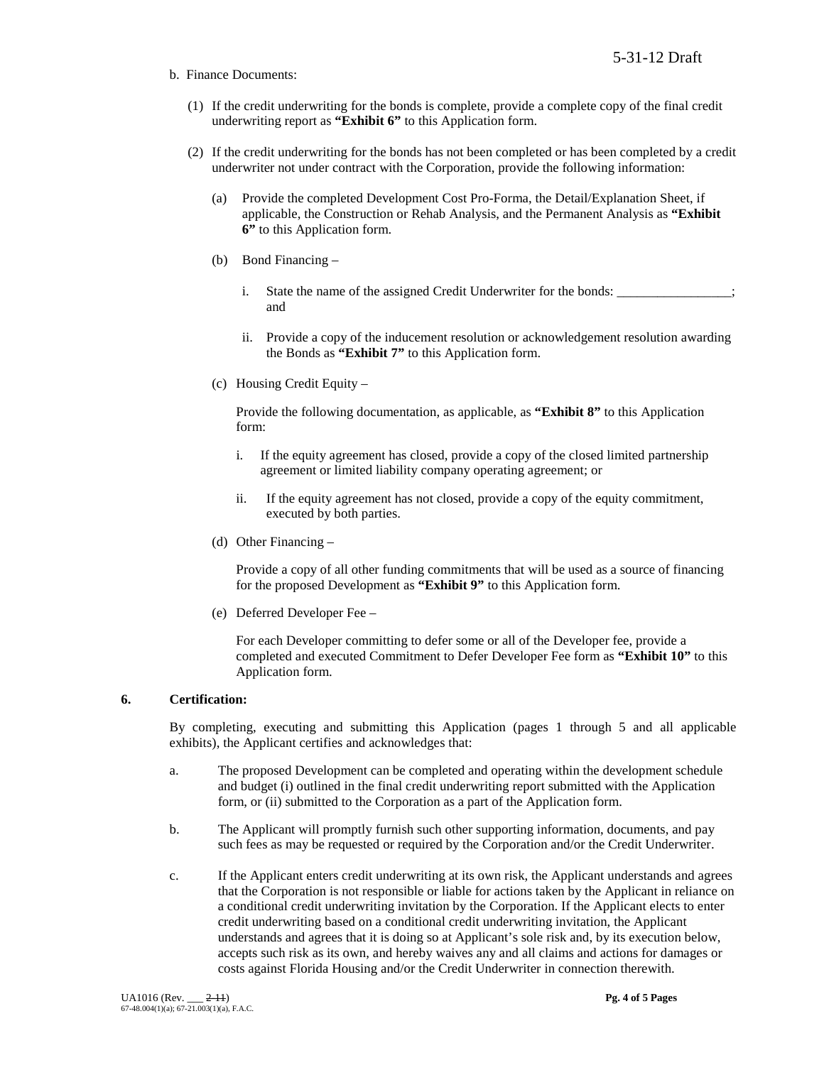b. Finance Documents:

(1) If the credit underwriting for the bonds is complete, provide a complete copy of the final credit underwriting report as **"Exhibit 6"** to this Application form.

(2) If the credit underwriting for the bonds has not been completed or has been completed by a credit underwriter not under contract with the Corporation, provide the following information:

(a) Provide the completed Development Cost Pro-Forma, the Detail/Explanation Sheet, if applicable, the Construction or Rehab Analysis, and the Permanent Analysis as **"Exhibit 6"** to this Application form.

(b) Bond Financing –

i. State the name of the assigned Credit Underwriter for the bonds: _________________; and

ii. Provide a copy of the inducement resolution or acknowledgement resolution awarding the Bonds as **"Exhibit 7"** to this Application form.

(c) Housing Credit Equity –

Provide the following documentation, as applicable, as **"Exhibit 8"** to this Application form:

i. If the equity agreement has closed, provide a copy of the closed limited partnership agreement or limited liability company operating agreement; or

ii. If the equity agreement has not closed, provide a copy of the equity commitment, executed by both parties.

(d) Other Financing –

Provide a copy of all other funding commitments that will be used as a source of financing for the proposed Development as **"Exhibit 9"** to this Application form.

(e) Deferred Developer Fee –

For each Developer committing to defer some or all of the Developer fee, provide a completed and executed Commitment to Defer Developer Fee form as **"Exhibit 10"** to this Application form.

**6. Certification:**

By completing, executing and submitting this Application (pages 1 through 5 and all applicable exhibits), the Applicant certifies and acknowledges that:

a. The proposed Development can be completed and operating within the development schedule and budget (i) outlined in the final credit underwriting report submitted with the Application form, or (ii) submitted to the Corporation as a part of the Application form.

b. The Applicant will promptly furnish such other supporting information, documents, and pay such fees as may be requested or required by the Corporation and/or the Credit Underwriter.

c. If the Applicant enters credit underwriting at its own risk, the Applicant understands and agrees that the Corporation is not responsible or liable for actions taken by the Applicant in reliance on a conditional credit underwriting invitation by the Corporation. If the Applicant elects to enter credit underwriting based on a conditional credit underwriting invitation, the Applicant understands and agrees that it is doing so at Applicant's sole risk and, by its execution below, accepts such risk as its own, and hereby waives any and all claims and actions for damages or costs against Florida Housing and/or the Credit Underwriter in connection therewith.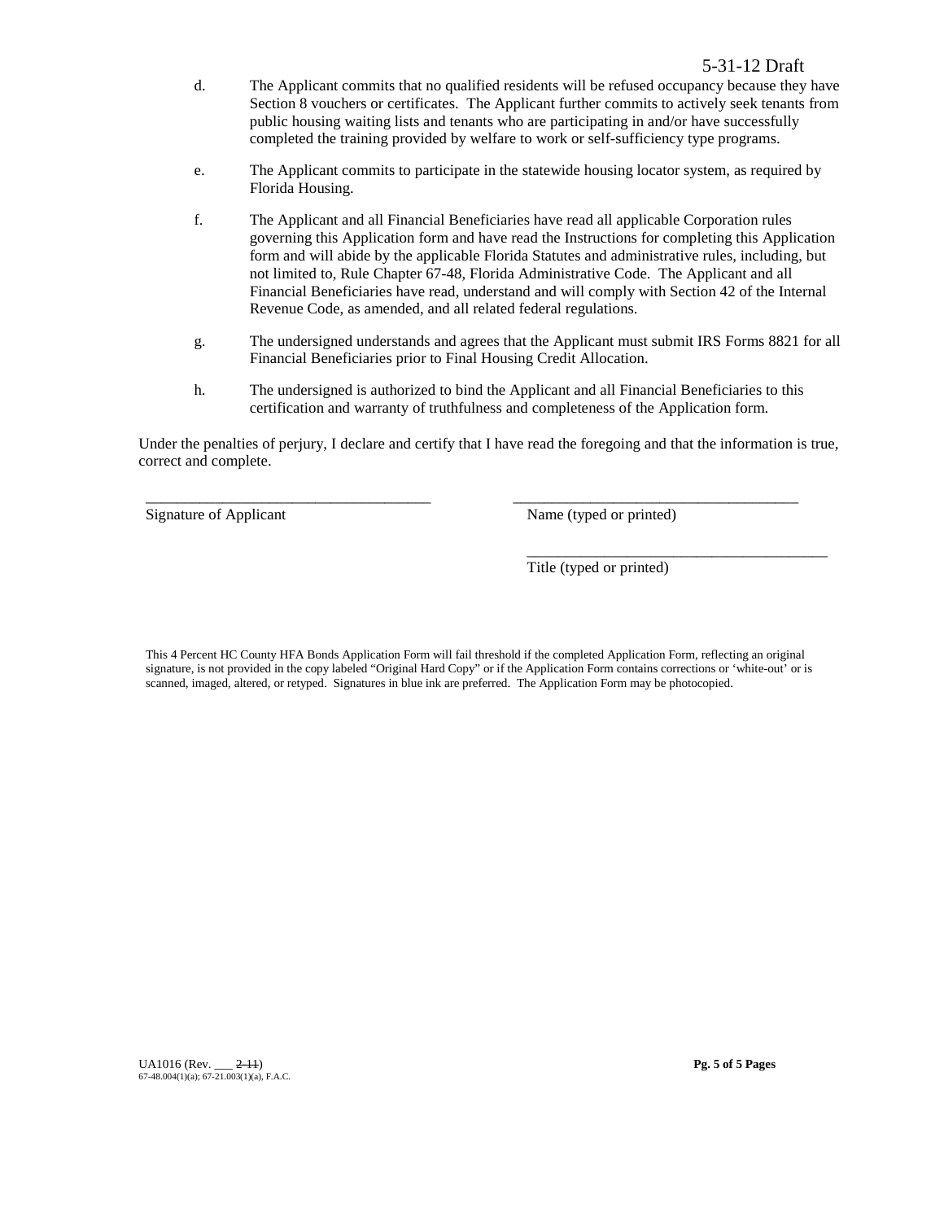d. The Applicant commits that no qualified residents will be refused occupancy because they have Section 8 vouchers or certificates. The Applicant further commits to actively seek tenants from public housing waiting lists and tenants who are participating in and/or have successfully completed the training provided by welfare to work or self-sufficiency type programs.

e. The Applicant commits to participate in the statewide housing locator system, as required by Florida Housing.

f. The Applicant and all Financial Beneficiaries have read all applicable Corporation rules governing this Application form and have read the Instructions for completing this Application form and will abide by the applicable Florida Statutes and administrative rules, including, but not limited to, Rule Chapter 67-48, Florida Administrative Code. The Applicant and all Financial Beneficiaries have read, understand and will comply with Section 42 of the Internal Revenue Code, as amended, and all related federal regulations.

g. The undersigned understands and agrees that the Applicant must submit IRS Forms 8821 for all Financial Beneficiaries prior to Final Housing Credit Allocation.

h. The undersigned is authorized to bind the Applicant and all Financial Beneficiaries to this certification and warranty of truthfulness and completeness of the Application form.

Under the penalties of perjury, I declare and certify that I have read the foregoing and that the information is true, correct and complete.

_____________________________________ Signature of Applicant

_____________________________________ Name (typed or printed)

_____________________________________ Title (typed or printed)

This 4 Percent HC County HFA Bonds Application Form will fail threshold if the completed Application Form, reflecting an original signature, is not provided in the copy labeled "Original Hard Copy" or if the Application Form contains corrections or 'white-out' or is scanned, imaged, altered, or retyped. Signatures in blue ink are preferred. The Application Form may be photocopied.

UA1016 (Rev. ___ ~~2-11~~)
67-48.004(1)(a); 67-21.003(1)(a), F.A.C.